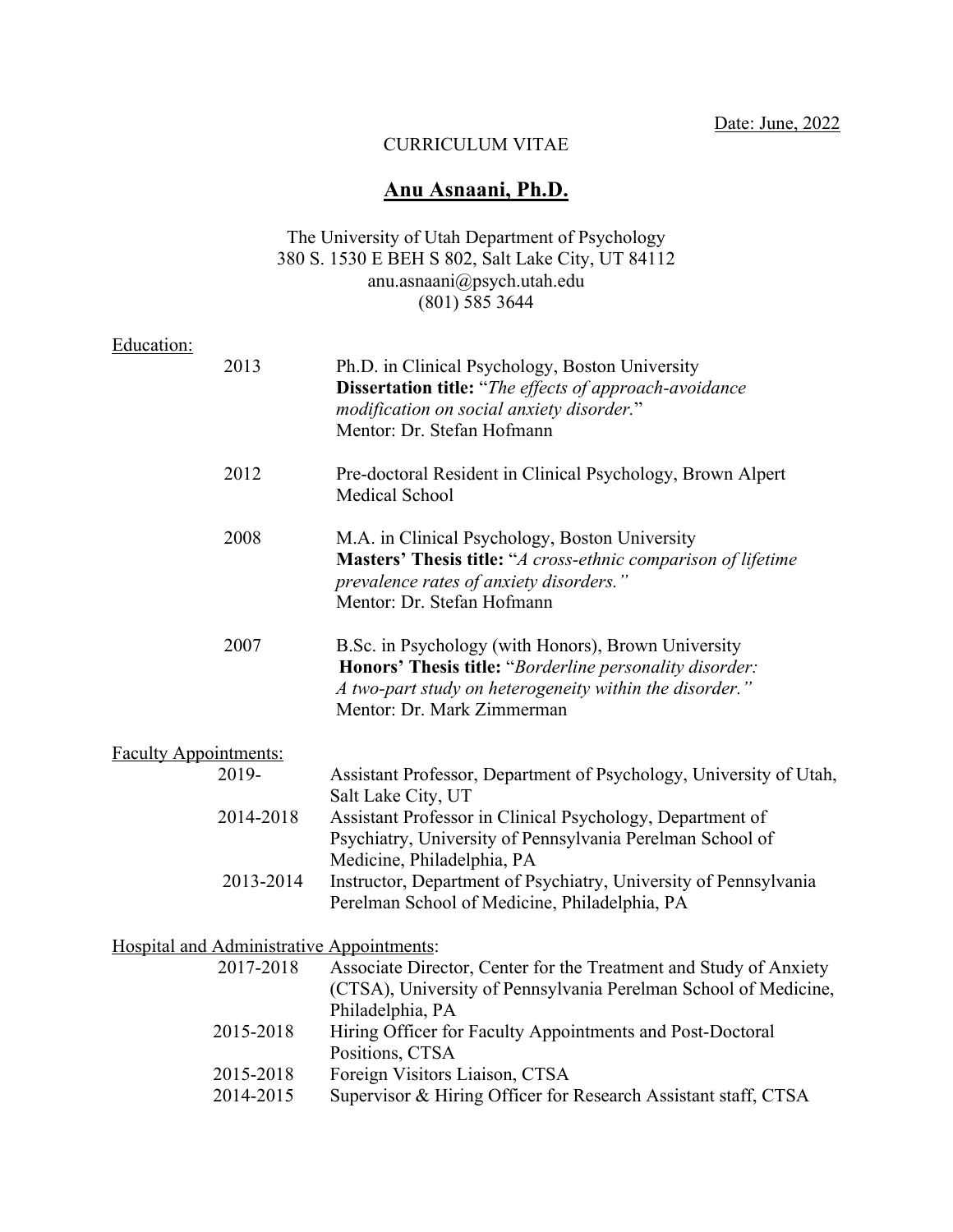Date: June, 2022

CURRICULUM VITAE

# Anu Asnaani, Ph.D.

The University of Utah Department of Psychology
380 S. 1530 E BEH S 802, Salt Lake City, UT 84112
anu.asnaani@psych.utah.edu
(801) 585 3644

## Education:

2013 — Ph.D. in Clinical Psychology, Boston University
**Dissertation title:** "*The effects of approach-avoidance modification on social anxiety disorder.*"
Mentor: Dr. Stefan Hofmann

2012 — Pre-doctoral Resident in Clinical Psychology, Brown Alpert Medical School

2008 — M.A. in Clinical Psychology, Boston University
**Masters' Thesis title:** "*A cross-ethnic comparison of lifetime prevalence rates of anxiety disorders.*"
Mentor: Dr. Stefan Hofmann

2007 — B.Sc. in Psychology (with Honors), Brown University
**Honors' Thesis title:** "*Borderline personality disorder: A two-part study on heterogeneity within the disorder.*"
Mentor: Dr. Mark Zimmerman

## Faculty Appointments:

2019- — Assistant Professor, Department of Psychology, University of Utah, Salt Lake City, UT

2014-2018 — Assistant Professor in Clinical Psychology, Department of Psychiatry, University of Pennsylvania Perelman School of Medicine, Philadelphia, PA

2013-2014 — Instructor, Department of Psychiatry, University of Pennsylvania Perelman School of Medicine, Philadelphia, PA

## Hospital and Administrative Appointments:

2017-2018 — Associate Director, Center for the Treatment and Study of Anxiety (CTSA), University of Pennsylvania Perelman School of Medicine, Philadelphia, PA

2015-2018 — Hiring Officer for Faculty Appointments and Post-Doctoral Positions, CTSA

2015-2018 — Foreign Visitors Liaison, CTSA

2014-2015 — Supervisor & Hiring Officer for Research Assistant staff, CTSA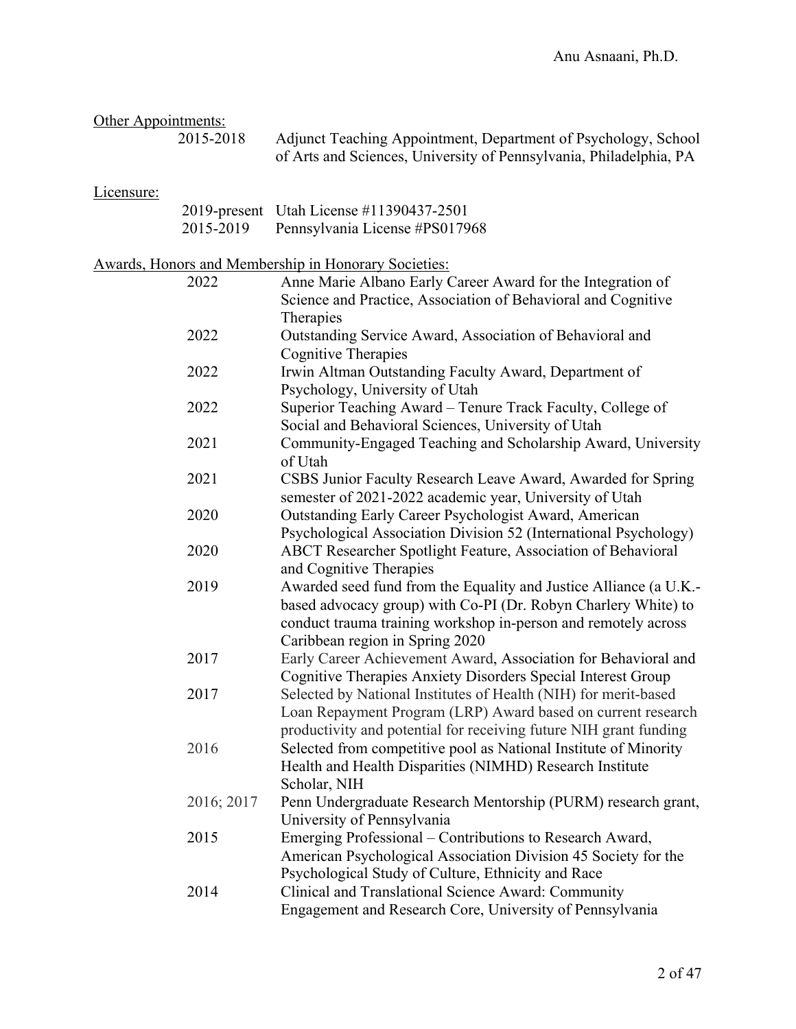## Other Appointments:

| | |
|---|---|
| 2015-2018 | Adjunct Teaching Appointment, Department of Psychology, School of Arts and Sciences, University of Pennsylvania, Philadelphia, PA |

## Licensure:

| | |
|---|---|
| 2019-present | Utah License #11390437-2501 |
| 2015-2019 | Pennsylvania License #PS017968 |

## Awards, Honors and Membership in Honorary Societies:

| | |
|---|---|
| 2022 | Anne Marie Albano Early Career Award for the Integration of Science and Practice, Association of Behavioral and Cognitive Therapies |
| 2022 | Outstanding Service Award, Association of Behavioral and Cognitive Therapies |
| 2022 | Irwin Altman Outstanding Faculty Award, Department of Psychology, University of Utah |
| 2022 | Superior Teaching Award – Tenure Track Faculty, College of Social and Behavioral Sciences, University of Utah |
| 2021 | Community-Engaged Teaching and Scholarship Award, University of Utah |
| 2021 | CSBS Junior Faculty Research Leave Award, Awarded for Spring semester of 2021-2022 academic year, University of Utah |
| 2020 | Outstanding Early Career Psychologist Award, American Psychological Association Division 52 (International Psychology) |
| 2020 | ABCT Researcher Spotlight Feature, Association of Behavioral and Cognitive Therapies |
| 2019 | Awarded seed fund from the Equality and Justice Alliance (a U.K.-based advocacy group) with Co-PI (Dr. Robyn Charlery White) to conduct trauma training workshop in-person and remotely across Caribbean region in Spring 2020 |
| 2017 | Early Career Achievement Award, Association for Behavioral and Cognitive Therapies Anxiety Disorders Special Interest Group |
| 2017 | Selected by National Institutes of Health (NIH) for merit-based Loan Repayment Program (LRP) Award based on current research productivity and potential for receiving future NIH grant funding |
| 2016 | Selected from competitive pool as National Institute of Minority Health and Health Disparities (NIMHD) Research Institute Scholar, NIH |
| 2016; 2017 | Penn Undergraduate Research Mentorship (PURM) research grant, University of Pennsylvania |
| 2015 | Emerging Professional – Contributions to Research Award, American Psychological Association Division 45 Society for the Psychological Study of Culture, Ethnicity and Race |
| 2014 | Clinical and Translational Science Award: Community Engagement and Research Core, University of Pennsylvania |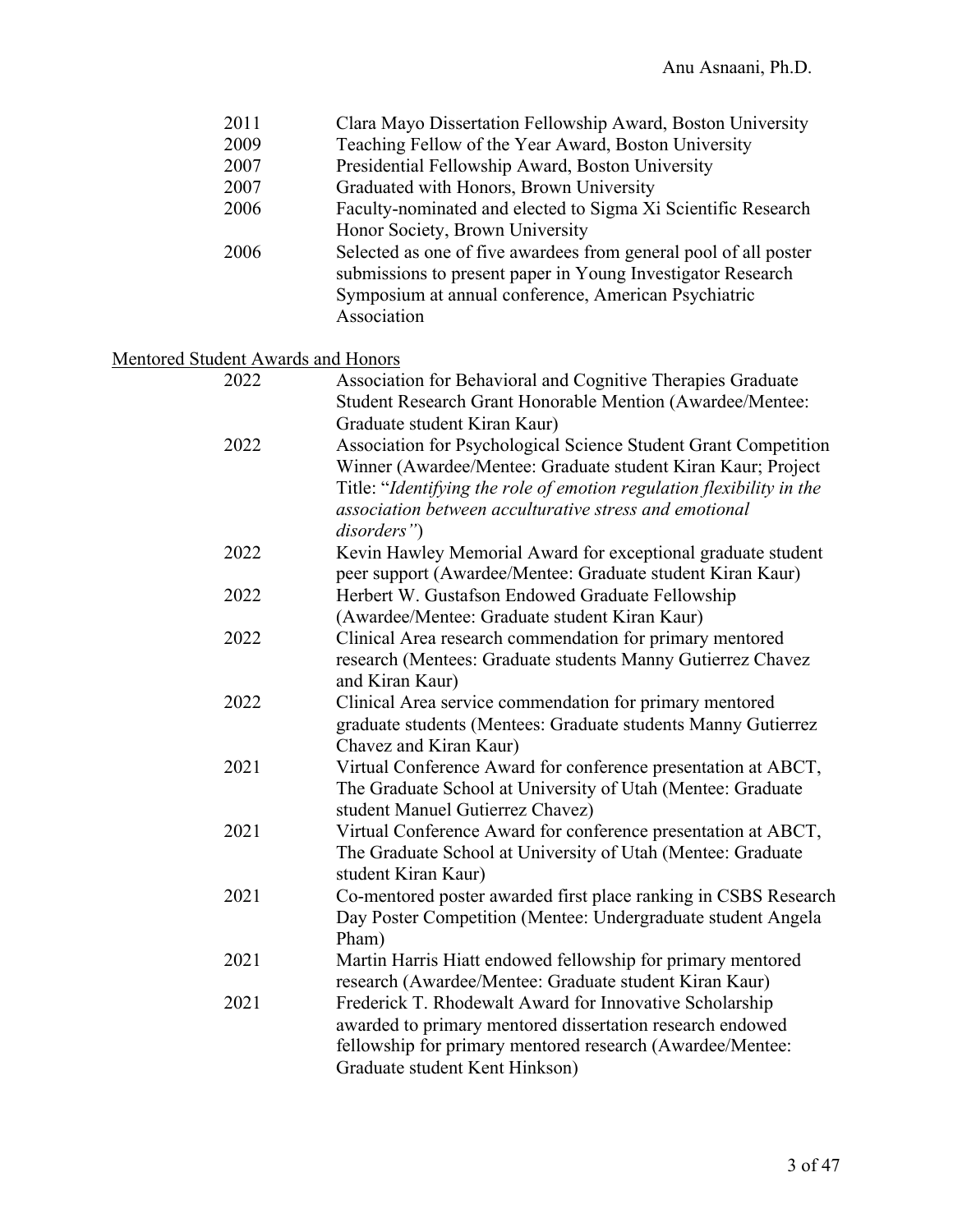| | |
|---|---|
| 2011 | Clara Mayo Dissertation Fellowship Award, Boston University |
| 2009 | Teaching Fellow of the Year Award, Boston University |
| 2007 | Presidential Fellowship Award, Boston University |
| 2007 | Graduated with Honors, Brown University |
| 2006 | Faculty-nominated and elected to Sigma Xi Scientific Research Honor Society, Brown University |
| 2006 | Selected as one of five awardees from general pool of all poster submissions to present paper in Young Investigator Research Symposium at annual conference, American Psychiatric Association |

Mentored Student Awards and Honors

| | |
|---|---|
| 2022 | Association for Behavioral and Cognitive Therapies Graduate Student Research Grant Honorable Mention (Awardee/Mentee: Graduate student Kiran Kaur) |
| 2022 | Association for Psychological Science Student Grant Competition Winner (Awardee/Mentee: Graduate student Kiran Kaur; Project Title: "*Identifying the role of emotion regulation flexibility in the association between acculturative stress and emotional disorders"*) |
| 2022 | Kevin Hawley Memorial Award for exceptional graduate student peer support (Awardee/Mentee: Graduate student Kiran Kaur) |
| 2022 | Herbert W. Gustafson Endowed Graduate Fellowship (Awardee/Mentee: Graduate student Kiran Kaur) |
| 2022 | Clinical Area research commendation for primary mentored research (Mentees: Graduate students Manny Gutierrez Chavez and Kiran Kaur) |
| 2022 | Clinical Area service commendation for primary mentored graduate students (Mentees: Graduate students Manny Gutierrez Chavez and Kiran Kaur) |
| 2021 | Virtual Conference Award for conference presentation at ABCT, The Graduate School at University of Utah (Mentee: Graduate student Manuel Gutierrez Chavez) |
| 2021 | Virtual Conference Award for conference presentation at ABCT, The Graduate School at University of Utah (Mentee: Graduate student Kiran Kaur) |
| 2021 | Co-mentored poster awarded first place ranking in CSBS Research Day Poster Competition (Mentee: Undergraduate student Angela Pham) |
| 2021 | Martin Harris Hiatt endowed fellowship for primary mentored research (Awardee/Mentee: Graduate student Kiran Kaur) |
| 2021 | Frederick T. Rhodewalt Award for Innovative Scholarship awarded to primary mentored dissertation research endowed fellowship for primary mentored research (Awardee/Mentee: Graduate student Kent Hinkson) |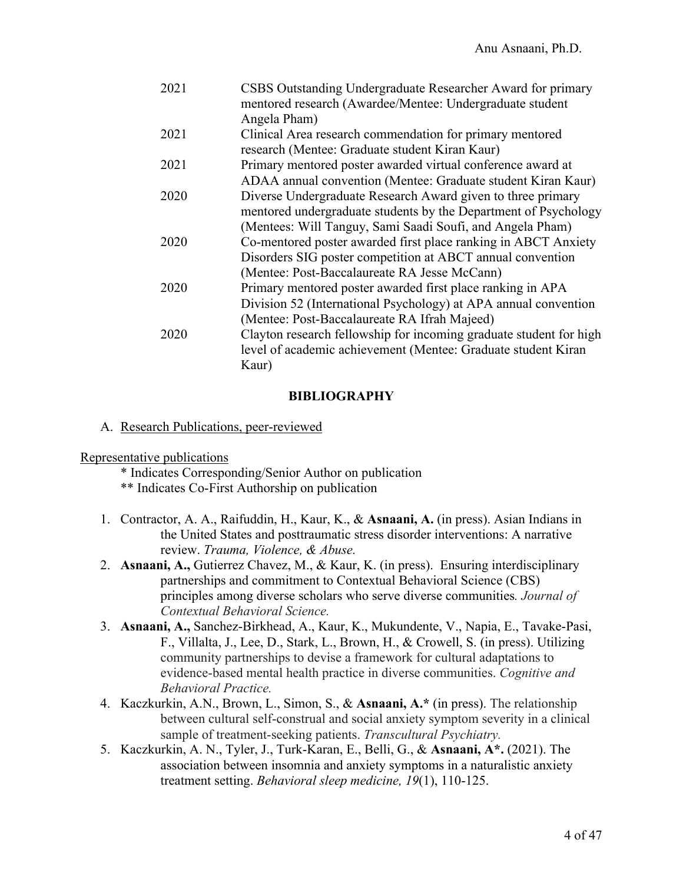| | |
|---|---|
| 2021 | CSBS Outstanding Undergraduate Researcher Award for primary mentored research (Awardee/Mentee: Undergraduate student Angela Pham) |
| 2021 | Clinical Area research commendation for primary mentored research (Mentee: Graduate student Kiran Kaur) |
| 2021 | Primary mentored poster awarded virtual conference award at ADAA annual convention (Mentee: Graduate student Kiran Kaur) |
| 2020 | Diverse Undergraduate Research Award given to three primary mentored undergraduate students by the Department of Psychology (Mentees: Will Tanguy, Sami Saadi Soufi, and Angela Pham) |
| 2020 | Co-mentored poster awarded first place ranking in ABCT Anxiety Disorders SIG poster competition at ABCT annual convention (Mentee: Post-Baccalaureate RA Jesse McCann) |
| 2020 | Primary mentored poster awarded first place ranking in APA Division 52 (International Psychology) at APA annual convention (Mentee: Post-Baccalaureate RA Ifrah Majeed) |
| 2020 | Clayton research fellowship for incoming graduate student for high level of academic achievement (Mentee: Graduate student Kiran Kaur) |

## BIBLIOGRAPHY

A. Research Publications, peer-reviewed

Representative publications

\* Indicates Corresponding/Senior Author on publication
\** Indicates Co-First Authorship on publication

1. Contractor, A. A., Raifuddin, H., Kaur, K., & **Asnaani, A.** (in press). Asian Indians in the United States and posttraumatic stress disorder interventions: A narrative review. *Trauma, Violence, & Abuse.*
2. **Asnaani, A.,** Gutierrez Chavez, M., & Kaur, K. (in press). Ensuring interdisciplinary partnerships and commitment to Contextual Behavioral Science (CBS) principles among diverse scholars who serve diverse communities*. Journal of Contextual Behavioral Science.*
3. **Asnaani, A.,** Sanchez-Birkhead, A., Kaur, K., Mukundente, V., Napia, E., Tavake-Pasi, F., Villalta, J., Lee, D., Stark, L., Brown, H., & Crowell, S. (in press). Utilizing community partnerships to devise a framework for cultural adaptations to evidence-based mental health practice in diverse communities. *Cognitive and Behavioral Practice.*
4. Kaczkurkin, A.N., Brown, L., Simon, S., & **Asnaani, A.*** (in press). The relationship between cultural self-construal and social anxiety symptom severity in a clinical sample of treatment-seeking patients. *Transcultural Psychiatry.*
5. Kaczkurkin, A. N., Tyler, J., Turk-Karan, E., Belli, G., & **Asnaani, A*.** (2021). The association between insomnia and anxiety symptoms in a naturalistic anxiety treatment setting. *Behavioral sleep medicine, 19*(1), 110-125.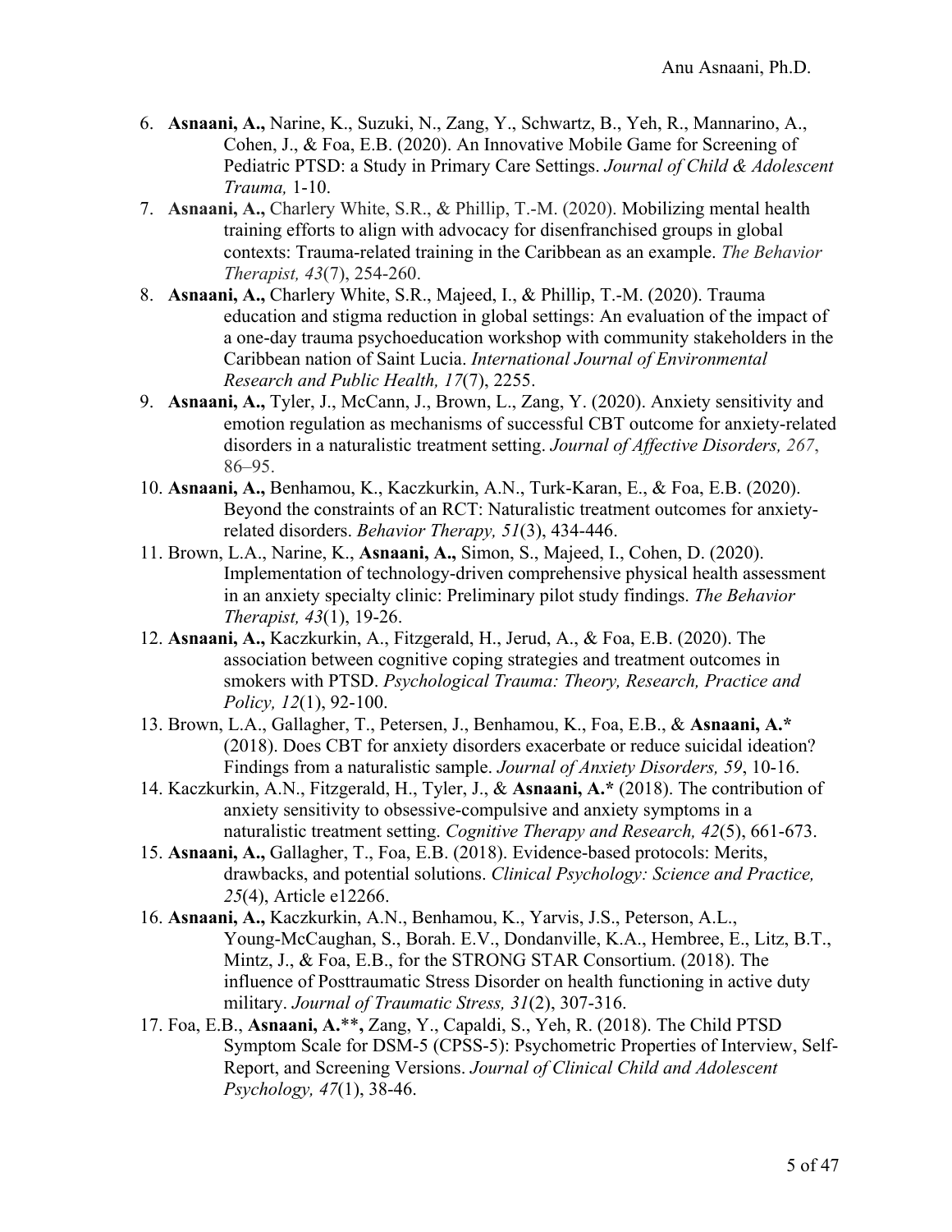6. **Asnaani, A.,** Narine, K., Suzuki, N., Zang, Y., Schwartz, B., Yeh, R., Mannarino, A., Cohen, J., & Foa, E.B. (2020). An Innovative Mobile Game for Screening of Pediatric PTSD: a Study in Primary Care Settings. *Journal of Child & Adolescent Trauma,* 1-10.
7. **Asnaani, A.,** Charlery White, S.R., & Phillip, T.-M. (2020). Mobilizing mental health training efforts to align with advocacy for disenfranchised groups in global contexts: Trauma-related training in the Caribbean as an example. *The Behavior Therapist, 43*(7), 254-260.
8. **Asnaani, A.,** Charlery White, S.R., Majeed, I., & Phillip, T.-M. (2020). Trauma education and stigma reduction in global settings: An evaluation of the impact of a one-day trauma psychoeducation workshop with community stakeholders in the Caribbean nation of Saint Lucia. *International Journal of Environmental Research and Public Health, 17*(7), 2255.
9. **Asnaani, A.,** Tyler, J., McCann, J., Brown, L., Zang, Y. (2020). Anxiety sensitivity and emotion regulation as mechanisms of successful CBT outcome for anxiety-related disorders in a naturalistic treatment setting. *Journal of Affective Disorders, 267*, 86–95.
10. **Asnaani, A.,** Benhamou, K., Kaczkurkin, A.N., Turk-Karan, E., & Foa, E.B. (2020). Beyond the constraints of an RCT: Naturalistic treatment outcomes for anxiety-related disorders. *Behavior Therapy, 51*(3), 434-446.
11. Brown, L.A., Narine, K., **Asnaani, A.,** Simon, S., Majeed, I., Cohen, D. (2020). Implementation of technology-driven comprehensive physical health assessment in an anxiety specialty clinic: Preliminary pilot study findings. *The Behavior Therapist, 43*(1), 19-26.
12. **Asnaani, A.,** Kaczkurkin, A., Fitzgerald, H., Jerud, A., & Foa, E.B. (2020). The association between cognitive coping strategies and treatment outcomes in smokers with PTSD. *Psychological Trauma: Theory, Research, Practice and Policy, 12*(1), 92-100.
13. Brown, L.A., Gallagher, T., Petersen, J., Benhamou, K., Foa, E.B., & **Asnaani, A.\*** (2018). Does CBT for anxiety disorders exacerbate or reduce suicidal ideation? Findings from a naturalistic sample. *Journal of Anxiety Disorders, 59*, 10-16.
14. Kaczkurkin, A.N., Fitzgerald, H., Tyler, J., & **Asnaani, A.\*** (2018). The contribution of anxiety sensitivity to obsessive-compulsive and anxiety symptoms in a naturalistic treatment setting. *Cognitive Therapy and Research, 42*(5), 661-673.
15. **Asnaani, A.,** Gallagher, T., Foa, E.B. (2018). Evidence-based protocols: Merits, drawbacks, and potential solutions. *Clinical Psychology: Science and Practice, 25*(4), Article e12266.
16. **Asnaani, A.,** Kaczkurkin, A.N., Benhamou, K., Yarvis, J.S., Peterson, A.L., Young-McCaughan, S., Borah. E.V., Dondanville, K.A., Hembree, E., Litz, B.T., Mintz, J., & Foa, E.B., for the STRONG STAR Consortium. (2018). The influence of Posttraumatic Stress Disorder on health functioning in active duty military. *Journal of Traumatic Stress, 31*(2), 307-316.
17. Foa, E.B., **Asnaani, A.\*\*,** Zang, Y., Capaldi, S., Yeh, R. (2018). The Child PTSD Symptom Scale for DSM-5 (CPSS-5): Psychometric Properties of Interview, Self-Report, and Screening Versions. *Journal of Clinical Child and Adolescent Psychology, 47*(1), 38-46.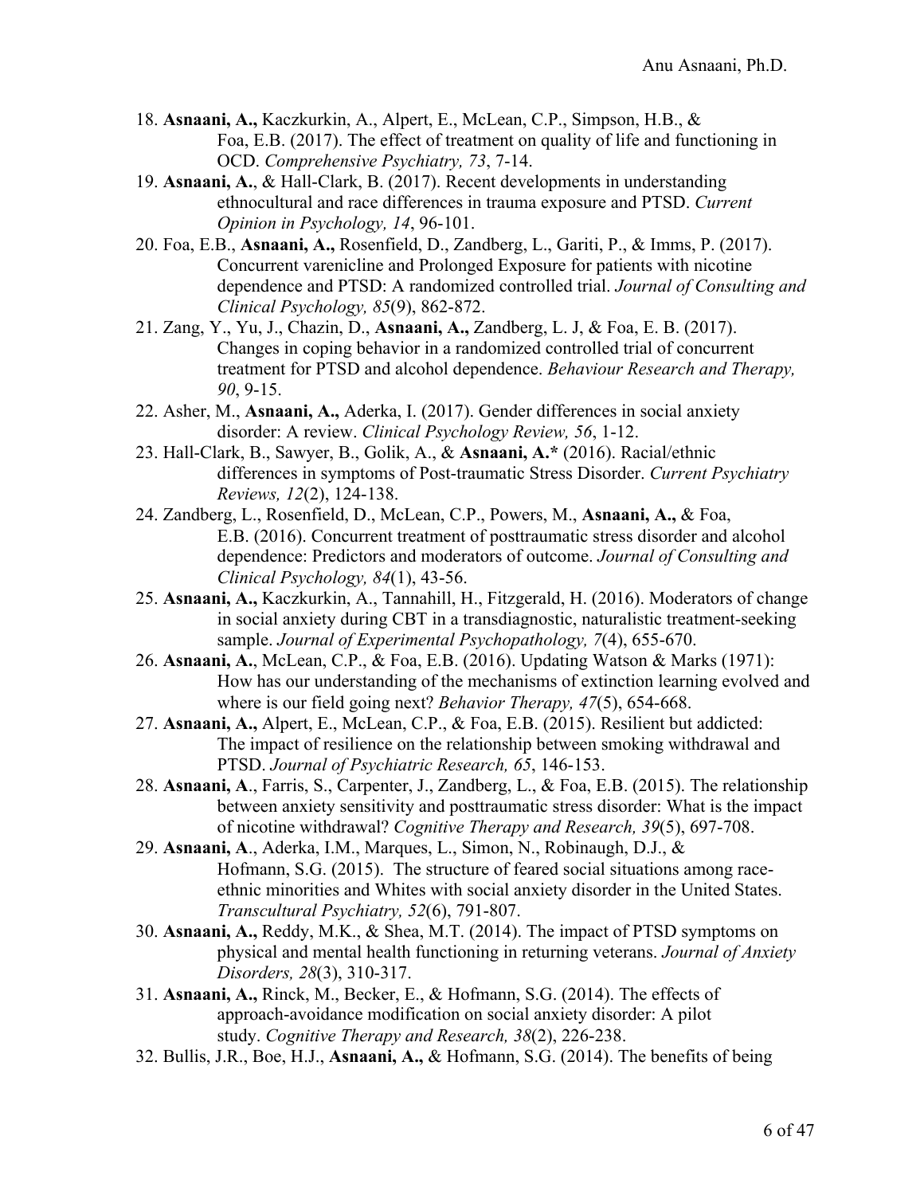18. **Asnaani, A.,** Kaczkurkin, A., Alpert, E., McLean, C.P., Simpson, H.B., & Foa, E.B. (2017). The effect of treatment on quality of life and functioning in OCD. *Comprehensive Psychiatry, 73*, 7-14.
19. **Asnaani, A.**, & Hall-Clark, B. (2017). Recent developments in understanding ethnocultural and race differences in trauma exposure and PTSD. *Current Opinion in Psychology, 14*, 96-101.
20. Foa, E.B., **Asnaani, A.,** Rosenfield, D., Zandberg, L., Gariti, P., & Imms, P. (2017). Concurrent varenicline and Prolonged Exposure for patients with nicotine dependence and PTSD: A randomized controlled trial. *Journal of Consulting and Clinical Psychology, 85*(9), 862-872.
21. Zang, Y., Yu, J., Chazin, D., **Asnaani, A.,** Zandberg, L. J, & Foa, E. B. (2017). Changes in coping behavior in a randomized controlled trial of concurrent treatment for PTSD and alcohol dependence. *Behaviour Research and Therapy, 90*, 9-15.
22. Asher, M., **Asnaani, A.,** Aderka, I. (2017). Gender differences in social anxiety disorder: A review. *Clinical Psychology Review, 56*, 1-12.
23. Hall-Clark, B., Sawyer, B., Golik, A., & **Asnaani, A.*** (2016). Racial/ethnic differences in symptoms of Post-traumatic Stress Disorder. *Current Psychiatry Reviews, 12*(2), 124-138.
24. Zandberg, L., Rosenfield, D., McLean, C.P., Powers, M., **Asnaani, A.,** & Foa, E.B. (2016). Concurrent treatment of posttraumatic stress disorder and alcohol dependence: Predictors and moderators of outcome. *Journal of Consulting and Clinical Psychology, 84*(1), 43-56.
25. **Asnaani, A.,** Kaczkurkin, A., Tannahill, H., Fitzgerald, H. (2016). Moderators of change in social anxiety during CBT in a transdiagnostic, naturalistic treatment-seeking sample. *Journal of Experimental Psychopathology, 7*(4), 655-670.
26. **Asnaani, A.**, McLean, C.P., & Foa, E.B. (2016). Updating Watson & Marks (1971): How has our understanding of the mechanisms of extinction learning evolved and where is our field going next? *Behavior Therapy, 47*(5), 654-668.
27. **Asnaani, A.,** Alpert, E., McLean, C.P., & Foa, E.B. (2015). Resilient but addicted: The impact of resilience on the relationship between smoking withdrawal and PTSD. *Journal of Psychiatric Research, 65*, 146-153.
28. **Asnaani, A**., Farris, S., Carpenter, J., Zandberg, L., & Foa, E.B. (2015). The relationship between anxiety sensitivity and posttraumatic stress disorder: What is the impact of nicotine withdrawal? *Cognitive Therapy and Research, 39*(5), 697-708.
29. **Asnaani, A**., Aderka, I.M., Marques, L., Simon, N., Robinaugh, D.J., & Hofmann, S.G. (2015). The structure of feared social situations among race-ethnic minorities and Whites with social anxiety disorder in the United States. *Transcultural Psychiatry, 52*(6), 791-807.
30. **Asnaani, A.,** Reddy, M.K., & Shea, M.T. (2014). The impact of PTSD symptoms on physical and mental health functioning in returning veterans. *Journal of Anxiety Disorders, 28*(3), 310-317.
31. **Asnaani, A.,** Rinck, M., Becker, E., & Hofmann, S.G. (2014). The effects of approach-avoidance modification on social anxiety disorder: A pilot study. *Cognitive Therapy and Research, 38*(2), 226-238.
32. Bullis, J.R., Boe, H.J., **Asnaani, A.,** & Hofmann, S.G. (2014). The benefits of being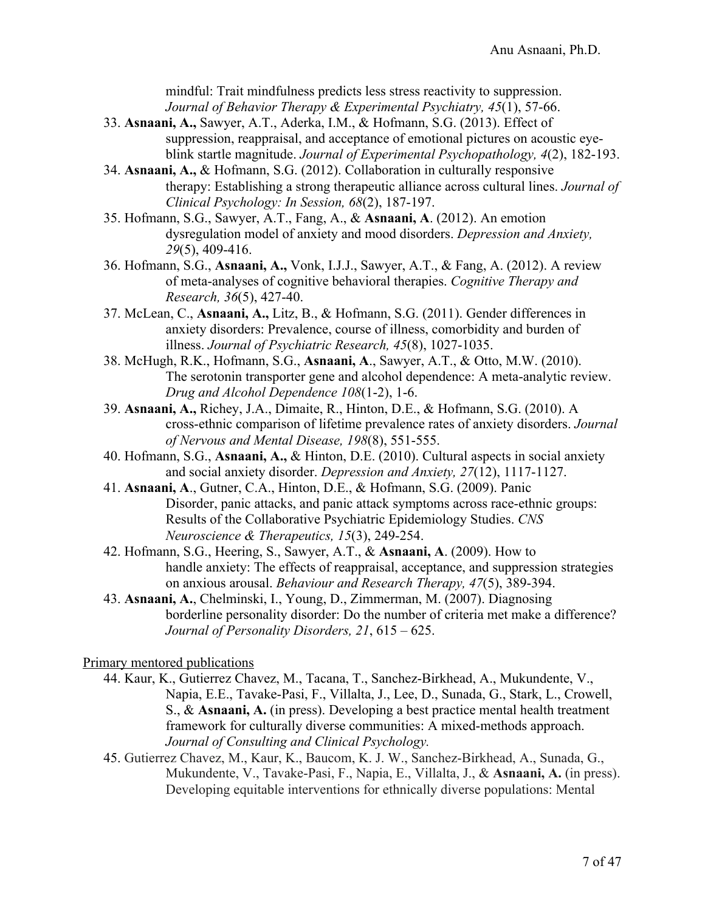mindful: Trait mindfulness predicts less stress reactivity to suppression. *Journal of Behavior Therapy & Experimental Psychiatry, 45*(1), 57-66.

33. **Asnaani, A.,** Sawyer, A.T., Aderka, I.M., & Hofmann, S.G. (2013). Effect of suppression, reappraisal, and acceptance of emotional pictures on acoustic eye-blink startle magnitude. *Journal of Experimental Psychopathology, 4*(2), 182-193.
34. **Asnaani, A.,** & Hofmann, S.G. (2012). Collaboration in culturally responsive therapy: Establishing a strong therapeutic alliance across cultural lines. *Journal of Clinical Psychology: In Session, 68*(2), 187-197.
35. Hofmann, S.G., Sawyer, A.T., Fang, A., & **Asnaani, A**. (2012). An emotion dysregulation model of anxiety and mood disorders. *Depression and Anxiety, 29*(5), 409-416.
36. Hofmann, S.G., **Asnaani, A.,** Vonk, I.J.J., Sawyer, A.T., & Fang, A. (2012). A review of meta-analyses of cognitive behavioral therapies. *Cognitive Therapy and Research, 36*(5), 427-40.
37. McLean, C., **Asnaani, A.,** Litz, B., & Hofmann, S.G. (2011). Gender differences in anxiety disorders: Prevalence, course of illness, comorbidity and burden of illness. *Journal of Psychiatric Research, 45*(8), 1027-1035.
38. McHugh, R.K., Hofmann, S.G., **Asnaani, A**., Sawyer, A.T., & Otto, M.W. (2010). The serotonin transporter gene and alcohol dependence: A meta-analytic review. *Drug and Alcohol Dependence 108*(1-2), 1-6.
39. **Asnaani, A.,** Richey, J.A., Dimaite, R., Hinton, D.E., & Hofmann, S.G. (2010). A cross-ethnic comparison of lifetime prevalence rates of anxiety disorders. *Journal of Nervous and Mental Disease, 198*(8), 551-555.
40. Hofmann, S.G., **Asnaani, A.,** & Hinton, D.E. (2010). Cultural aspects in social anxiety and social anxiety disorder. *Depression and Anxiety, 27*(12), 1117-1127.
41. **Asnaani, A**., Gutner, C.A., Hinton, D.E., & Hofmann, S.G. (2009). Panic Disorder, panic attacks, and panic attack symptoms across race-ethnic groups: Results of the Collaborative Psychiatric Epidemiology Studies. *CNS Neuroscience & Therapeutics, 15*(3), 249-254.
42. Hofmann, S.G., Heering, S., Sawyer, A.T., & **Asnaani, A**. (2009). How to handle anxiety: The effects of reappraisal, acceptance, and suppression strategies on anxious arousal. *Behaviour and Research Therapy, 47*(5), 389-394.
43. **Asnaani, A.**, Chelminski, I., Young, D., Zimmerman, M. (2007). Diagnosing borderline personality disorder: Do the number of criteria met make a difference? *Journal of Personality Disorders, 21*, 615 – 625.

Primary mentored publications

44. Kaur, K., Gutierrez Chavez, M., Tacana, T., Sanchez-Birkhead, A., Mukundente, V., Napia, E.E., Tavake-Pasi, F., Villalta, J., Lee, D., Sunada, G., Stark, L., Crowell, S., & **Asnaani, A.** (in press). Developing a best practice mental health treatment framework for culturally diverse communities: A mixed-methods approach. *Journal of Consulting and Clinical Psychology.*
45. Gutierrez Chavez, M., Kaur, K., Baucom, K. J. W., Sanchez-Birkhead, A., Sunada, G., Mukundente, V., Tavake-Pasi, F., Napia, E., Villalta, J., & **Asnaani, A.** (in press). Developing equitable interventions for ethnically diverse populations: Mental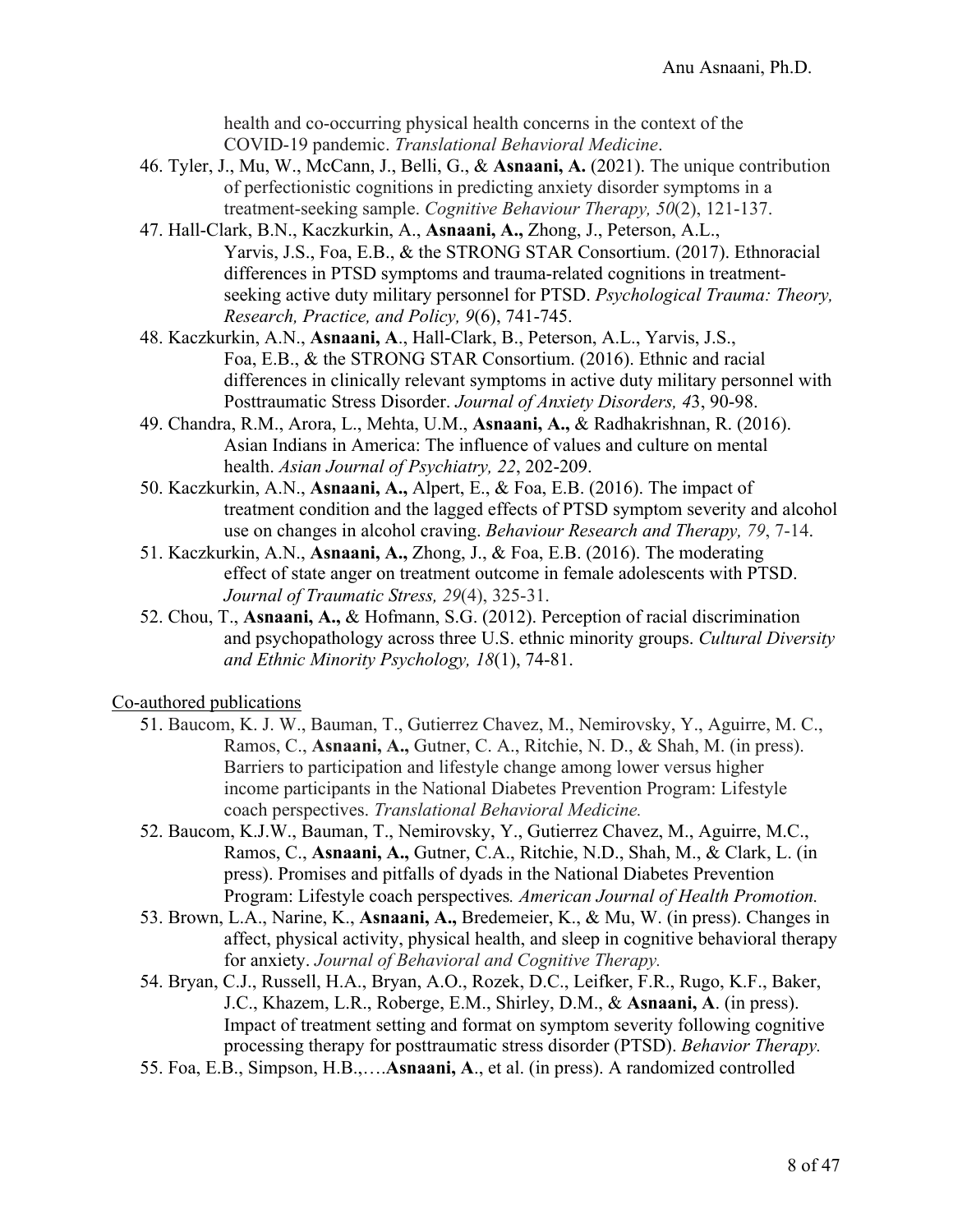health and co-occurring physical health concerns in the context of the COVID-19 pandemic. *Translational Behavioral Medicine*.

46. Tyler, J., Mu, W., McCann, J., Belli, G., & **Asnaani, A.** (2021). The unique contribution of perfectionistic cognitions in predicting anxiety disorder symptoms in a treatment-seeking sample. *Cognitive Behaviour Therapy, 50*(2), 121-137.
47. Hall-Clark, B.N., Kaczkurkin, A., **Asnaani, A.,** Zhong, J., Peterson, A.L., Yarvis, J.S., Foa, E.B., & the STRONG STAR Consortium. (2017). Ethnoracial differences in PTSD symptoms and trauma-related cognitions in treatment-seeking active duty military personnel for PTSD. *Psychological Trauma: Theory, Research, Practice, and Policy, 9*(6), 741-745.
48. Kaczkurkin, A.N., **Asnaani, A**., Hall-Clark, B., Peterson, A.L., Yarvis, J.S., Foa, E.B., & the STRONG STAR Consortium. (2016). Ethnic and racial differences in clinically relevant symptoms in active duty military personnel with Posttraumatic Stress Disorder. *Journal of Anxiety Disorders, 4*3, 90-98.
49. Chandra, R.M., Arora, L., Mehta, U.M., **Asnaani, A.,** & Radhakrishnan, R. (2016). Asian Indians in America: The influence of values and culture on mental health. *Asian Journal of Psychiatry, 22*, 202-209.
50. Kaczkurkin, A.N., **Asnaani, A.,** Alpert, E., & Foa, E.B. (2016). The impact of treatment condition and the lagged effects of PTSD symptom severity and alcohol use on changes in alcohol craving. *Behaviour Research and Therapy, 79*, 7-14.
51. Kaczkurkin, A.N., **Asnaani, A.,** Zhong, J., & Foa, E.B. (2016). The moderating effect of state anger on treatment outcome in female adolescents with PTSD. *Journal of Traumatic Stress, 29*(4), 325-31.
52. Chou, T., **Asnaani, A.,** & Hofmann, S.G. (2012). Perception of racial discrimination and psychopathology across three U.S. ethnic minority groups. *Cultural Diversity and Ethnic Minority Psychology, 18*(1), 74-81.

Co-authored publications

51. Baucom, K. J. W., Bauman, T., Gutierrez Chavez, M., Nemirovsky, Y., Aguirre, M. C., Ramos, C., **Asnaani, A.,** Gutner, C. A., Ritchie, N. D., & Shah, M. (in press). Barriers to participation and lifestyle change among lower versus higher income participants in the National Diabetes Prevention Program: Lifestyle coach perspectives. *Translational Behavioral Medicine.*
52. Baucom, K.J.W., Bauman, T., Nemirovsky, Y., Gutierrez Chavez, M., Aguirre, M.C., Ramos, C., **Asnaani, A.,** Gutner, C.A., Ritchie, N.D., Shah, M., & Clark, L. (in press). Promises and pitfalls of dyads in the National Diabetes Prevention Program: Lifestyle coach perspectives*. American Journal of Health Promotion.*
53. Brown, L.A., Narine, K., **Asnaani, A.,** Bredemeier, K., & Mu, W. (in press). Changes in affect, physical activity, physical health, and sleep in cognitive behavioral therapy for anxiety. *Journal of Behavioral and Cognitive Therapy.*
54. Bryan, C.J., Russell, H.A., Bryan, A.O., Rozek, D.C., Leifker, F.R., Rugo, K.F., Baker, J.C., Khazem, L.R., Roberge, E.M., Shirley, D.M., & **Asnaani, A**. (in press). Impact of treatment setting and format on symptom severity following cognitive processing therapy for posttraumatic stress disorder (PTSD). *Behavior Therapy.*
55. Foa, E.B., Simpson, H.B.,….**Asnaani, A**., et al. (in press). A randomized controlled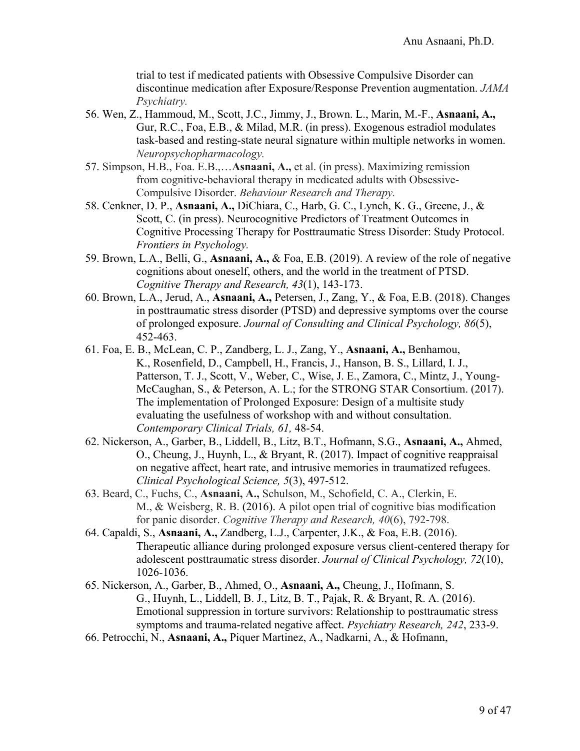trial to test if medicated patients with Obsessive Compulsive Disorder can discontinue medication after Exposure/Response Prevention augmentation. *JAMA Psychiatry.*

56. Wen, Z., Hammoud, M., Scott, J.C., Jimmy, J., Brown. L., Marin, M.-F., **Asnaani, A.,** Gur, R.C., Foa, E.B., & Milad, M.R. (in press). Exogenous estradiol modulates task-based and resting-state neural signature within multiple networks in women. *Neuropsychopharmacology.*
57. Simpson, H.B., Foa. E.B.,…**Asnaani, A.,** et al. (in press). Maximizing remission from cognitive-behavioral therapy in medicated adults with Obsessive-Compulsive Disorder. *Behaviour Research and Therapy.*
58. Cenkner, D. P., **Asnaani, A.,** DiChiara, C., Harb, G. C., Lynch, K. G., Greene, J., & Scott, C. (in press). Neurocognitive Predictors of Treatment Outcomes in Cognitive Processing Therapy for Posttraumatic Stress Disorder: Study Protocol. *Frontiers in Psychology.*
59. Brown, L.A., Belli, G., **Asnaani, A.,** & Foa, E.B. (2019). A review of the role of negative cognitions about oneself, others, and the world in the treatment of PTSD. *Cognitive Therapy and Research, 43*(1), 143-173.
60. Brown, L.A., Jerud, A., **Asnaani, A.,** Petersen, J., Zang, Y., & Foa, E.B. (2018). Changes in posttraumatic stress disorder (PTSD) and depressive symptoms over the course of prolonged exposure. *Journal of Consulting and Clinical Psychology, 86*(5), 452-463.
61. Foa, E. B., McLean, C. P., Zandberg, L. J., Zang, Y., **Asnaani, A.,** Benhamou, K., Rosenfield, D., Campbell, H., Francis, J., Hanson, B. S., Lillard, I. J., Patterson, T. J., Scott, V., Weber, C., Wise, J. E., Zamora, C., Mintz, J., Young-McCaughan, S., & Peterson, A. L.; for the STRONG STAR Consortium. (2017). The implementation of Prolonged Exposure: Design of a multisite study evaluating the usefulness of workshop with and without consultation. *Contemporary Clinical Trials, 61,* 48-54.
62. Nickerson, A., Garber, B., Liddell, B., Litz, B.T., Hofmann, S.G., **Asnaani, A.,** Ahmed, O., Cheung, J., Huynh, L., & Bryant, R. (2017). Impact of cognitive reappraisal on negative affect, heart rate, and intrusive memories in traumatized refugees. *Clinical Psychological Science, 5*(3), 497-512.
63. Beard, C., Fuchs, C., **Asnaani, A.,** Schulson, M., Schofield, C. A., Clerkin, E. M., & Weisberg, R. B. (2016). A pilot open trial of cognitive bias modification for panic disorder. *Cognitive Therapy and Research, 40*(6), 792-798.
64. Capaldi, S., **Asnaani, A.,** Zandberg, L.J., Carpenter, J.K., & Foa, E.B. (2016). Therapeutic alliance during prolonged exposure versus client-centered therapy for adolescent posttraumatic stress disorder. *Journal of Clinical Psychology, 72*(10), 1026-1036.
65. Nickerson, A., Garber, B., Ahmed, O., **Asnaani, A.,** Cheung, J., Hofmann, S. G., Huynh, L., Liddell, B. J., Litz, B. T., Pajak, R. & Bryant, R. A. (2016). Emotional suppression in torture survivors: Relationship to posttraumatic stress symptoms and trauma-related negative affect. *Psychiatry Research, 242*, 233-9.
66. Petrocchi, N., **Asnaani, A.,** Piquer Martinez, A., Nadkarni, A., & Hofmann,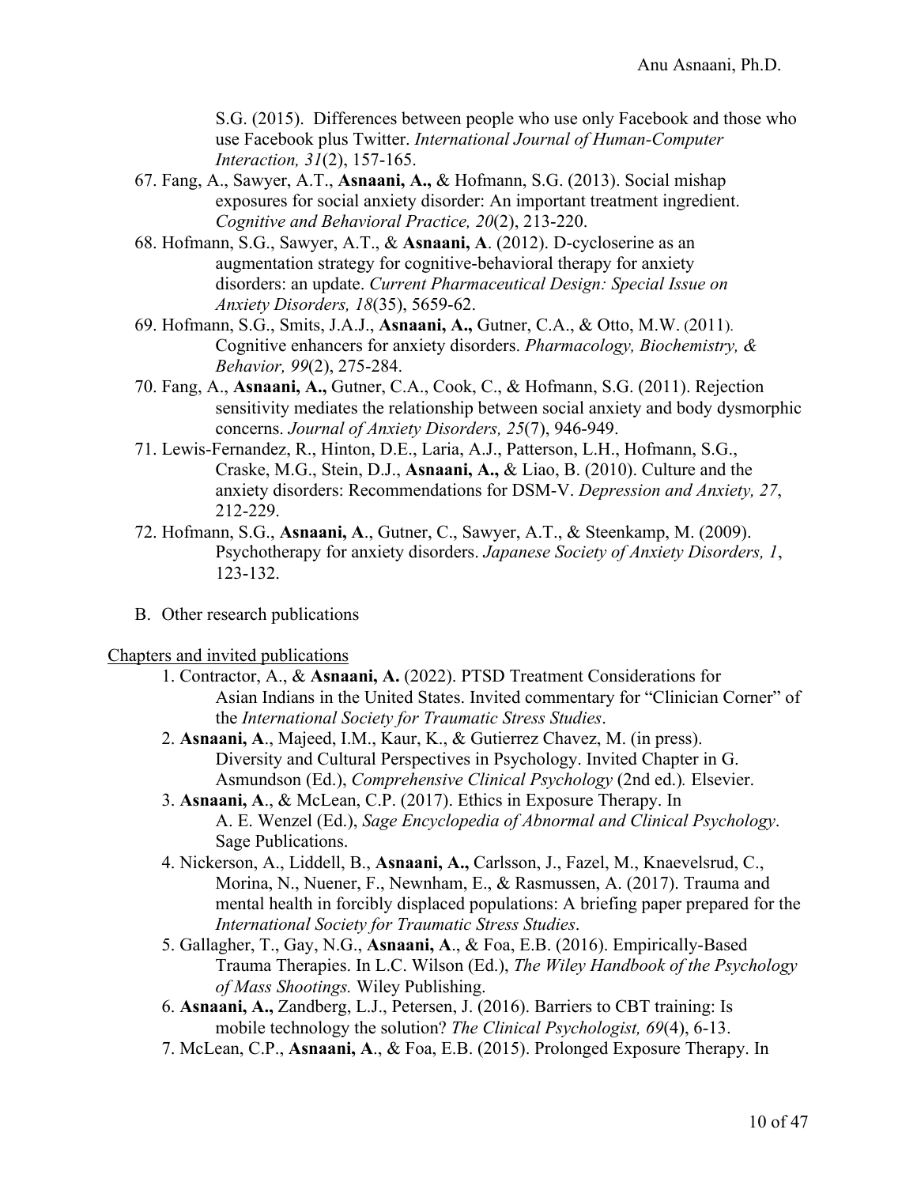S.G. (2015). Differences between people who use only Facebook and those who use Facebook plus Twitter. *International Journal of Human-Computer Interaction, 31*(2), 157-165.

67. Fang, A., Sawyer, A.T., **Asnaani, A.,** & Hofmann, S.G. (2013). Social mishap exposures for social anxiety disorder: An important treatment ingredient. *Cognitive and Behavioral Practice, 20*(2), 213-220.
68. Hofmann, S.G., Sawyer, A.T., & **Asnaani, A**. (2012). D-cycloserine as an augmentation strategy for cognitive-behavioral therapy for anxiety disorders: an update. *Current Pharmaceutical Design: Special Issue on Anxiety Disorders, 18*(35), 5659-62.
69. Hofmann, S.G., Smits, J.A.J., **Asnaani, A.,** Gutner, C.A., & Otto, M.W. (2011). Cognitive enhancers for anxiety disorders. *Pharmacology, Biochemistry, & Behavior, 99*(2), 275-284.
70. Fang, A., **Asnaani, A.,** Gutner, C.A., Cook, C., & Hofmann, S.G. (2011). Rejection sensitivity mediates the relationship between social anxiety and body dysmorphic concerns. *Journal of Anxiety Disorders, 25*(7), 946-949.
71. Lewis-Fernandez, R., Hinton, D.E., Laria, A.J., Patterson, L.H., Hofmann, S.G., Craske, M.G., Stein, D.J., **Asnaani, A.,** & Liao, B. (2010). Culture and the anxiety disorders: Recommendations for DSM-V. *Depression and Anxiety, 27*, 212-229.
72. Hofmann, S.G., **Asnaani, A**., Gutner, C., Sawyer, A.T., & Steenkamp, M. (2009). Psychotherapy for anxiety disorders. *Japanese Society of Anxiety Disorders, 1*, 123-132.

B. Other research publications

<u>Chapters and invited publications</u>

1. Contractor, A., & **Asnaani, A.** (2022). PTSD Treatment Considerations for Asian Indians in the United States. Invited commentary for "Clinician Corner" of the *International Society for Traumatic Stress Studies*.
2. **Asnaani, A**., Majeed, I.M., Kaur, K., & Gutierrez Chavez, M. (in press). Diversity and Cultural Perspectives in Psychology. Invited Chapter in G. Asmundson (Ed.), *Comprehensive Clinical Psychology* (2nd ed.)*.* Elsevier.
3. **Asnaani, A**., & McLean, C.P. (2017). Ethics in Exposure Therapy. In A. E. Wenzel (Ed.), *Sage Encyclopedia of Abnormal and Clinical Psychology*. Sage Publications.
4. Nickerson, A., Liddell, B., **Asnaani, A.,** Carlsson, J., Fazel, M., Knaevelsrud, C., Morina, N., Nuener, F., Newnham, E., & Rasmussen, A. (2017). Trauma and mental health in forcibly displaced populations: A briefing paper prepared for the *International Society for Traumatic Stress Studies*.
5. Gallagher, T., Gay, N.G., **Asnaani, A**., & Foa, E.B. (2016). Empirically-Based Trauma Therapies. In L.C. Wilson (Ed.), *The Wiley Handbook of the Psychology of Mass Shootings.* Wiley Publishing.
6. **Asnaani, A.,** Zandberg, L.J., Petersen, J. (2016). Barriers to CBT training: Is mobile technology the solution? *The Clinical Psychologist, 69*(4), 6-13.
7. McLean, C.P., **Asnaani, A**., & Foa, E.B. (2015). Prolonged Exposure Therapy. In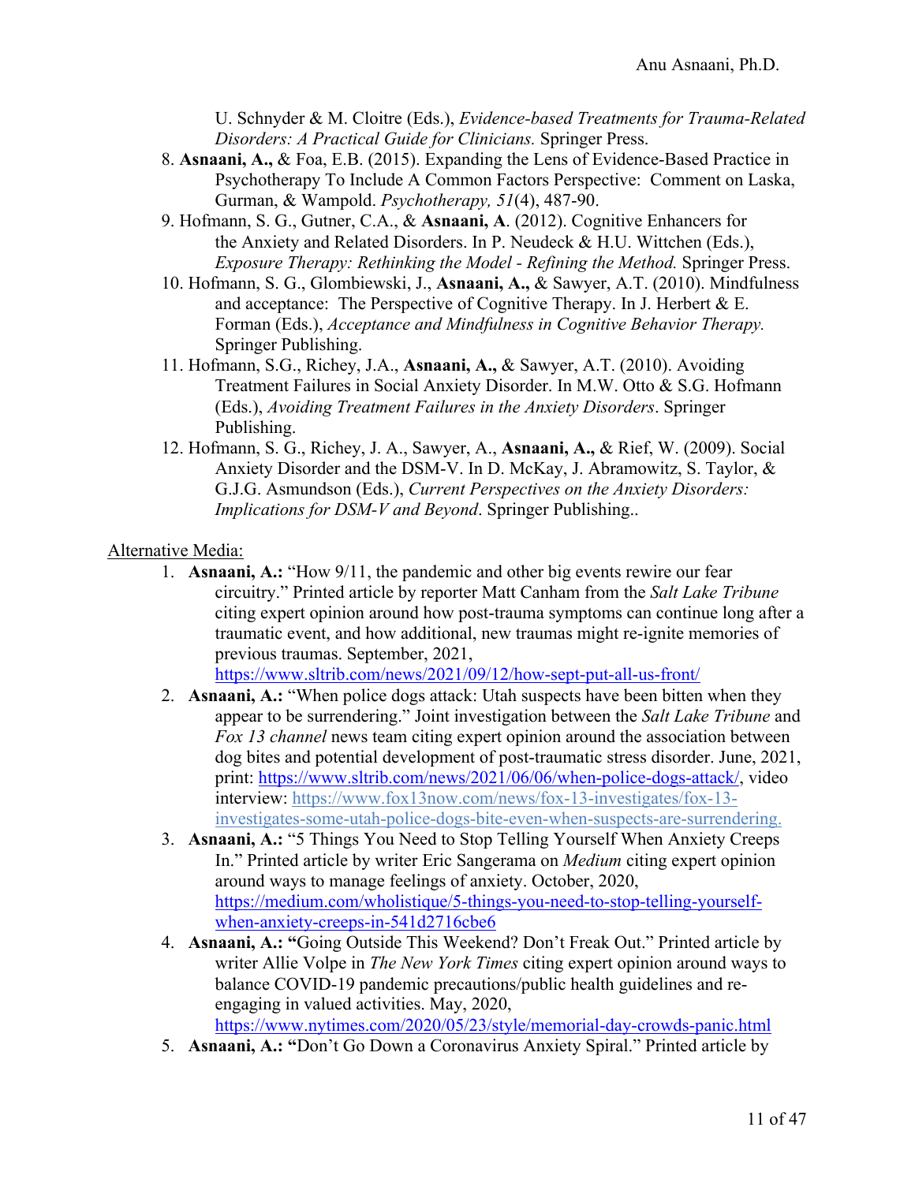U. Schnyder & M. Cloitre (Eds.), *Evidence-based Treatments for Trauma-Related Disorders: A Practical Guide for Clinicians.* Springer Press.

8. **Asnaani, A.,** & Foa, E.B. (2015). Expanding the Lens of Evidence-Based Practice in Psychotherapy To Include A Common Factors Perspective: Comment on Laska, Gurman, & Wampold. *Psychotherapy, 51*(4), 487-90.
9. Hofmann, S. G., Gutner, C.A., & **Asnaani, A**. (2012). Cognitive Enhancers for the Anxiety and Related Disorders. In P. Neudeck & H.U. Wittchen (Eds.), *Exposure Therapy: Rethinking the Model - Refining the Method.* Springer Press.
10. Hofmann, S. G., Glombiewski, J., **Asnaani, A.,** & Sawyer, A.T. (2010). Mindfulness and acceptance: The Perspective of Cognitive Therapy. In J. Herbert & E. Forman (Eds.), *Acceptance and Mindfulness in Cognitive Behavior Therapy.* Springer Publishing.
11. Hofmann, S.G., Richey, J.A., **Asnaani, A.,** & Sawyer, A.T. (2010). Avoiding Treatment Failures in Social Anxiety Disorder. In M.W. Otto & S.G. Hofmann (Eds.), *Avoiding Treatment Failures in the Anxiety Disorders*. Springer Publishing.
12. Hofmann, S. G., Richey, J. A., Sawyer, A., **Asnaani, A.,** & Rief, W. (2009). Social Anxiety Disorder and the DSM-V. In D. McKay, J. Abramowitz, S. Taylor, & G.J.G. Asmundson (Eds.), *Current Perspectives on the Anxiety Disorders: Implications for DSM-V and Beyond*. Springer Publishing..

<u>Alternative Media:</u>

1. **Asnaani, A.:** "How 9/11, the pandemic and other big events rewire our fear circuitry." Printed article by reporter Matt Canham from the *Salt Lake Tribune* citing expert opinion around how post-trauma symptoms can continue long after a traumatic event, and how additional, new traumas might re-ignite memories of previous traumas. September, 2021, https://www.sltrib.com/news/2021/09/12/how-sept-put-all-us-front/
2. **Asnaani, A.:** "When police dogs attack: Utah suspects have been bitten when they appear to be surrendering." Joint investigation between the *Salt Lake Tribune* and *Fox 13 channel* news team citing expert opinion around the association between dog bites and potential development of post-traumatic stress disorder. June, 2021, print: https://www.sltrib.com/news/2021/06/06/when-police-dogs-attack/, video interview: https://www.fox13now.com/news/fox-13-investigates/fox-13-investigates-some-utah-police-dogs-bite-even-when-suspects-are-surrendering.
3. **Asnaani, A.:** "5 Things You Need to Stop Telling Yourself When Anxiety Creeps In." Printed article by writer Eric Sangerama on *Medium* citing expert opinion around ways to manage feelings of anxiety. October, 2020, https://medium.com/wholistique/5-things-you-need-to-stop-telling-yourself-when-anxiety-creeps-in-541d2716cbe6
4. **Asnaani, A.: "**Going Outside This Weekend? Don't Freak Out." Printed article by writer Allie Volpe in *The New York Times* citing expert opinion around ways to balance COVID-19 pandemic precautions/public health guidelines and re-engaging in valued activities. May, 2020, https://www.nytimes.com/2020/05/23/style/memorial-day-crowds-panic.html
5. **Asnaani, A.: "**Don't Go Down a Coronavirus Anxiety Spiral." Printed article by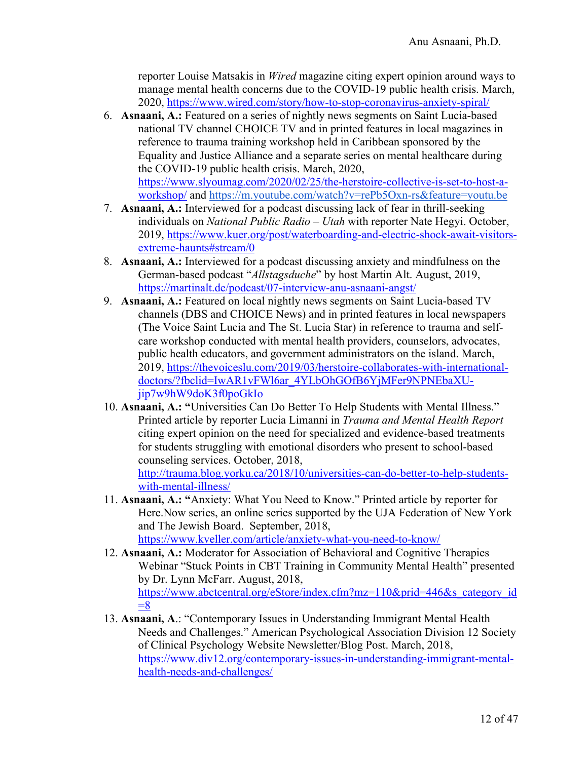reporter Louise Matsakis in *Wired* magazine citing expert opinion around ways to manage mental health concerns due to the COVID-19 public health crisis. March, 2020, https://www.wired.com/story/how-to-stop-coronavirus-anxiety-spiral/

6. **Asnaani, A.:** Featured on a series of nightly news segments on Saint Lucia-based national TV channel CHOICE TV and in printed features in local magazines in reference to trauma training workshop held in Caribbean sponsored by the Equality and Justice Alliance and a separate series on mental healthcare during the COVID-19 public health crisis. March, 2020, https://www.slyoumag.com/2020/02/25/the-herstoire-collective-is-set-to-host-a-workshop/ and https://m.youtube.com/watch?v=rePb5Oxn-rs&feature=youtu.be
7. **Asnaani, A.:** Interviewed for a podcast discussing lack of fear in thrill-seeking individuals on *National Public Radio – Utah* with reporter Nate Hegyi. October, 2019, https://www.kuer.org/post/waterboarding-and-electric-shock-await-visitors-extreme-haunts#stream/0
8. **Asnaani, A.:** Interviewed for a podcast discussing anxiety and mindfulness on the German-based podcast "*Allstagsduche*" by host Martin Alt. August, 2019, https://martinalt.de/podcast/07-interview-anu-asnaani-angst/
9. **Asnaani, A.:** Featured on local nightly news segments on Saint Lucia-based TV channels (DBS and CHOICE News) and in printed features in local newspapers (The Voice Saint Lucia and The St. Lucia Star) in reference to trauma and self-care workshop conducted with mental health providers, counselors, advocates, public health educators, and government administrators on the island. March, 2019, https://thevoiceslu.com/2019/03/herstoire-collaborates-with-international-doctors/?fbclid=IwAR1vFWl6ar_4YLbOhGOfB6YjMFer9NPNEbaXU-jip7w9hW9doK3f0poGkIo
10. **Asnaani, A.: "**Universities Can Do Better To Help Students with Mental Illness." Printed article by reporter Lucia Limanni in *Trauma and Mental Health Report* citing expert opinion on the need for specialized and evidence-based treatments for students struggling with emotional disorders who present to school-based counseling services. October, 2018, http://trauma.blog.yorku.ca/2018/10/universities-can-do-better-to-help-students-with-mental-illness/
11. **Asnaani, A.: "**Anxiety: What You Need to Know." Printed article by reporter for Here.Now series, an online series supported by the UJA Federation of New York and The Jewish Board. September, 2018, https://www.kveller.com/article/anxiety-what-you-need-to-know/
12. **Asnaani, A.:** Moderator for Association of Behavioral and Cognitive Therapies Webinar "Stuck Points in CBT Training in Community Mental Health" presented by Dr. Lynn McFarr. August, 2018, https://www.abctcentral.org/eStore/index.cfm?mz=110&prid=446&s_category_id=8
13. **Asnaani, A**.: "Contemporary Issues in Understanding Immigrant Mental Health Needs and Challenges." American Psychological Association Division 12 Society of Clinical Psychology Website Newsletter/Blog Post. March, 2018, https://www.div12.org/contemporary-issues-in-understanding-immigrant-mental-health-needs-and-challenges/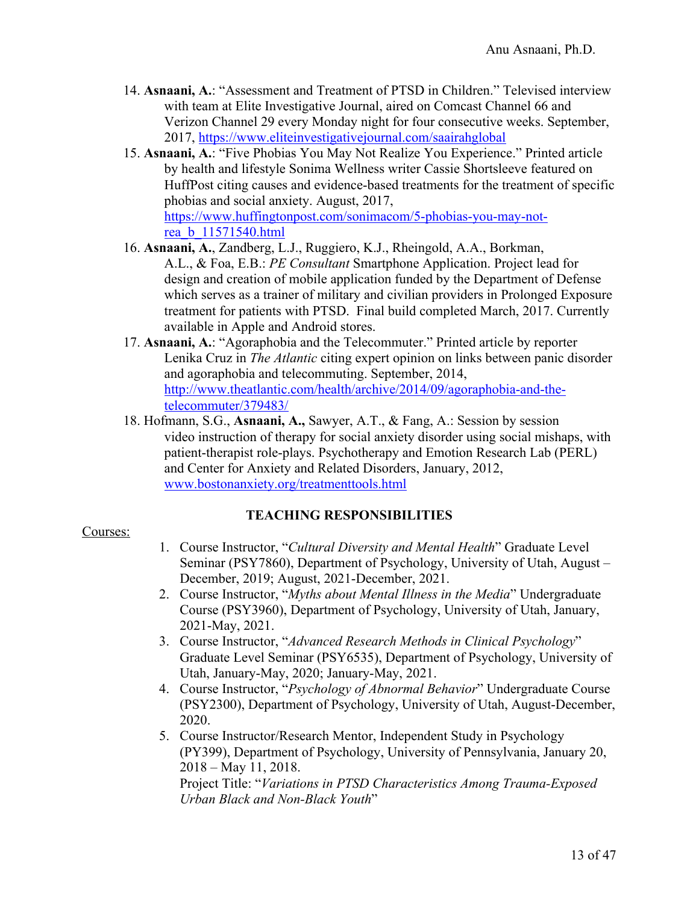14. **Asnaani, A.**: "Assessment and Treatment of PTSD in Children." Televised interview with team at Elite Investigative Journal, aired on Comcast Channel 66 and Verizon Channel 29 every Monday night for four consecutive weeks. September, 2017, https://www.eliteinvestigativejournal.com/saairahglobal
15. **Asnaani, A.**: "Five Phobias You May Not Realize You Experience." Printed article by health and lifestyle Sonima Wellness writer Cassie Shortsleeve featured on HuffPost citing causes and evidence-based treatments for the treatment of specific phobias and social anxiety. August, 2017, https://www.huffingtonpost.com/sonimacom/5-phobias-you-may-not-rea_b_11571540.html
16. **Asnaani, A.**, Zandberg, L.J., Ruggiero, K.J., Rheingold, A.A., Borkman, A.L., & Foa, E.B.: *PE Consultant* Smartphone Application. Project lead for design and creation of mobile application funded by the Department of Defense which serves as a trainer of military and civilian providers in Prolonged Exposure treatment for patients with PTSD. Final build completed March, 2017. Currently available in Apple and Android stores.
17. **Asnaani, A.**: "Agoraphobia and the Telecommuter." Printed article by reporter Lenika Cruz in *The Atlantic* citing expert opinion on links between panic disorder and agoraphobia and telecommuting. September, 2014, http://www.theatlantic.com/health/archive/2014/09/agoraphobia-and-the-telecommuter/379483/
18. Hofmann, S.G., **Asnaani, A.,** Sawyer, A.T., & Fang, A.: Session by session video instruction of therapy for social anxiety disorder using social mishaps, with patient-therapist role-plays. Psychotherapy and Emotion Research Lab (PERL) and Center for Anxiety and Related Disorders, January, 2012, www.bostonanxiety.org/treatmenttools.html

## TEACHING RESPONSIBILITIES

Courses:

1. Course Instructor, "*Cultural Diversity and Mental Health*" Graduate Level Seminar (PSY7860), Department of Psychology, University of Utah, August – December, 2019; August, 2021-December, 2021.
2. Course Instructor, "*Myths about Mental Illness in the Media*" Undergraduate Course (PSY3960), Department of Psychology, University of Utah, January, 2021-May, 2021.
3. Course Instructor, "*Advanced Research Methods in Clinical Psychology*" Graduate Level Seminar (PSY6535), Department of Psychology, University of Utah, January-May, 2020; January-May, 2021.
4. Course Instructor, "*Psychology of Abnormal Behavior*" Undergraduate Course (PSY2300), Department of Psychology, University of Utah, August-December, 2020.
5. Course Instructor/Research Mentor, Independent Study in Psychology (PY399), Department of Psychology, University of Pennsylvania, January 20, 2018 – May 11, 2018.
   Project Title: "*Variations in PTSD Characteristics Among Trauma-Exposed Urban Black and Non-Black Youth*"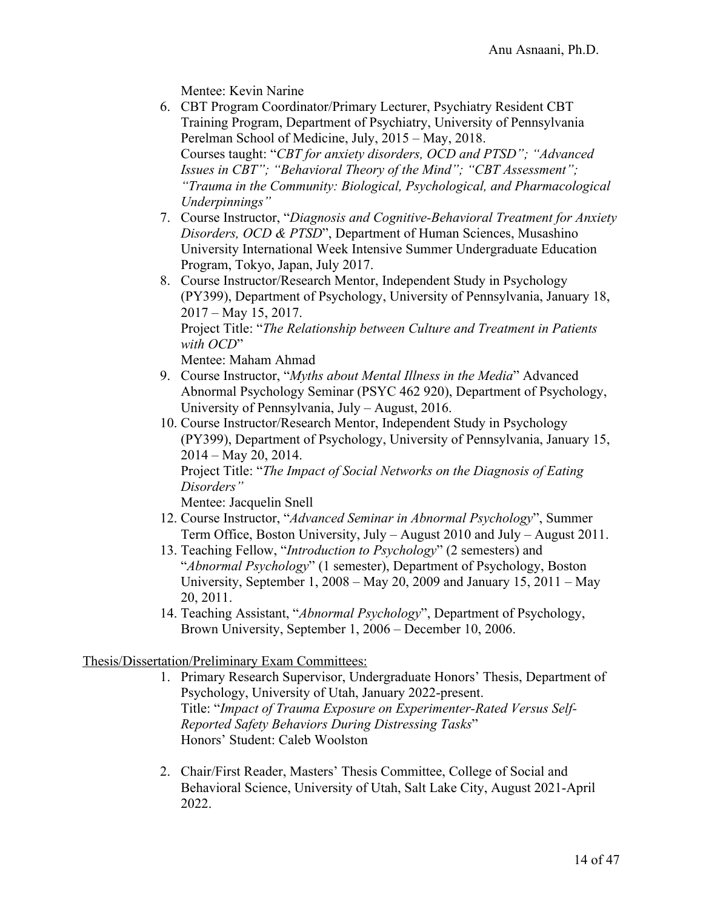Mentee: Kevin Narine

6. CBT Program Coordinator/Primary Lecturer, Psychiatry Resident CBT Training Program, Department of Psychiatry, University of Pennsylvania Perelman School of Medicine, July, 2015 – May, 2018.
   Courses taught: "*CBT for anxiety disorders, OCD and PTSD"; "Advanced Issues in CBT"; "Behavioral Theory of the Mind"; "CBT Assessment"; "Trauma in the Community: Biological, Psychological, and Pharmacological Underpinnings"*
7. Course Instructor, "*Diagnosis and Cognitive-Behavioral Treatment for Anxiety Disorders, OCD & PTSD*", Department of Human Sciences, Musashino University International Week Intensive Summer Undergraduate Education Program, Tokyo, Japan, July 2017.
8. Course Instructor/Research Mentor, Independent Study in Psychology (PY399), Department of Psychology, University of Pennsylvania, January 18, 2017 – May 15, 2017.
   Project Title: "*The Relationship between Culture and Treatment in Patients with OCD*"
   Mentee: Maham Ahmad
9. Course Instructor, "*Myths about Mental Illness in the Media*" Advanced Abnormal Psychology Seminar (PSYC 462 920), Department of Psychology, University of Pennsylvania, July – August, 2016.
10. Course Instructor/Research Mentor, Independent Study in Psychology (PY399), Department of Psychology, University of Pennsylvania, January 15, 2014 – May 20, 2014.
    Project Title: "*The Impact of Social Networks on the Diagnosis of Eating Disorders"*
    Mentee: Jacquelin Snell
12. Course Instructor, "*Advanced Seminar in Abnormal Psychology*", Summer Term Office, Boston University, July – August 2010 and July – August 2011.
13. Teaching Fellow, "*Introduction to Psychology*" (2 semesters) and "*Abnormal Psychology*" (1 semester), Department of Psychology, Boston University, September 1, 2008 – May 20, 2009 and January 15, 2011 – May 20, 2011.
14. Teaching Assistant, "*Abnormal Psychology*", Department of Psychology, Brown University, September 1, 2006 – December 10, 2006.

Thesis/Dissertation/Preliminary Exam Committees:

1. Primary Research Supervisor, Undergraduate Honors' Thesis, Department of Psychology, University of Utah, January 2022-present.
   Title: "*Impact of Trauma Exposure on Experimenter-Rated Versus Self-Reported Safety Behaviors During Distressing Tasks*"
   Honors' Student: Caleb Woolston

2. Chair/First Reader, Masters' Thesis Committee, College of Social and Behavioral Science, University of Utah, Salt Lake City, August 2021-April 2022.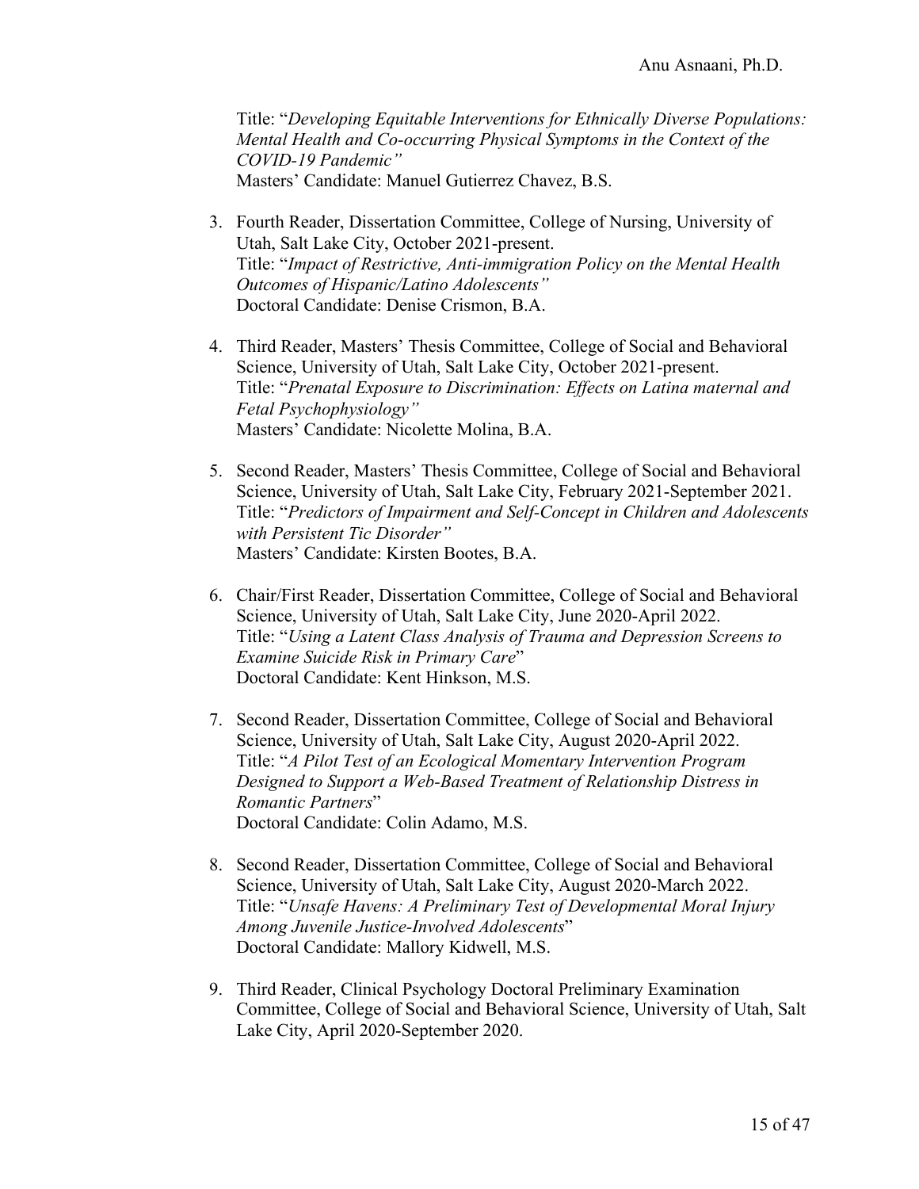Title: "*Developing Equitable Interventions for Ethnically Diverse Populations: Mental Health and Co-occurring Physical Symptoms in the Context of the COVID-19 Pandemic"*
Masters' Candidate: Manuel Gutierrez Chavez, B.S.

3. Fourth Reader, Dissertation Committee, College of Nursing, University of Utah, Salt Lake City, October 2021-present.
   Title: "*Impact of Restrictive, Anti-immigration Policy on the Mental Health Outcomes of Hispanic/Latino Adolescents"*
   Doctoral Candidate: Denise Crismon, B.A.

4. Third Reader, Masters' Thesis Committee, College of Social and Behavioral Science, University of Utah, Salt Lake City, October 2021-present.
   Title: "*Prenatal Exposure to Discrimination: Effects on Latina maternal and Fetal Psychophysiology"*
   Masters' Candidate: Nicolette Molina, B.A.

5. Second Reader, Masters' Thesis Committee, College of Social and Behavioral Science, University of Utah, Salt Lake City, February 2021-September 2021.
   Title: "*Predictors of Impairment and Self-Concept in Children and Adolescents with Persistent Tic Disorder"*
   Masters' Candidate: Kirsten Bootes, B.A.

6. Chair/First Reader, Dissertation Committee, College of Social and Behavioral Science, University of Utah, Salt Lake City, June 2020-April 2022.
   Title: "*Using a Latent Class Analysis of Trauma and Depression Screens to Examine Suicide Risk in Primary Care*"
   Doctoral Candidate: Kent Hinkson, M.S.

7. Second Reader, Dissertation Committee, College of Social and Behavioral Science, University of Utah, Salt Lake City, August 2020-April 2022.
   Title: "*A Pilot Test of an Ecological Momentary Intervention Program Designed to Support a Web-Based Treatment of Relationship Distress in Romantic Partners*"
   Doctoral Candidate: Colin Adamo, M.S.

8. Second Reader, Dissertation Committee, College of Social and Behavioral Science, University of Utah, Salt Lake City, August 2020-March 2022.
   Title: "*Unsafe Havens: A Preliminary Test of Developmental Moral Injury Among Juvenile Justice-Involved Adolescents*"
   Doctoral Candidate: Mallory Kidwell, M.S.

9. Third Reader, Clinical Psychology Doctoral Preliminary Examination Committee, College of Social and Behavioral Science, University of Utah, Salt Lake City, April 2020-September 2020.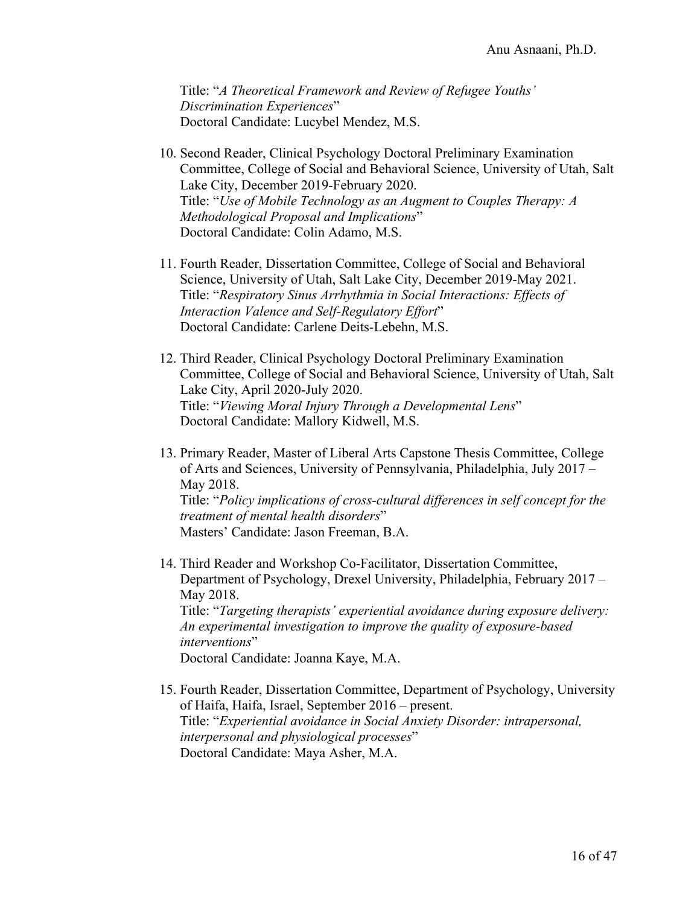Title: "*A Theoretical Framework and Review of Refugee Youths' Discrimination Experiences*"
Doctoral Candidate: Lucybel Mendez, M.S.

10. Second Reader, Clinical Psychology Doctoral Preliminary Examination Committee, College of Social and Behavioral Science, University of Utah, Salt Lake City, December 2019-February 2020.
Title: "*Use of Mobile Technology as an Augment to Couples Therapy: A Methodological Proposal and Implications*"
Doctoral Candidate: Colin Adamo, M.S.

11. Fourth Reader, Dissertation Committee, College of Social and Behavioral Science, University of Utah, Salt Lake City, December 2019-May 2021.
Title: "*Respiratory Sinus Arrhythmia in Social Interactions: Effects of Interaction Valence and Self-Regulatory Effort*"
Doctoral Candidate: Carlene Deits-Lebehn, M.S.

12. Third Reader, Clinical Psychology Doctoral Preliminary Examination Committee, College of Social and Behavioral Science, University of Utah, Salt Lake City, April 2020-July 2020.
Title: "*Viewing Moral Injury Through a Developmental Lens*"
Doctoral Candidate: Mallory Kidwell, M.S.

13. Primary Reader, Master of Liberal Arts Capstone Thesis Committee, College of Arts and Sciences, University of Pennsylvania, Philadelphia, July 2017 – May 2018.
Title: "*Policy implications of cross-cultural differences in self concept for the treatment of mental health disorders*"
Masters' Candidate: Jason Freeman, B.A.

14. Third Reader and Workshop Co-Facilitator, Dissertation Committee, Department of Psychology, Drexel University, Philadelphia, February 2017 – May 2018.
Title: "*Targeting therapists' experiential avoidance during exposure delivery: An experimental investigation to improve the quality of exposure-based interventions*"
Doctoral Candidate: Joanna Kaye, M.A.

15. Fourth Reader, Dissertation Committee, Department of Psychology, University of Haifa, Haifa, Israel, September 2016 – present.
Title: "*Experiential avoidance in Social Anxiety Disorder: intrapersonal, interpersonal and physiological processes*"
Doctoral Candidate: Maya Asher, M.A.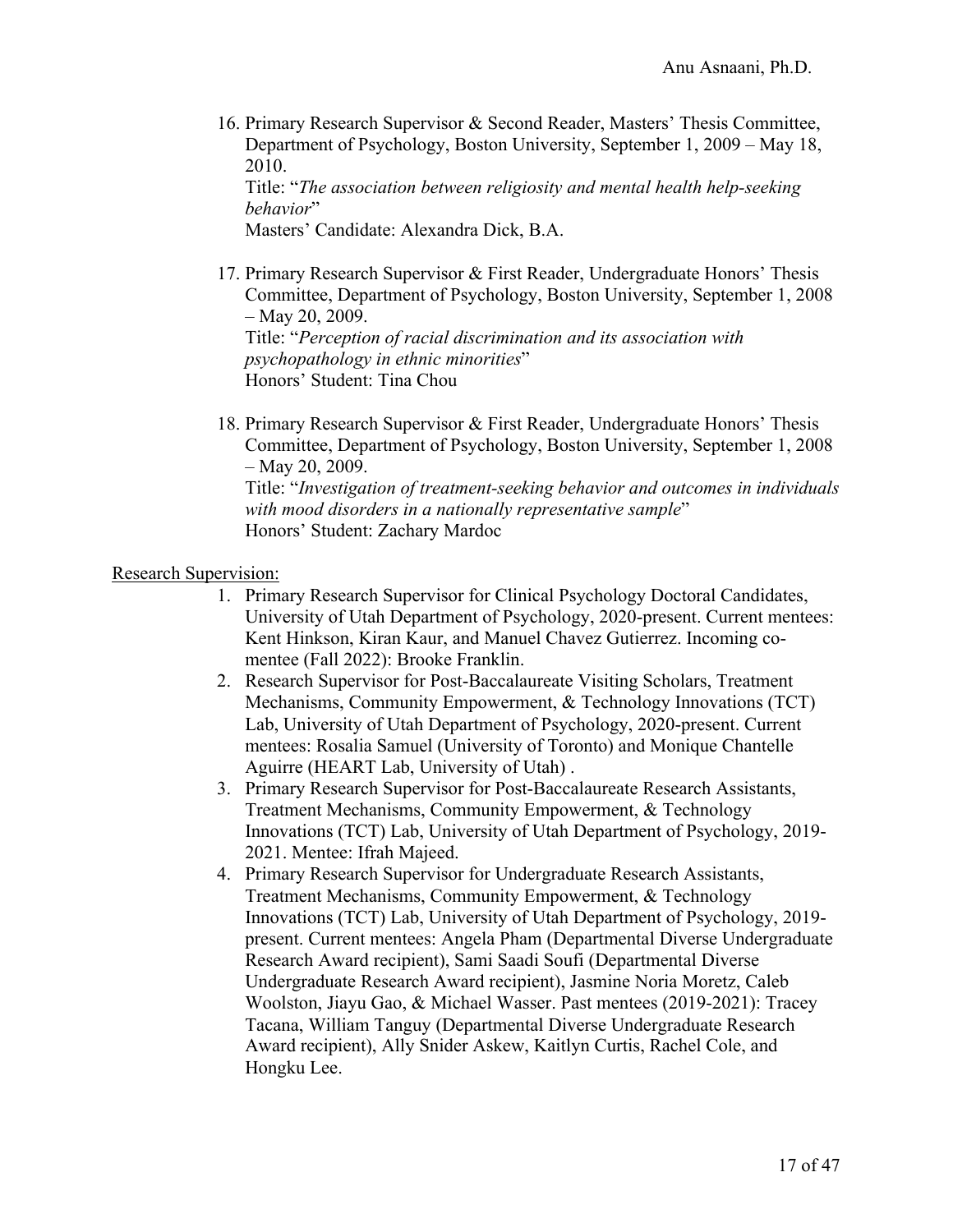16. Primary Research Supervisor & Second Reader, Masters' Thesis Committee, Department of Psychology, Boston University, September 1, 2009 – May 18, 2010.
    Title: "*The association between religiosity and mental health help-seeking behavior*"
    Masters' Candidate: Alexandra Dick, B.A.

17. Primary Research Supervisor & First Reader, Undergraduate Honors' Thesis Committee, Department of Psychology, Boston University, September 1, 2008 – May 20, 2009.
    Title: "*Perception of racial discrimination and its association with psychopathology in ethnic minorities*"
    Honors' Student: Tina Chou

18. Primary Research Supervisor & First Reader, Undergraduate Honors' Thesis Committee, Department of Psychology, Boston University, September 1, 2008 – May 20, 2009.
    Title: "*Investigation of treatment-seeking behavior and outcomes in individuals with mood disorders in a nationally representative sample*"
    Honors' Student: Zachary Mardoc

<u>Research Supervision:</u>

1. Primary Research Supervisor for Clinical Psychology Doctoral Candidates, University of Utah Department of Psychology, 2020-present. Current mentees: Kent Hinkson, Kiran Kaur, and Manuel Chavez Gutierrez. Incoming co-mentee (Fall 2022): Brooke Franklin.
2. Research Supervisor for Post-Baccalaureate Visiting Scholars, Treatment Mechanisms, Community Empowerment, & Technology Innovations (TCT) Lab, University of Utah Department of Psychology, 2020-present. Current mentees: Rosalia Samuel (University of Toronto) and Monique Chantelle Aguirre (HEART Lab, University of Utah) .
3. Primary Research Supervisor for Post-Baccalaureate Research Assistants, Treatment Mechanisms, Community Empowerment, & Technology Innovations (TCT) Lab, University of Utah Department of Psychology, 2019-2021. Mentee: Ifrah Majeed.
4. Primary Research Supervisor for Undergraduate Research Assistants, Treatment Mechanisms, Community Empowerment, & Technology Innovations (TCT) Lab, University of Utah Department of Psychology, 2019-present. Current mentees: Angela Pham (Departmental Diverse Undergraduate Research Award recipient), Sami Saadi Soufi (Departmental Diverse Undergraduate Research Award recipient), Jasmine Noria Moretz, Caleb Woolston, Jiayu Gao, & Michael Wasser. Past mentees (2019-2021): Tracey Tacana, William Tanguy (Departmental Diverse Undergraduate Research Award recipient), Ally Snider Askew, Kaitlyn Curtis, Rachel Cole, and Hongku Lee.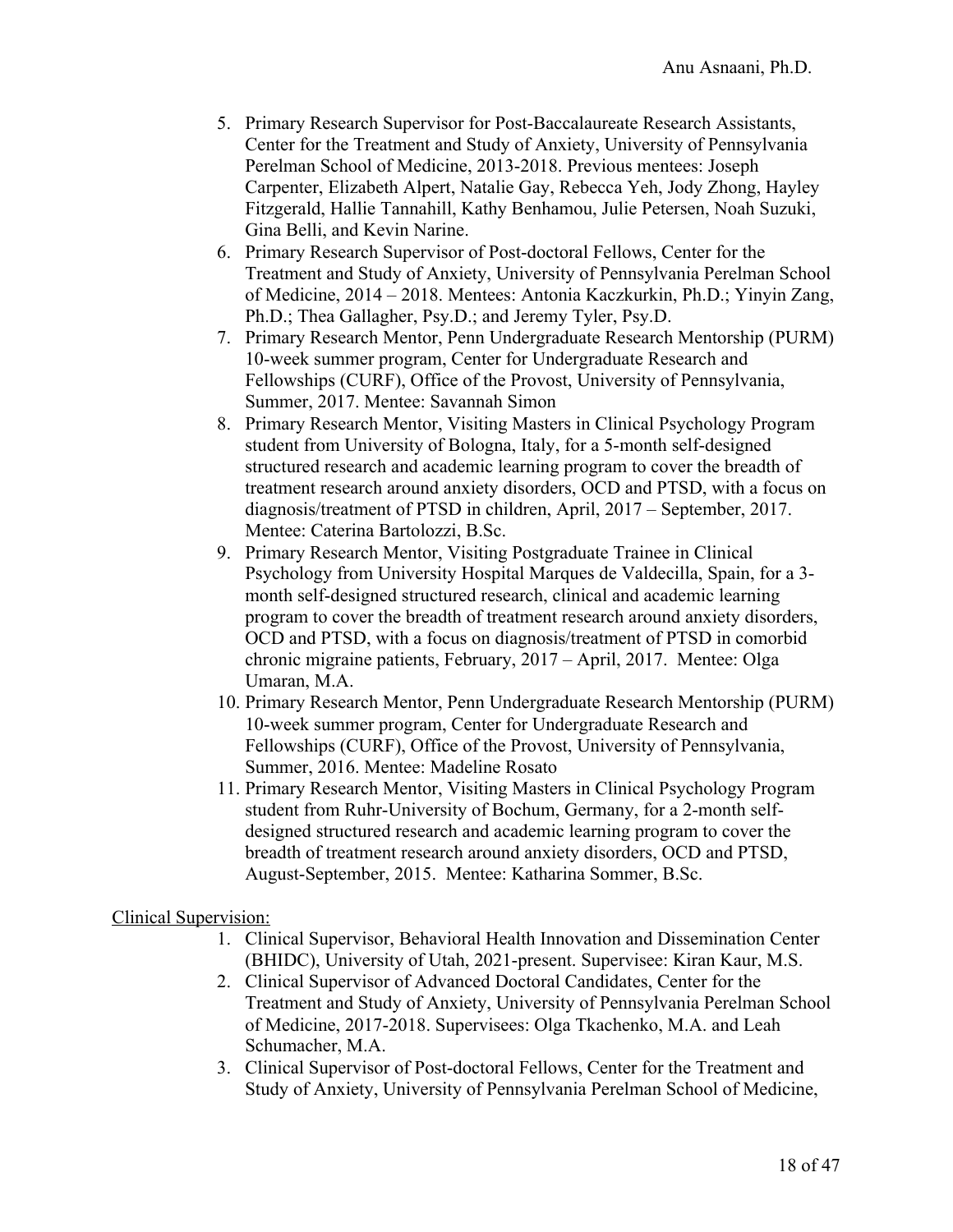5. Primary Research Supervisor for Post-Baccalaureate Research Assistants, Center for the Treatment and Study of Anxiety, University of Pennsylvania Perelman School of Medicine, 2013-2018. Previous mentees: Joseph Carpenter, Elizabeth Alpert, Natalie Gay, Rebecca Yeh, Jody Zhong, Hayley Fitzgerald, Hallie Tannahill, Kathy Benhamou, Julie Petersen, Noah Suzuki, Gina Belli, and Kevin Narine.
6. Primary Research Supervisor of Post-doctoral Fellows, Center for the Treatment and Study of Anxiety, University of Pennsylvania Perelman School of Medicine, 2014 – 2018. Mentees: Antonia Kaczkurkin, Ph.D.; Yinyin Zang, Ph.D.; Thea Gallagher, Psy.D.; and Jeremy Tyler, Psy.D.
7. Primary Research Mentor, Penn Undergraduate Research Mentorship (PURM) 10-week summer program, Center for Undergraduate Research and Fellowships (CURF), Office of the Provost, University of Pennsylvania, Summer, 2017. Mentee: Savannah Simon
8. Primary Research Mentor, Visiting Masters in Clinical Psychology Program student from University of Bologna, Italy, for a 5-month self-designed structured research and academic learning program to cover the breadth of treatment research around anxiety disorders, OCD and PTSD, with a focus on diagnosis/treatment of PTSD in children, April, 2017 – September, 2017. Mentee: Caterina Bartolozzi, B.Sc.
9. Primary Research Mentor, Visiting Postgraduate Trainee in Clinical Psychology from University Hospital Marques de Valdecilla, Spain, for a 3-month self-designed structured research, clinical and academic learning program to cover the breadth of treatment research around anxiety disorders, OCD and PTSD, with a focus on diagnosis/treatment of PTSD in comorbid chronic migraine patients, February, 2017 – April, 2017. Mentee: Olga Umaran, M.A.
10. Primary Research Mentor, Penn Undergraduate Research Mentorship (PURM) 10-week summer program, Center for Undergraduate Research and Fellowships (CURF), Office of the Provost, University of Pennsylvania, Summer, 2016. Mentee: Madeline Rosato
11. Primary Research Mentor, Visiting Masters in Clinical Psychology Program student from Ruhr-University of Bochum, Germany, for a 2-month self-designed structured research and academic learning program to cover the breadth of treatment research around anxiety disorders, OCD and PTSD, August-September, 2015. Mentee: Katharina Sommer, B.Sc.

Clinical Supervision:

1. Clinical Supervisor, Behavioral Health Innovation and Dissemination Center (BHIDC), University of Utah, 2021-present. Supervisee: Kiran Kaur, M.S.
2. Clinical Supervisor of Advanced Doctoral Candidates, Center for the Treatment and Study of Anxiety, University of Pennsylvania Perelman School of Medicine, 2017-2018. Supervisees: Olga Tkachenko, M.A. and Leah Schumacher, M.A.
3. Clinical Supervisor of Post-doctoral Fellows, Center for the Treatment and Study of Anxiety, University of Pennsylvania Perelman School of Medicine,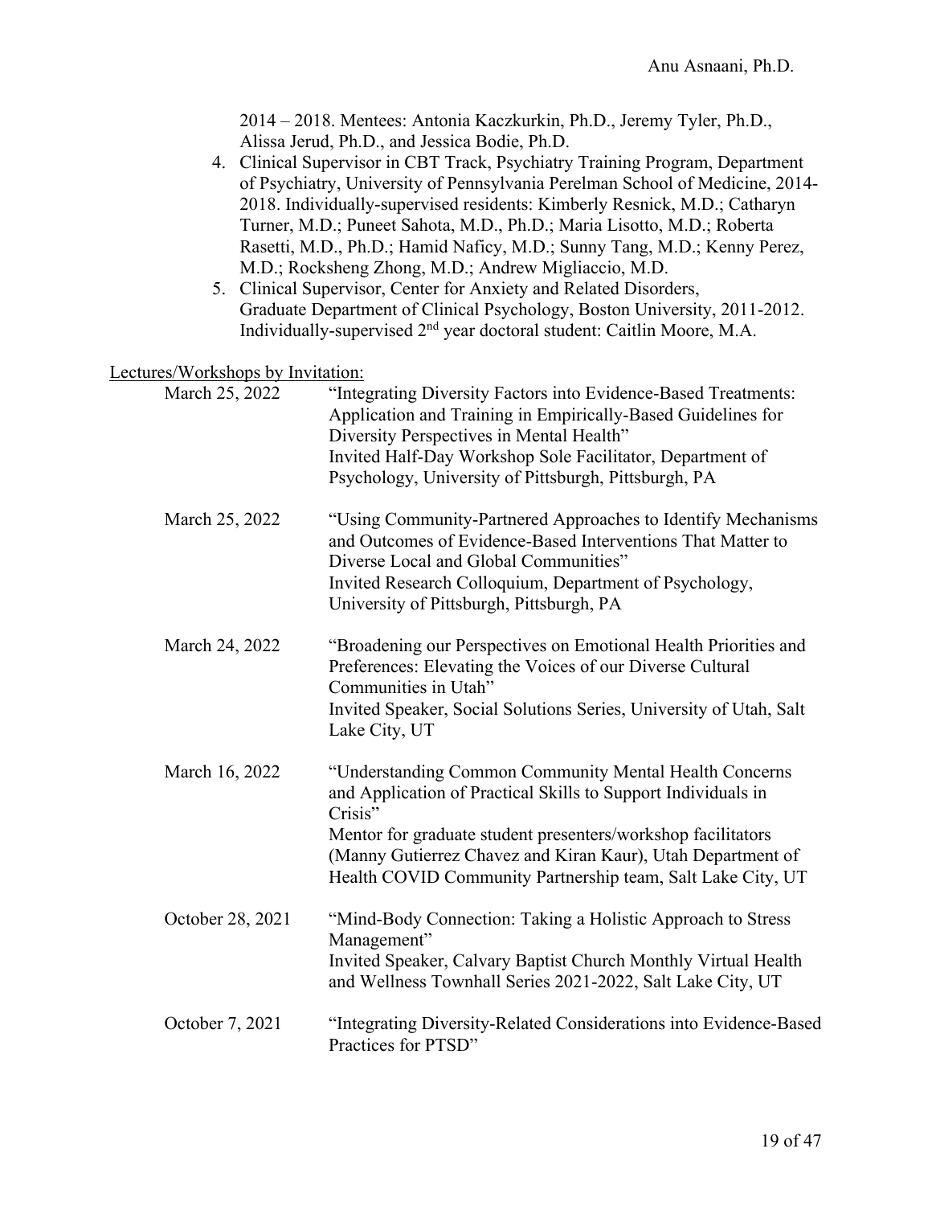2014 – 2018. Mentees: Antonia Kaczkurkin, Ph.D., Jeremy Tyler, Ph.D., Alissa Jerud, Ph.D., and Jessica Bodie, Ph.D.

4. Clinical Supervisor in CBT Track, Psychiatry Training Program, Department of Psychiatry, University of Pennsylvania Perelman School of Medicine, 2014-2018. Individually-supervised residents: Kimberly Resnick, M.D.; Catharyn Turner, M.D.; Puneet Sahota, M.D., Ph.D.; Maria Lisotto, M.D.; Roberta Rasetti, M.D., Ph.D.; Hamid Naficy, M.D.; Sunny Tang, M.D.; Kenny Perez, M.D.; Rocksheng Zhong, M.D.; Andrew Migliaccio, M.D.
5. Clinical Supervisor, Center for Anxiety and Related Disorders, Graduate Department of Clinical Psychology, Boston University, 2011-2012. Individually-supervised 2nd year doctoral student: Caitlin Moore, M.A.

Lectures/Workshops by Invitation:

March 25, 2022 — "Integrating Diversity Factors into Evidence-Based Treatments: Application and Training in Empirically-Based Guidelines for Diversity Perspectives in Mental Health"
Invited Half-Day Workshop Sole Facilitator, Department of Psychology, University of Pittsburgh, Pittsburgh, PA

March 25, 2022 — "Using Community-Partnered Approaches to Identify Mechanisms and Outcomes of Evidence-Based Interventions That Matter to Diverse Local and Global Communities"
Invited Research Colloquium, Department of Psychology, University of Pittsburgh, Pittsburgh, PA

March 24, 2022 — "Broadening our Perspectives on Emotional Health Priorities and Preferences: Elevating the Voices of our Diverse Cultural Communities in Utah"
Invited Speaker, Social Solutions Series, University of Utah, Salt Lake City, UT

March 16, 2022 — "Understanding Common Community Mental Health Concerns and Application of Practical Skills to Support Individuals in Crisis"
Mentor for graduate student presenters/workshop facilitators (Manny Gutierrez Chavez and Kiran Kaur), Utah Department of Health COVID Community Partnership team, Salt Lake City, UT

October 28, 2021 — "Mind-Body Connection: Taking a Holistic Approach to Stress Management"
Invited Speaker, Calvary Baptist Church Monthly Virtual Health and Wellness Townhall Series 2021-2022, Salt Lake City, UT

October 7, 2021 — "Integrating Diversity-Related Considerations into Evidence-Based Practices for PTSD"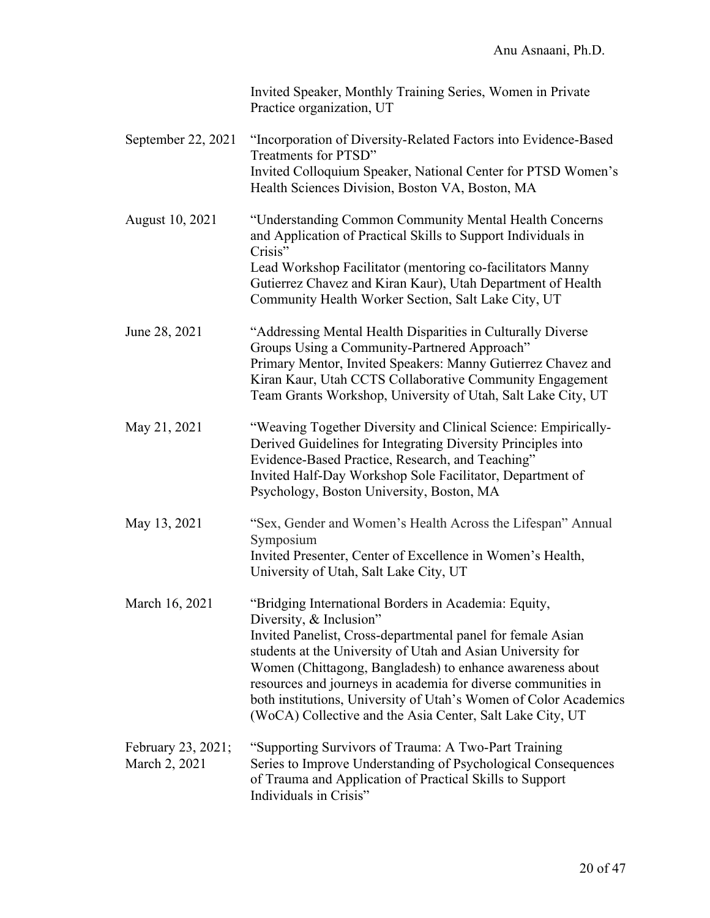Invited Speaker, Monthly Training Series, Women in Private Practice organization, UT

September 22, 2021 — "Incorporation of Diversity-Related Factors into Evidence-Based Treatments for PTSD"
Invited Colloquium Speaker, National Center for PTSD Women's Health Sciences Division, Boston VA, Boston, MA

August 10, 2021 — "Understanding Common Community Mental Health Concerns and Application of Practical Skills to Support Individuals in Crisis"
Lead Workshop Facilitator (mentoring co-facilitators Manny Gutierrez Chavez and Kiran Kaur), Utah Department of Health Community Health Worker Section, Salt Lake City, UT

June 28, 2021 — "Addressing Mental Health Disparities in Culturally Diverse Groups Using a Community-Partnered Approach"
Primary Mentor, Invited Speakers: Manny Gutierrez Chavez and Kiran Kaur, Utah CCTS Collaborative Community Engagement Team Grants Workshop, University of Utah, Salt Lake City, UT

May 21, 2021 — "Weaving Together Diversity and Clinical Science: Empirically-Derived Guidelines for Integrating Diversity Principles into Evidence-Based Practice, Research, and Teaching"
Invited Half-Day Workshop Sole Facilitator, Department of Psychology, Boston University, Boston, MA

May 13, 2021 — "Sex, Gender and Women's Health Across the Lifespan" Annual Symposium
Invited Presenter, Center of Excellence in Women's Health, University of Utah, Salt Lake City, UT

March 16, 2021 — "Bridging International Borders in Academia: Equity, Diversity, & Inclusion"
Invited Panelist, Cross-departmental panel for female Asian students at the University of Utah and Asian University for Women (Chittagong, Bangladesh) to enhance awareness about resources and journeys in academia for diverse communities in both institutions, University of Utah's Women of Color Academics (WoCA) Collective and the Asia Center, Salt Lake City, UT

February 23, 2021; March 2, 2021 — "Supporting Survivors of Trauma: A Two-Part Training Series to Improve Understanding of Psychological Consequences of Trauma and Application of Practical Skills to Support Individuals in Crisis"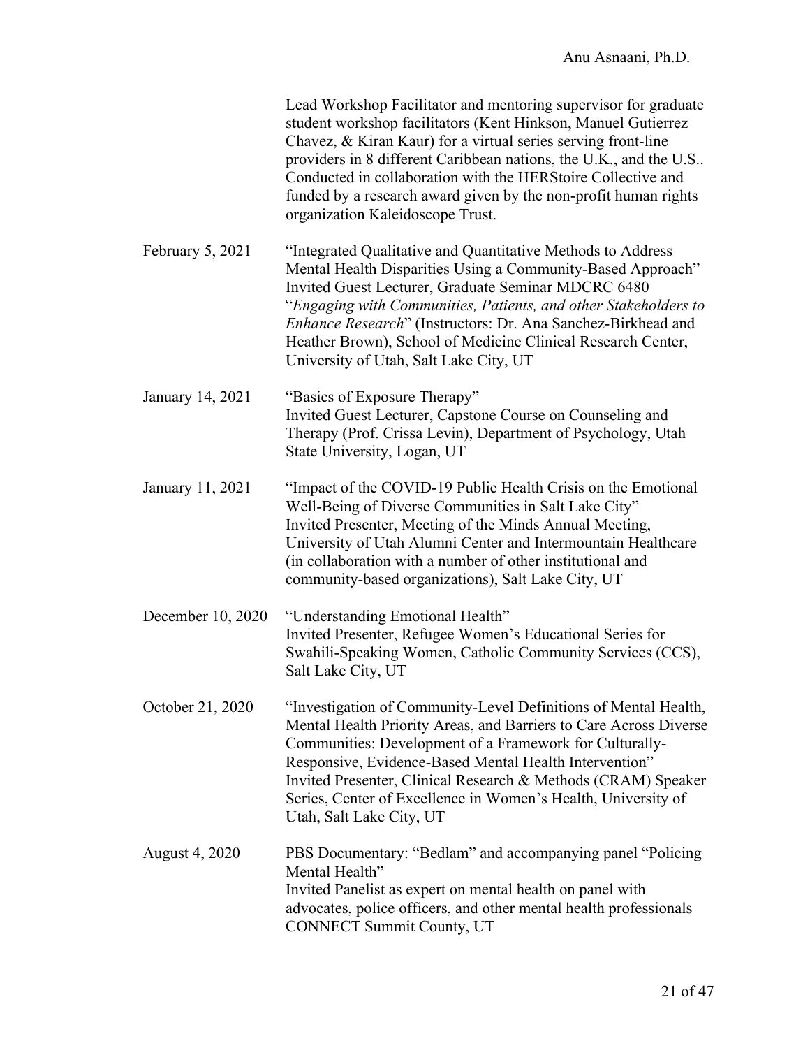Lead Workshop Facilitator and mentoring supervisor for graduate student workshop facilitators (Kent Hinkson, Manuel Gutierrez Chavez, & Kiran Kaur) for a virtual series serving front-line providers in 8 different Caribbean nations, the U.K., and the U.S.. Conducted in collaboration with the HERStoire Collective and funded by a research award given by the non-profit human rights organization Kaleidoscope Trust.

February 5, 2021 — "Integrated Qualitative and Quantitative Methods to Address Mental Health Disparities Using a Community-Based Approach"
Invited Guest Lecturer, Graduate Seminar MDCRC 6480 "*Engaging with Communities, Patients, and other Stakeholders to Enhance Research*" (Instructors: Dr. Ana Sanchez-Birkhead and Heather Brown), School of Medicine Clinical Research Center, University of Utah, Salt Lake City, UT

January 14, 2021 — "Basics of Exposure Therapy"
Invited Guest Lecturer, Capstone Course on Counseling and Therapy (Prof. Crissa Levin), Department of Psychology, Utah State University, Logan, UT

January 11, 2021 — "Impact of the COVID-19 Public Health Crisis on the Emotional Well-Being of Diverse Communities in Salt Lake City"
Invited Presenter, Meeting of the Minds Annual Meeting, University of Utah Alumni Center and Intermountain Healthcare (in collaboration with a number of other institutional and community-based organizations), Salt Lake City, UT

December 10, 2020 — "Understanding Emotional Health"
Invited Presenter, Refugee Women's Educational Series for Swahili-Speaking Women, Catholic Community Services (CCS), Salt Lake City, UT

October 21, 2020 — "Investigation of Community-Level Definitions of Mental Health, Mental Health Priority Areas, and Barriers to Care Across Diverse Communities: Development of a Framework for Culturally-Responsive, Evidence-Based Mental Health Intervention"
Invited Presenter, Clinical Research & Methods (CRAM) Speaker Series, Center of Excellence in Women's Health, University of Utah, Salt Lake City, UT

August 4, 2020 — PBS Documentary: "Bedlam" and accompanying panel "Policing Mental Health"
Invited Panelist as expert on mental health on panel with advocates, police officers, and other mental health professionals
CONNECT Summit County, UT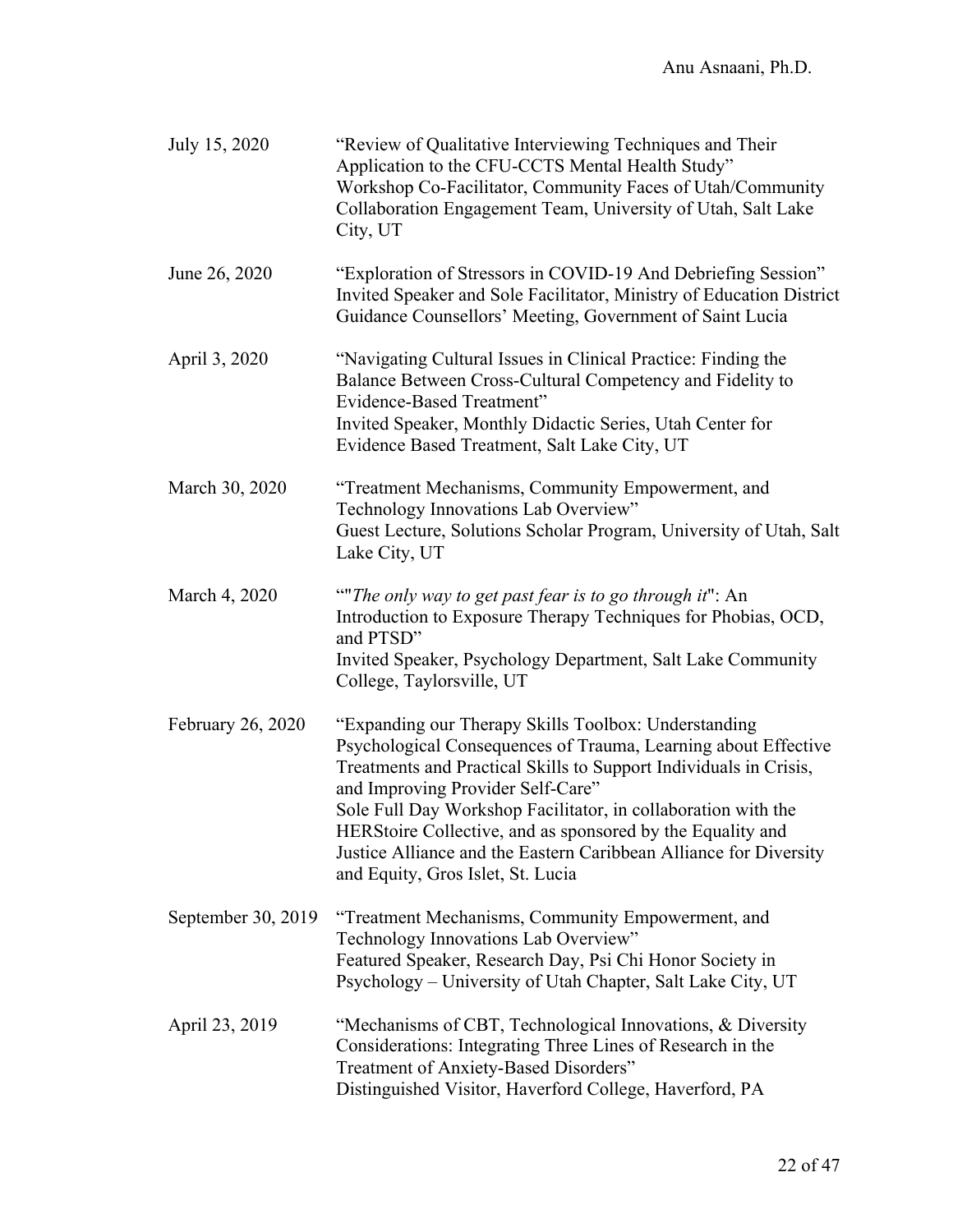July 15, 2020 — "Review of Qualitative Interviewing Techniques and Their Application to the CFU-CCTS Mental Health Study"
Workshop Co-Facilitator, Community Faces of Utah/Community Collaboration Engagement Team, University of Utah, Salt Lake City, UT

June 26, 2020 — "Exploration of Stressors in COVID-19 And Debriefing Session"
Invited Speaker and Sole Facilitator, Ministry of Education District Guidance Counsellors' Meeting, Government of Saint Lucia

April 3, 2020 — "Navigating Cultural Issues in Clinical Practice: Finding the Balance Between Cross-Cultural Competency and Fidelity to Evidence-Based Treatment"
Invited Speaker, Monthly Didactic Series, Utah Center for Evidence Based Treatment, Salt Lake City, UT

March 30, 2020 — "Treatment Mechanisms, Community Empowerment, and Technology Innovations Lab Overview"
Guest Lecture, Solutions Scholar Program, University of Utah, Salt Lake City, UT

March 4, 2020 — ""*The only way to get past fear is to go through it*": An Introduction to Exposure Therapy Techniques for Phobias, OCD, and PTSD"
Invited Speaker, Psychology Department, Salt Lake Community College, Taylorsville, UT

February 26, 2020 — "Expanding our Therapy Skills Toolbox: Understanding Psychological Consequences of Trauma, Learning about Effective Treatments and Practical Skills to Support Individuals in Crisis, and Improving Provider Self-Care"
Sole Full Day Workshop Facilitator, in collaboration with the HERStoire Collective, and as sponsored by the Equality and Justice Alliance and the Eastern Caribbean Alliance for Diversity and Equity, Gros Islet, St. Lucia

September 30, 2019 — "Treatment Mechanisms, Community Empowerment, and Technology Innovations Lab Overview"
Featured Speaker, Research Day, Psi Chi Honor Society in Psychology – University of Utah Chapter, Salt Lake City, UT

April 23, 2019 — "Mechanisms of CBT, Technological Innovations, & Diversity Considerations: Integrating Three Lines of Research in the Treatment of Anxiety-Based Disorders"
Distinguished Visitor, Haverford College, Haverford, PA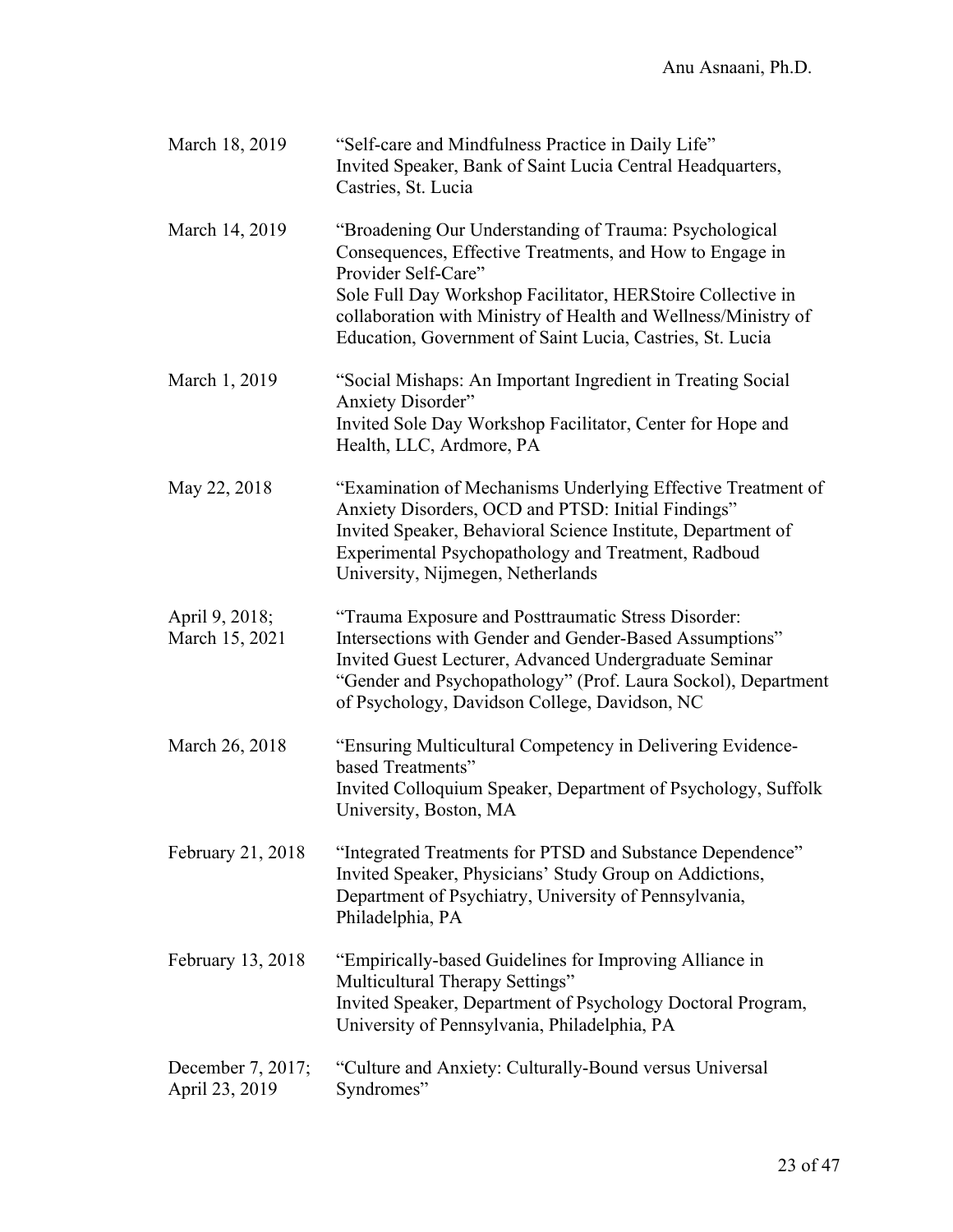March 18, 2019 — "Self-care and Mindfulness Practice in Daily Life"
Invited Speaker, Bank of Saint Lucia Central Headquarters, Castries, St. Lucia

March 14, 2019 — "Broadening Our Understanding of Trauma: Psychological Consequences, Effective Treatments, and How to Engage in Provider Self-Care"
Sole Full Day Workshop Facilitator, HERStoire Collective in collaboration with Ministry of Health and Wellness/Ministry of Education, Government of Saint Lucia, Castries, St. Lucia

March 1, 2019 — "Social Mishaps: An Important Ingredient in Treating Social Anxiety Disorder"
Invited Sole Day Workshop Facilitator, Center for Hope and Health, LLC, Ardmore, PA

May 22, 2018 — "Examination of Mechanisms Underlying Effective Treatment of Anxiety Disorders, OCD and PTSD: Initial Findings"
Invited Speaker, Behavioral Science Institute, Department of Experimental Psychopathology and Treatment, Radboud University, Nijmegen, Netherlands

April 9, 2018; March 15, 2021 — "Trauma Exposure and Posttraumatic Stress Disorder: Intersections with Gender and Gender-Based Assumptions"
Invited Guest Lecturer, Advanced Undergraduate Seminar "Gender and Psychopathology" (Prof. Laura Sockol), Department of Psychology, Davidson College, Davidson, NC

March 26, 2018 — "Ensuring Multicultural Competency in Delivering Evidence-based Treatments"
Invited Colloquium Speaker, Department of Psychology, Suffolk University, Boston, MA

February 21, 2018 — "Integrated Treatments for PTSD and Substance Dependence"
Invited Speaker, Physicians' Study Group on Addictions, Department of Psychiatry, University of Pennsylvania, Philadelphia, PA

February 13, 2018 — "Empirically-based Guidelines for Improving Alliance in Multicultural Therapy Settings"
Invited Speaker, Department of Psychology Doctoral Program, University of Pennsylvania, Philadelphia, PA

December 7, 2017; April 23, 2019 — "Culture and Anxiety: Culturally-Bound versus Universal Syndromes"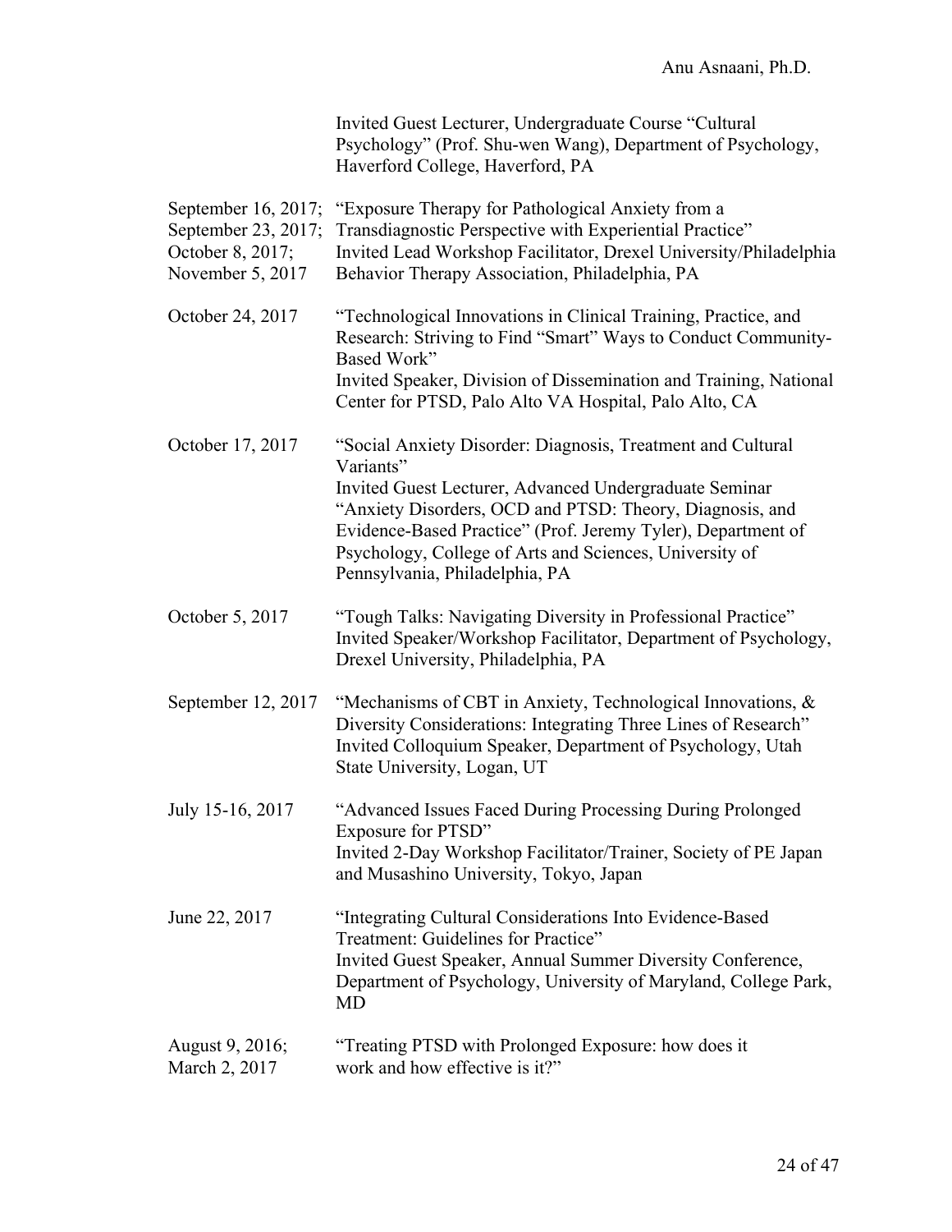Invited Guest Lecturer, Undergraduate Course "Cultural Psychology" (Prof. Shu-wen Wang), Department of Psychology, Haverford College, Haverford, PA

| | |
|---|---|
| September 16, 2017; September 23, 2017; October 8, 2017; November 5, 2017 | "Exposure Therapy for Pathological Anxiety from a Transdiagnostic Perspective with Experiential Practice" Invited Lead Workshop Facilitator, Drexel University/Philadelphia Behavior Therapy Association, Philadelphia, PA |
| October 24, 2017 | "Technological Innovations in Clinical Training, Practice, and Research: Striving to Find "Smart" Ways to Conduct Community-Based Work" Invited Speaker, Division of Dissemination and Training, National Center for PTSD, Palo Alto VA Hospital, Palo Alto, CA |
| October 17, 2017 | "Social Anxiety Disorder: Diagnosis, Treatment and Cultural Variants" Invited Guest Lecturer, Advanced Undergraduate Seminar "Anxiety Disorders, OCD and PTSD: Theory, Diagnosis, and Evidence-Based Practice" (Prof. Jeremy Tyler), Department of Psychology, College of Arts and Sciences, University of Pennsylvania, Philadelphia, PA |
| October 5, 2017 | "Tough Talks: Navigating Diversity in Professional Practice" Invited Speaker/Workshop Facilitator, Department of Psychology, Drexel University, Philadelphia, PA |
| September 12, 2017 | "Mechanisms of CBT in Anxiety, Technological Innovations, & Diversity Considerations: Integrating Three Lines of Research" Invited Colloquium Speaker, Department of Psychology, Utah State University, Logan, UT |
| July 15-16, 2017 | "Advanced Issues Faced During Processing During Prolonged Exposure for PTSD" Invited 2-Day Workshop Facilitator/Trainer, Society of PE Japan and Musashino University, Tokyo, Japan |
| June 22, 2017 | "Integrating Cultural Considerations Into Evidence-Based Treatment: Guidelines for Practice" Invited Guest Speaker, Annual Summer Diversity Conference, Department of Psychology, University of Maryland, College Park, MD |
| August 9, 2016; March 2, 2017 | "Treating PTSD with Prolonged Exposure: how does it work and how effective is it?" |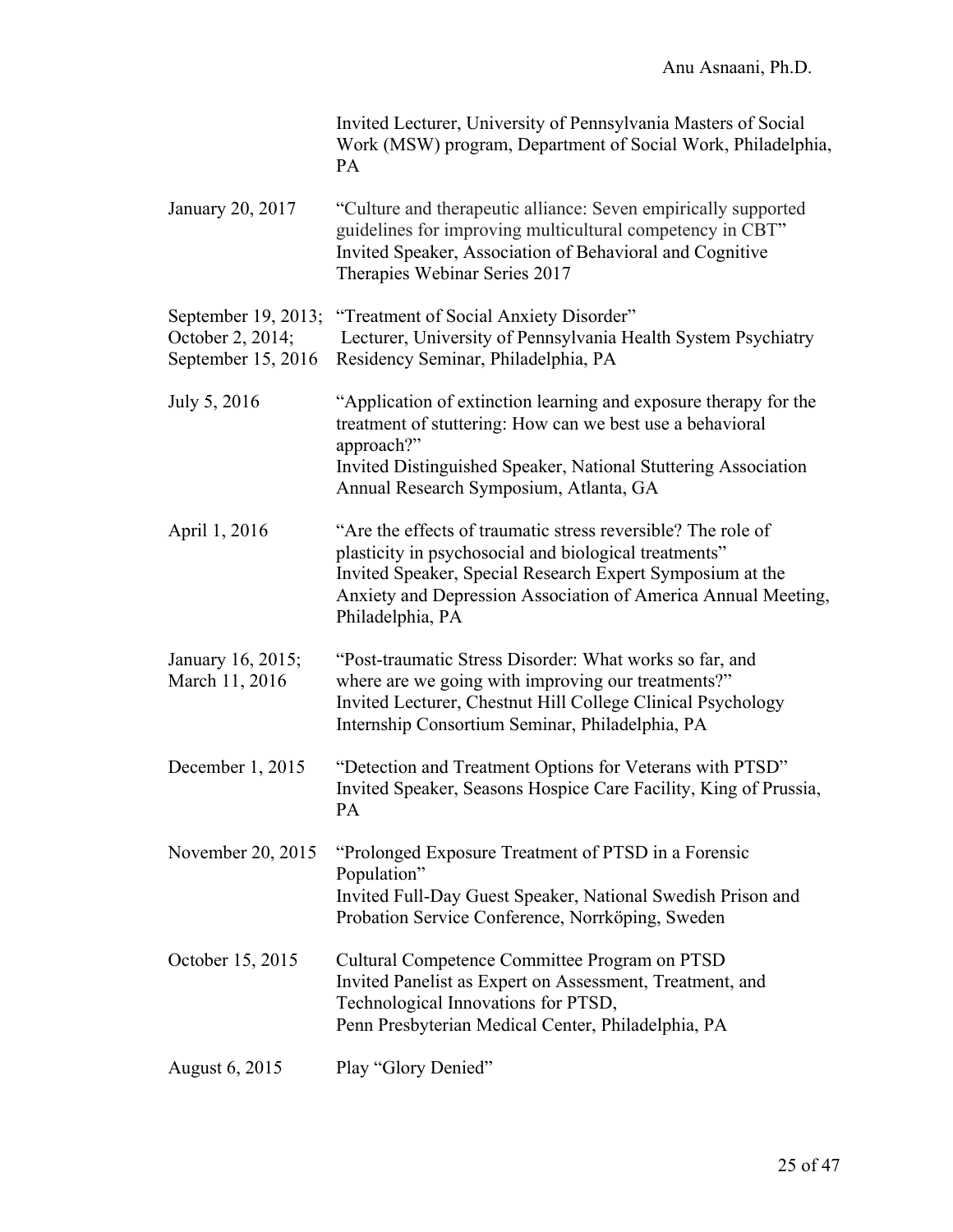Invited Lecturer, University of Pennsylvania Masters of Social Work (MSW) program, Department of Social Work, Philadelphia, PA

| | |
|---|---|
| January 20, 2017 | "Culture and therapeutic alliance: Seven empirically supported guidelines for improving multicultural competency in CBT"<br>Invited Speaker, Association of Behavioral and Cognitive Therapies Webinar Series 2017 |
| September 19, 2013; October 2, 2014; September 15, 2016 | "Treatment of Social Anxiety Disorder"<br>Lecturer, University of Pennsylvania Health System Psychiatry Residency Seminar, Philadelphia, PA |
| July 5, 2016 | "Application of extinction learning and exposure therapy for the treatment of stuttering: How can we best use a behavioral approach?"<br>Invited Distinguished Speaker, National Stuttering Association Annual Research Symposium, Atlanta, GA |
| April 1, 2016 | "Are the effects of traumatic stress reversible? The role of plasticity in psychosocial and biological treatments"<br>Invited Speaker, Special Research Expert Symposium at the Anxiety and Depression Association of America Annual Meeting, Philadelphia, PA |
| January 16, 2015; March 11, 2016 | "Post-traumatic Stress Disorder: What works so far, and where are we going with improving our treatments?"<br>Invited Lecturer, Chestnut Hill College Clinical Psychology Internship Consortium Seminar, Philadelphia, PA |
| December 1, 2015 | "Detection and Treatment Options for Veterans with PTSD"<br>Invited Speaker, Seasons Hospice Care Facility, King of Prussia, PA |
| November 20, 2015 | "Prolonged Exposure Treatment of PTSD in a Forensic Population"<br>Invited Full-Day Guest Speaker, National Swedish Prison and Probation Service Conference, Norrköping, Sweden |
| October 15, 2015 | Cultural Competence Committee Program on PTSD<br>Invited Panelist as Expert on Assessment, Treatment, and Technological Innovations for PTSD,<br>Penn Presbyterian Medical Center, Philadelphia, PA |
| August 6, 2015 | Play "Glory Denied" |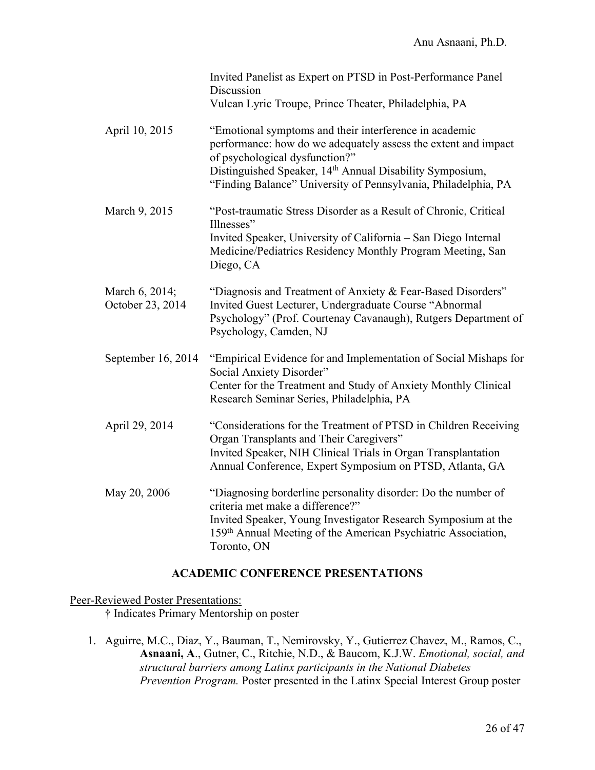Invited Panelist as Expert on PTSD in Post-Performance Panel Discussion
Vulcan Lyric Troupe, Prince Theater, Philadelphia, PA

April 10, 2015 — "Emotional symptoms and their interference in academic performance: how do we adequately assess the extent and impact of psychological dysfunction?"
Distinguished Speaker, 14th Annual Disability Symposium, "Finding Balance" University of Pennsylvania, Philadelphia, PA

March 9, 2015 — "Post-traumatic Stress Disorder as a Result of Chronic, Critical Illnesses"
Invited Speaker, University of California – San Diego Internal Medicine/Pediatrics Residency Monthly Program Meeting, San Diego, CA

March 6, 2014; October 23, 2014 — "Diagnosis and Treatment of Anxiety & Fear-Based Disorders"
Invited Guest Lecturer, Undergraduate Course "Abnormal Psychology" (Prof. Courtenay Cavanaugh), Rutgers Department of Psychology, Camden, NJ

September 16, 2014 — "Empirical Evidence for and Implementation of Social Mishaps for Social Anxiety Disorder"
Center for the Treatment and Study of Anxiety Monthly Clinical Research Seminar Series, Philadelphia, PA

April 29, 2014 — "Considerations for the Treatment of PTSD in Children Receiving Organ Transplants and Their Caregivers"
Invited Speaker, NIH Clinical Trials in Organ Transplantation Annual Conference, Expert Symposium on PTSD, Atlanta, GA

May 20, 2006 — "Diagnosing borderline personality disorder: Do the number of criteria met make a difference?"
Invited Speaker, Young Investigator Research Symposium at the 159th Annual Meeting of the American Psychiatric Association, Toronto, ON

## ACADEMIC CONFERENCE PRESENTATIONS

Peer-Reviewed Poster Presentations:

† Indicates Primary Mentorship on poster

1. Aguirre, M.C., Diaz, Y., Bauman, T., Nemirovsky, Y., Gutierrez Chavez, M., Ramos, C., **Asnaani, A**., Gutner, C., Ritchie, N.D., & Baucom, K.J.W. *Emotional, social, and structural barriers among Latinx participants in the National Diabetes Prevention Program.* Poster presented in the Latinx Special Interest Group poster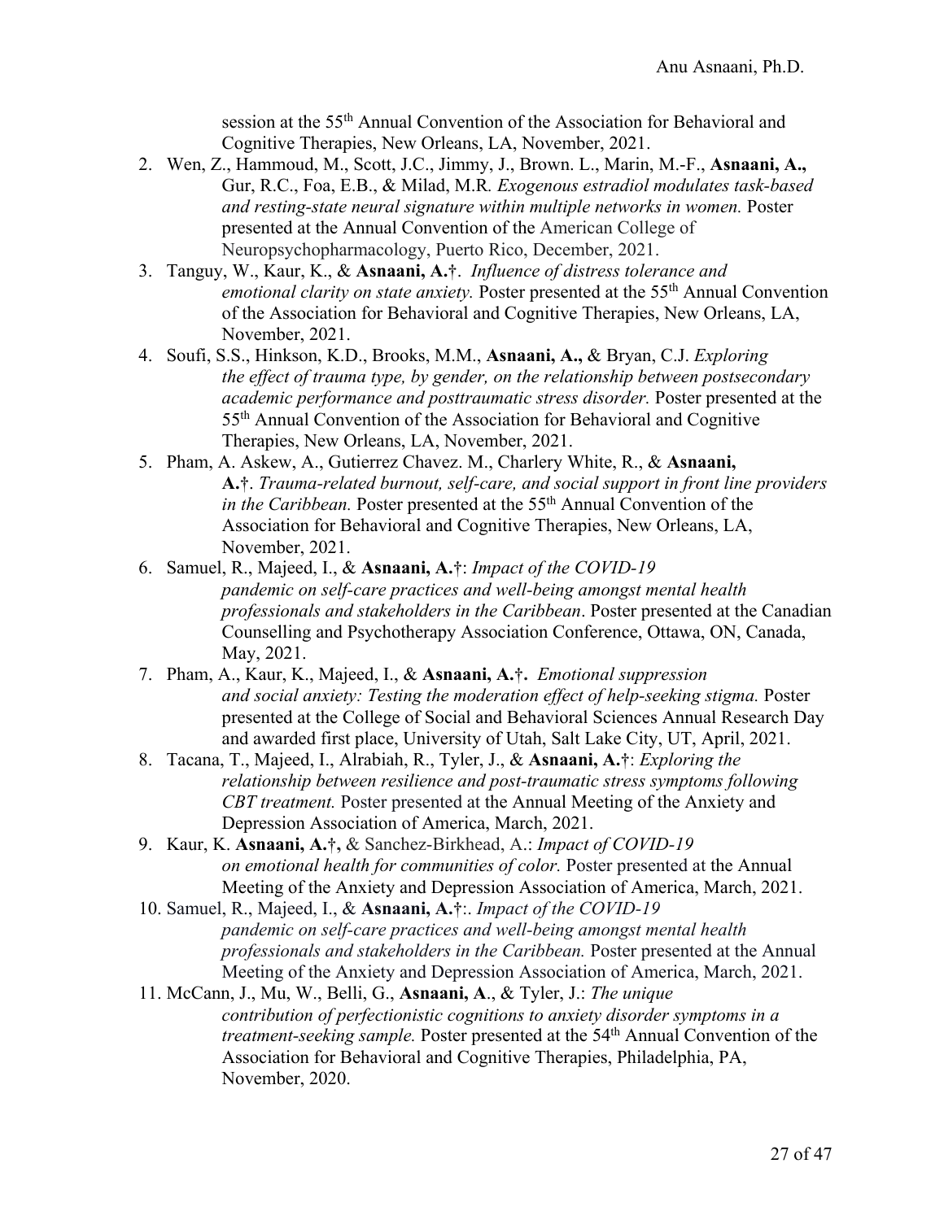session at the 55th Annual Convention of the Association for Behavioral and Cognitive Therapies, New Orleans, LA, November, 2021.

2. Wen, Z., Hammoud, M., Scott, J.C., Jimmy, J., Brown. L., Marin, M.-F., **Asnaani, A.,** Gur, R.C., Foa, E.B., & Milad, M.R. *Exogenous estradiol modulates task-based and resting-state neural signature within multiple networks in women.* Poster presented at the Annual Convention of the American College of Neuropsychopharmacology, Puerto Rico, December, 2021.
3. Tanguy, W., Kaur, K., & **Asnaani, A.**†. *Influence of distress tolerance and emotional clarity on state anxiety.* Poster presented at the 55th Annual Convention of the Association for Behavioral and Cognitive Therapies, New Orleans, LA, November, 2021.
4. Soufi, S.S., Hinkson, K.D., Brooks, M.M., **Asnaani, A.,** & Bryan, C.J. *Exploring the effect of trauma type, by gender, on the relationship between postsecondary academic performance and posttraumatic stress disorder.* Poster presented at the 55th Annual Convention of the Association for Behavioral and Cognitive Therapies, New Orleans, LA, November, 2021.
5. Pham, A. Askew, A., Gutierrez Chavez. M., Charlery White, R., & **Asnaani, A.**†. *Trauma-related burnout, self-care, and social support in front line providers in the Caribbean.* Poster presented at the 55th Annual Convention of the Association for Behavioral and Cognitive Therapies, New Orleans, LA, November, 2021.
6. Samuel, R., Majeed, I., & **Asnaani, A.**†: *Impact of the COVID-19 pandemic on self-care practices and well-being amongst mental health professionals and stakeholders in the Caribbean*. Poster presented at the Canadian Counselling and Psychotherapy Association Conference, Ottawa, ON, Canada, May, 2021.
7. Pham, A., Kaur, K., Majeed, I., & **Asnaani, A.**†**.** *Emotional suppression and social anxiety: Testing the moderation effect of help-seeking stigma.* Poster presented at the College of Social and Behavioral Sciences Annual Research Day and awarded first place, University of Utah, Salt Lake City, UT, April, 2021.
8. Tacana, T., Majeed, I., Alrabiah, R., Tyler, J., & **Asnaani, A.**†: *Exploring the relationship between resilience and post-traumatic stress symptoms following CBT treatment.* Poster presented at the Annual Meeting of the Anxiety and Depression Association of America, March, 2021.
9. Kaur, K. **Asnaani, A.**†**,** & Sanchez-Birkhead, A.: *Impact of COVID-19 on emotional health for communities of color.* Poster presented at the Annual Meeting of the Anxiety and Depression Association of America, March, 2021.
10. Samuel, R., Majeed, I., & **Asnaani, A.**†:. *Impact of the COVID-19 pandemic on self-care practices and well-being amongst mental health professionals and stakeholders in the Caribbean.* Poster presented at the Annual Meeting of the Anxiety and Depression Association of America, March, 2021.
11. McCann, J., Mu, W., Belli, G., **Asnaani, A**., & Tyler, J.: *The unique contribution of perfectionistic cognitions to anxiety disorder symptoms in a treatment-seeking sample.* Poster presented at the 54th Annual Convention of the Association for Behavioral and Cognitive Therapies, Philadelphia, PA, November, 2020.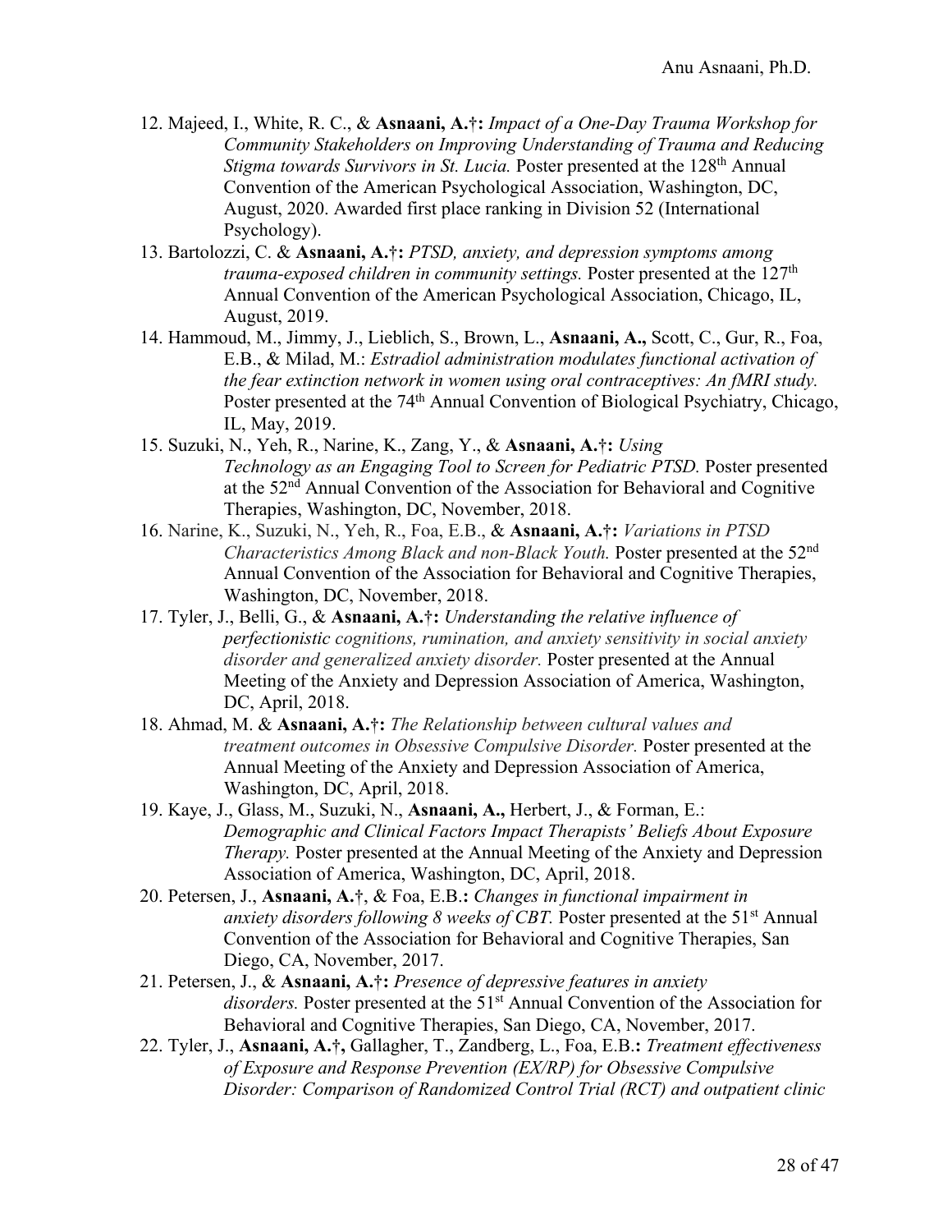12. Majeed, I., White, R. C., & **Asnaani, A.†:** *Impact of a One-Day Trauma Workshop for Community Stakeholders on Improving Understanding of Trauma and Reducing Stigma towards Survivors in St. Lucia.* Poster presented at the 128th Annual Convention of the American Psychological Association, Washington, DC, August, 2020. Awarded first place ranking in Division 52 (International Psychology).
13. Bartolozzi, C. & **Asnaani, A.†:** *PTSD, anxiety, and depression symptoms among trauma-exposed children in community settings.* Poster presented at the 127th Annual Convention of the American Psychological Association, Chicago, IL, August, 2019.
14. Hammoud, M., Jimmy, J., Lieblich, S., Brown, L., **Asnaani, A.,** Scott, C., Gur, R., Foa, E.B., & Milad, M.: *Estradiol administration modulates functional activation of the fear extinction network in women using oral contraceptives: An fMRI study.* Poster presented at the 74th Annual Convention of Biological Psychiatry, Chicago, IL, May, 2019.
15. Suzuki, N., Yeh, R., Narine, K., Zang, Y., & **Asnaani, A.†:** *Using Technology as an Engaging Tool to Screen for Pediatric PTSD.* Poster presented at the 52nd Annual Convention of the Association for Behavioral and Cognitive Therapies, Washington, DC, November, 2018.
16. Narine, K., Suzuki, N., Yeh, R., Foa, E.B., & **Asnaani, A.†:** *Variations in PTSD Characteristics Among Black and non-Black Youth.* Poster presented at the 52nd Annual Convention of the Association for Behavioral and Cognitive Therapies, Washington, DC, November, 2018.
17. Tyler, J., Belli, G., & **Asnaani, A.†:** *Understanding the relative influence of perfectionistic cognitions, rumination, and anxiety sensitivity in social anxiety disorder and generalized anxiety disorder.* Poster presented at the Annual Meeting of the Anxiety and Depression Association of America, Washington, DC, April, 2018.
18. Ahmad, M. & **Asnaani, A.†:** *The Relationship between cultural values and treatment outcomes in Obsessive Compulsive Disorder.* Poster presented at the Annual Meeting of the Anxiety and Depression Association of America, Washington, DC, April, 2018.
19. Kaye, J., Glass, M., Suzuki, N., **Asnaani, A.,** Herbert, J., & Forman, E.: *Demographic and Clinical Factors Impact Therapists' Beliefs About Exposure Therapy.* Poster presented at the Annual Meeting of the Anxiety and Depression Association of America, Washington, DC, April, 2018.
20. Petersen, J., **Asnaani, A.†**, & Foa, E.B.**:** *Changes in functional impairment in anxiety disorders following 8 weeks of CBT.* Poster presented at the 51st Annual Convention of the Association for Behavioral and Cognitive Therapies, San Diego, CA, November, 2017.
21. Petersen, J., & **Asnaani, A.†:** *Presence of depressive features in anxiety disorders.* Poster presented at the 51st Annual Convention of the Association for Behavioral and Cognitive Therapies, San Diego, CA, November, 2017.
22. Tyler, J., **Asnaani, A.†,** Gallagher, T., Zandberg, L., Foa, E.B.**:** *Treatment effectiveness of Exposure and Response Prevention (EX/RP) for Obsessive Compulsive Disorder: Comparison of Randomized Control Trial (RCT) and outpatient clinic*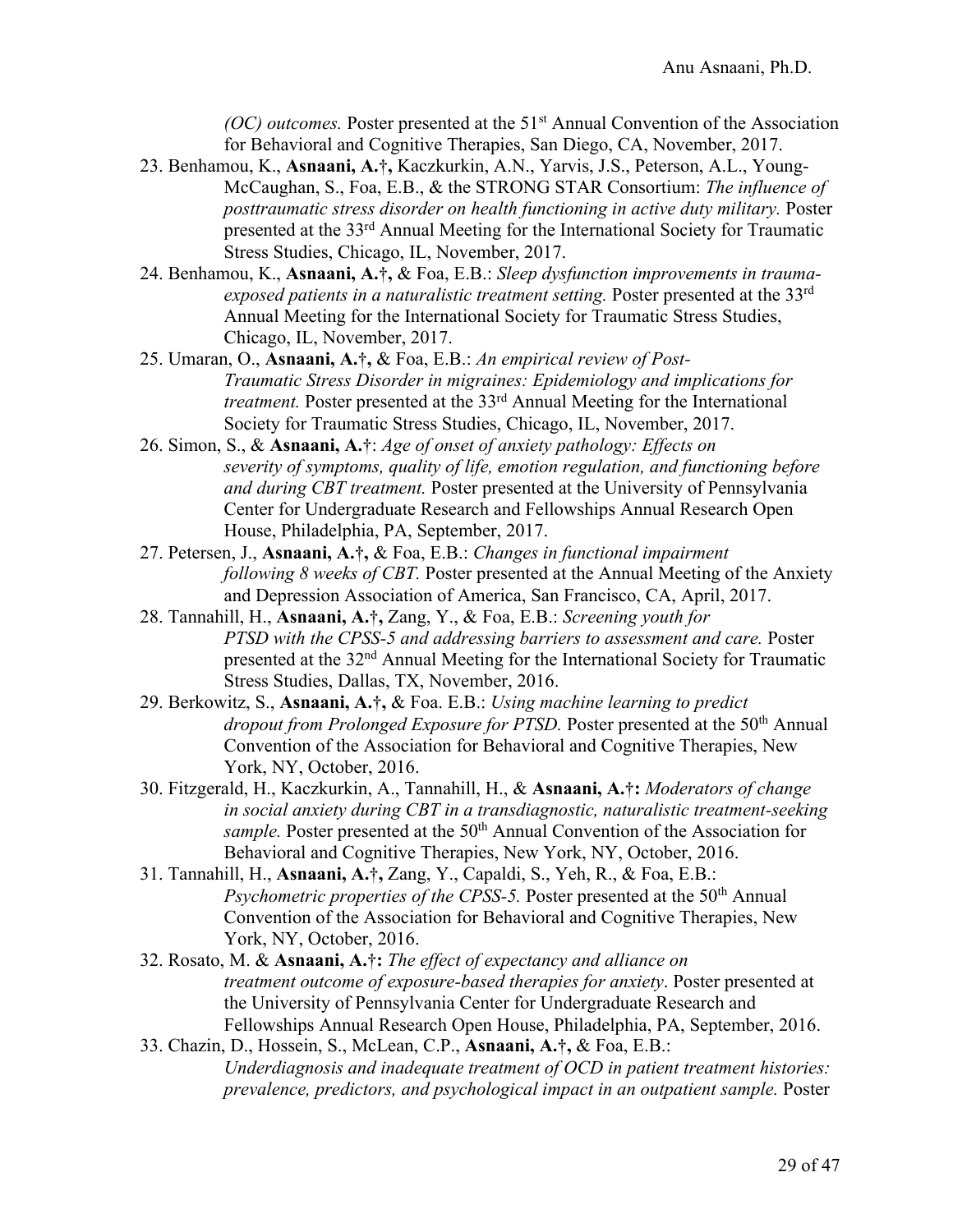*(OC) outcomes.* Poster presented at the 51st Annual Convention of the Association for Behavioral and Cognitive Therapies, San Diego, CA, November, 2017.

23. Benhamou, K., **Asnaani, A.†,** Kaczkurkin, A.N., Yarvis, J.S., Peterson, A.L., Young-McCaughan, S., Foa, E.B., & the STRONG STAR Consortium: *The influence of posttraumatic stress disorder on health functioning in active duty military.* Poster presented at the 33rd Annual Meeting for the International Society for Traumatic Stress Studies, Chicago, IL, November, 2017.
24. Benhamou, K., **Asnaani, A.†,** & Foa, E.B.: *Sleep dysfunction improvements in trauma-exposed patients in a naturalistic treatment setting.* Poster presented at the 33rd Annual Meeting for the International Society for Traumatic Stress Studies, Chicago, IL, November, 2017.
25. Umaran, O., **Asnaani, A.†,** & Foa, E.B.: *An empirical review of Post-Traumatic Stress Disorder in migraines: Epidemiology and implications for treatment.* Poster presented at the 33rd Annual Meeting for the International Society for Traumatic Stress Studies, Chicago, IL, November, 2017.
26. Simon, S., & **Asnaani, A.†**: *Age of onset of anxiety pathology: Effects on severity of symptoms, quality of life, emotion regulation, and functioning before and during CBT treatment.* Poster presented at the University of Pennsylvania Center for Undergraduate Research and Fellowships Annual Research Open House, Philadelphia, PA, September, 2017.
27. Petersen, J., **Asnaani, A.†,** & Foa, E.B.: *Changes in functional impairment following 8 weeks of CBT.* Poster presented at the Annual Meeting of the Anxiety and Depression Association of America, San Francisco, CA, April, 2017.
28. Tannahill, H., **Asnaani, A.†,** Zang, Y., & Foa, E.B.: *Screening youth for PTSD with the CPSS-5 and addressing barriers to assessment and care.* Poster presented at the 32nd Annual Meeting for the International Society for Traumatic Stress Studies, Dallas, TX, November, 2016.
29. Berkowitz, S., **Asnaani, A.†,** & Foa. E.B.: *Using machine learning to predict dropout from Prolonged Exposure for PTSD.* Poster presented at the 50th Annual Convention of the Association for Behavioral and Cognitive Therapies, New York, NY, October, 2016.
30. Fitzgerald, H., Kaczkurkin, A., Tannahill, H., & **Asnaani, A.†:** *Moderators of change in social anxiety during CBT in a transdiagnostic, naturalistic treatment-seeking sample.* Poster presented at the 50th Annual Convention of the Association for Behavioral and Cognitive Therapies, New York, NY, October, 2016.
31. Tannahill, H., **Asnaani, A.†,** Zang, Y., Capaldi, S., Yeh, R., & Foa, E.B.: *Psychometric properties of the CPSS-5.* Poster presented at the 50th Annual Convention of the Association for Behavioral and Cognitive Therapies, New York, NY, October, 2016.
32. Rosato, M. & **Asnaani, A.†:** *The effect of expectancy and alliance on treatment outcome of exposure-based therapies for anxiety*. Poster presented at the University of Pennsylvania Center for Undergraduate Research and Fellowships Annual Research Open House, Philadelphia, PA, September, 2016.
33. Chazin, D., Hossein, S., McLean, C.P., **Asnaani, A.†,** & Foa, E.B.: *Underdiagnosis and inadequate treatment of OCD in patient treatment histories: prevalence, predictors, and psychological impact in an outpatient sample.* Poster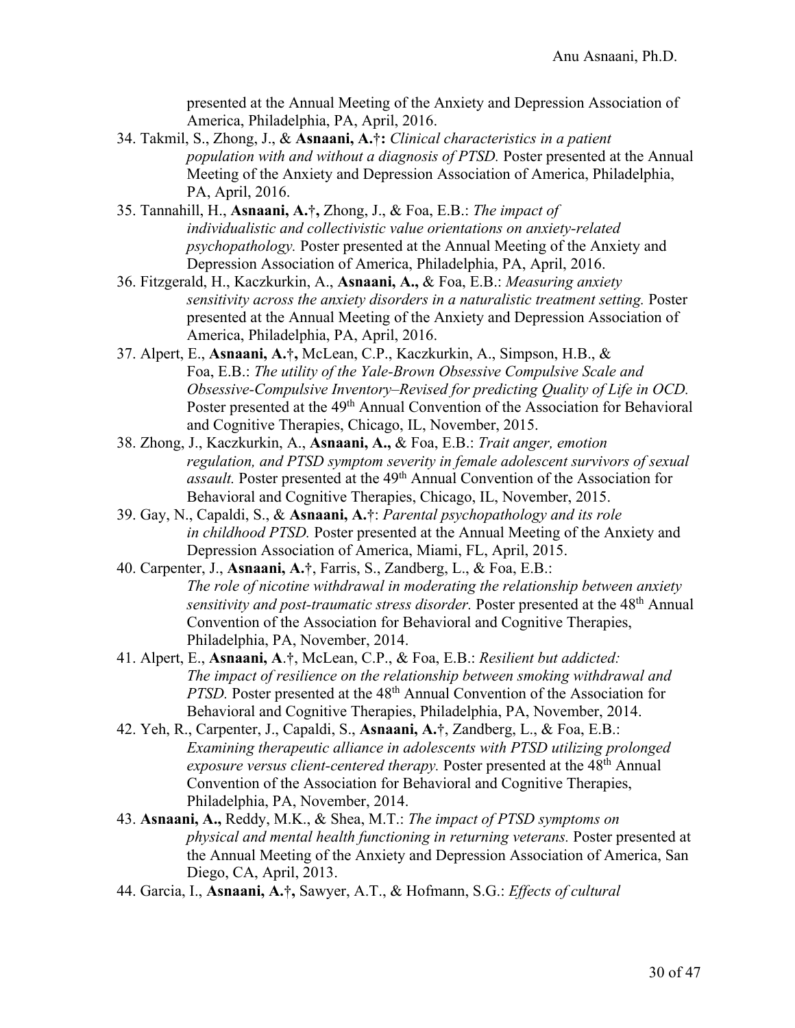presented at the Annual Meeting of the Anxiety and Depression Association of America, Philadelphia, PA, April, 2016.

34. Takmil, S., Zhong, J., & **Asnaani, A.†:** *Clinical characteristics in a patient population with and without a diagnosis of PTSD.* Poster presented at the Annual Meeting of the Anxiety and Depression Association of America, Philadelphia, PA, April, 2016.
35. Tannahill, H., **Asnaani, A.†,** Zhong, J., & Foa, E.B.: *The impact of individualistic and collectivistic value orientations on anxiety-related psychopathology.* Poster presented at the Annual Meeting of the Anxiety and Depression Association of America, Philadelphia, PA, April, 2016.
36. Fitzgerald, H., Kaczkurkin, A., **Asnaani, A.,** & Foa, E.B.: *Measuring anxiety sensitivity across the anxiety disorders in a naturalistic treatment setting.* Poster presented at the Annual Meeting of the Anxiety and Depression Association of America, Philadelphia, PA, April, 2016.
37. Alpert, E., **Asnaani, A.†,** McLean, C.P., Kaczkurkin, A., Simpson, H.B., & Foa, E.B.: *The utility of the Yale-Brown Obsessive Compulsive Scale and Obsessive-Compulsive Inventory–Revised for predicting Quality of Life in OCD.* Poster presented at the 49th Annual Convention of the Association for Behavioral and Cognitive Therapies, Chicago, IL, November, 2015.
38. Zhong, J., Kaczkurkin, A., **Asnaani, A.,** & Foa, E.B.: *Trait anger, emotion regulation, and PTSD symptom severity in female adolescent survivors of sexual assault.* Poster presented at the 49th Annual Convention of the Association for Behavioral and Cognitive Therapies, Chicago, IL, November, 2015.
39. Gay, N., Capaldi, S., & **Asnaani, A.†**: *Parental psychopathology and its role in childhood PTSD.* Poster presented at the Annual Meeting of the Anxiety and Depression Association of America, Miami, FL, April, 2015.
40. Carpenter, J., **Asnaani, A.†**, Farris, S., Zandberg, L., & Foa, E.B.: *The role of nicotine withdrawal in moderating the relationship between anxiety sensitivity and post-traumatic stress disorder.* Poster presented at the 48th Annual Convention of the Association for Behavioral and Cognitive Therapies, Philadelphia, PA, November, 2014.
41. Alpert, E., **Asnaani, A**.†, McLean, C.P., & Foa, E.B.: *Resilient but addicted: The impact of resilience on the relationship between smoking withdrawal and PTSD.* Poster presented at the 48th Annual Convention of the Association for Behavioral and Cognitive Therapies, Philadelphia, PA, November, 2014.
42. Yeh, R., Carpenter, J., Capaldi, S., **Asnaani, A.†**, Zandberg, L., & Foa, E.B.: *Examining therapeutic alliance in adolescents with PTSD utilizing prolonged exposure versus client-centered therapy.* Poster presented at the 48th Annual Convention of the Association for Behavioral and Cognitive Therapies, Philadelphia, PA, November, 2014.
43. **Asnaani, A.,** Reddy, M.K., & Shea, M.T.: *The impact of PTSD symptoms on physical and mental health functioning in returning veterans.* Poster presented at the Annual Meeting of the Anxiety and Depression Association of America, San Diego, CA, April, 2013.
44. Garcia, I., **Asnaani, A.†,** Sawyer, A.T., & Hofmann, S.G.: *Effects of cultural*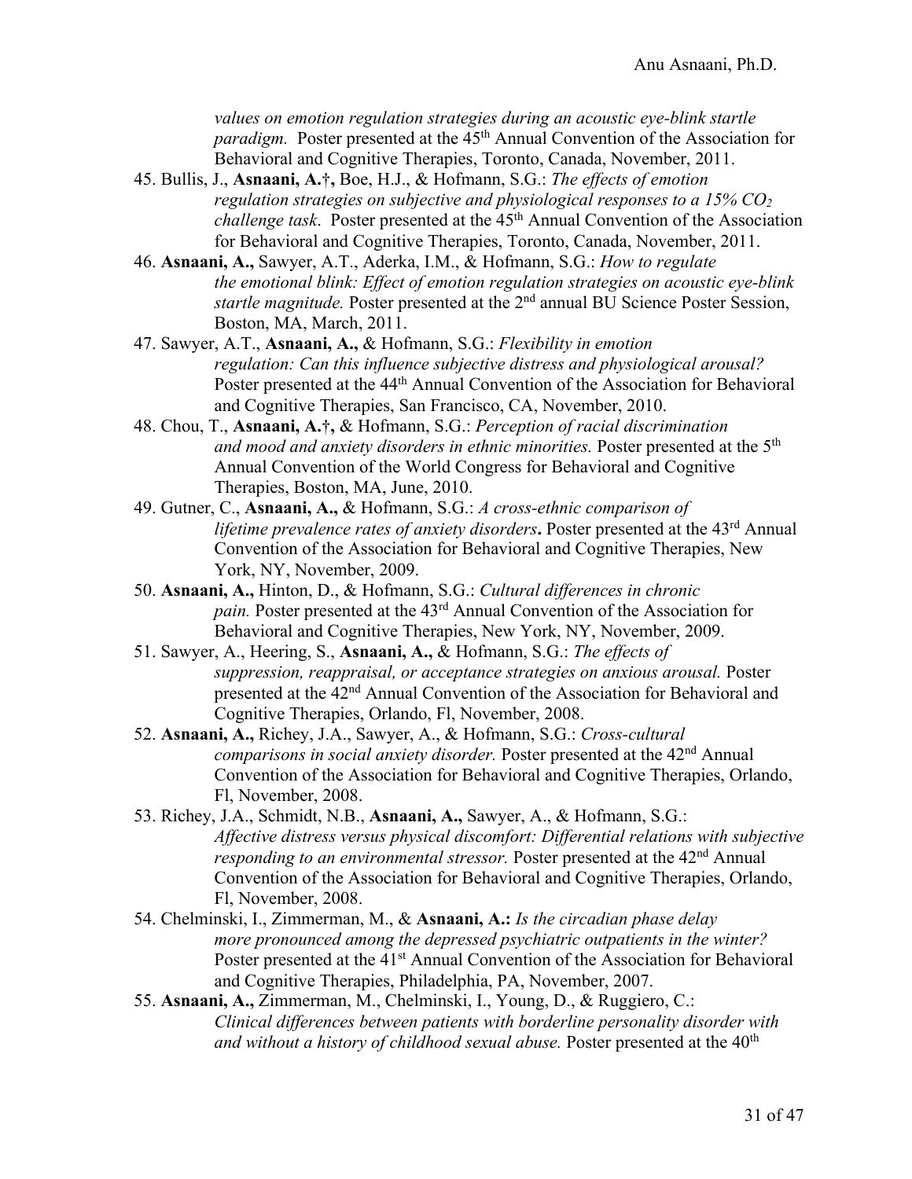*values on emotion regulation strategies during an acoustic eye-blink startle paradigm.* Poster presented at the 45th Annual Convention of the Association for Behavioral and Cognitive Therapies, Toronto, Canada, November, 2011.

45. Bullis, J., **Asnaani, A.†,** Boe, H.J., & Hofmann, S.G.: *The effects of emotion regulation strategies on subjective and physiological responses to a 15% $CO_2$ challenge task*. Poster presented at the 45th Annual Convention of the Association for Behavioral and Cognitive Therapies, Toronto, Canada, November, 2011.
46. **Asnaani, A.,** Sawyer, A.T., Aderka, I.M., & Hofmann, S.G.: *How to regulate the emotional blink: Effect of emotion regulation strategies on acoustic eye-blink startle magnitude.* Poster presented at the 2nd annual BU Science Poster Session, Boston, MA, March, 2011.
47. Sawyer, A.T., **Asnaani, A.,** & Hofmann, S.G.: *Flexibility in emotion regulation: Can this influence subjective distress and physiological arousal?* Poster presented at the 44th Annual Convention of the Association for Behavioral and Cognitive Therapies, San Francisco, CA, November, 2010.
48. Chou, T., **Asnaani, A.†,** & Hofmann, S.G.: *Perception of racial discrimination and mood and anxiety disorders in ethnic minorities.* Poster presented at the 5th Annual Convention of the World Congress for Behavioral and Cognitive Therapies, Boston, MA, June, 2010.
49. Gutner, C., **Asnaani, A.,** & Hofmann, S.G.: *A cross-ethnic comparison of lifetime prevalence rates of anxiety disorders***.** Poster presented at the 43rd Annual Convention of the Association for Behavioral and Cognitive Therapies, New York, NY, November, 2009.
50. **Asnaani, A.,** Hinton, D., & Hofmann, S.G.: *Cultural differences in chronic pain.* Poster presented at the 43rd Annual Convention of the Association for Behavioral and Cognitive Therapies, New York, NY, November, 2009.
51. Sawyer, A., Heering, S., **Asnaani, A.,** & Hofmann, S.G.: *The effects of suppression, reappraisal, or acceptance strategies on anxious arousal.* Poster presented at the 42nd Annual Convention of the Association for Behavioral and Cognitive Therapies, Orlando, Fl, November, 2008.
52. **Asnaani, A.,** Richey, J.A., Sawyer, A., & Hofmann, S.G.: *Cross-cultural comparisons in social anxiety disorder.* Poster presented at the 42nd Annual Convention of the Association for Behavioral and Cognitive Therapies, Orlando, Fl, November, 2008.
53. Richey, J.A., Schmidt, N.B., **Asnaani, A.,** Sawyer, A., & Hofmann, S.G.: *Affective distress versus physical discomfort: Differential relations with subjective responding to an environmental stressor.* Poster presented at the 42nd Annual Convention of the Association for Behavioral and Cognitive Therapies, Orlando, Fl, November, 2008.
54. Chelminski, I., Zimmerman, M., & **Asnaani, A.:** *Is the circadian phase delay more pronounced among the depressed psychiatric outpatients in the winter?* Poster presented at the 41st Annual Convention of the Association for Behavioral and Cognitive Therapies, Philadelphia, PA, November, 2007.
55. **Asnaani, A.,** Zimmerman, M., Chelminski, I., Young, D., & Ruggiero, C.: *Clinical differences between patients with borderline personality disorder with and without a history of childhood sexual abuse.* Poster presented at the 40th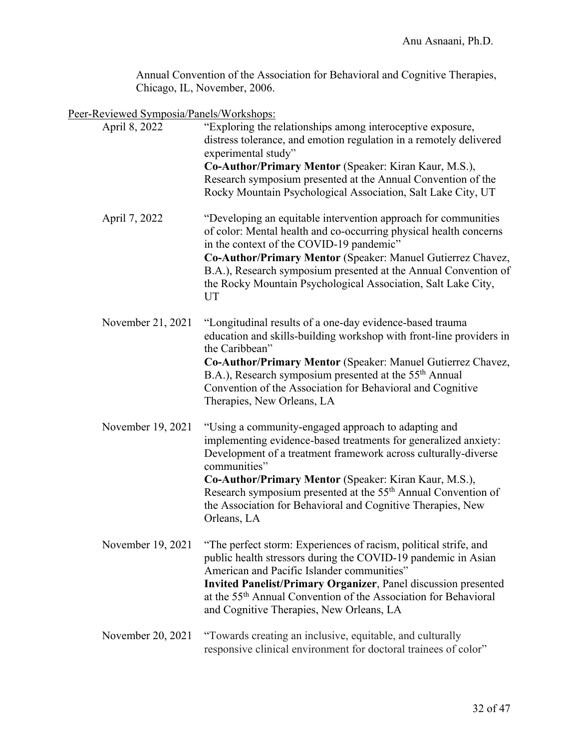Annual Convention of the Association for Behavioral and Cognitive Therapies, Chicago, IL, November, 2006.

Peer-Reviewed Symposia/Panels/Workshops:

April 8, 2022 — "Exploring the relationships among interoceptive exposure, distress tolerance, and emotion regulation in a remotely delivered experimental study"
**Co-Author/Primary Mentor** (Speaker: Kiran Kaur, M.S.), Research symposium presented at the Annual Convention of the Rocky Mountain Psychological Association, Salt Lake City, UT

April 7, 2022 — "Developing an equitable intervention approach for communities of color: Mental health and co-occurring physical health concerns in the context of the COVID-19 pandemic"
**Co-Author/Primary Mentor** (Speaker: Manuel Gutierrez Chavez, B.A.), Research symposium presented at the Annual Convention of the Rocky Mountain Psychological Association, Salt Lake City, UT

November 21, 2021 — "Longitudinal results of a one-day evidence-based trauma education and skills-building workshop with front-line providers in the Caribbean"
**Co-Author/Primary Mentor** (Speaker: Manuel Gutierrez Chavez, B.A.), Research symposium presented at the 55th Annual Convention of the Association for Behavioral and Cognitive Therapies, New Orleans, LA

November 19, 2021 — "Using a community-engaged approach to adapting and implementing evidence-based treatments for generalized anxiety: Development of a treatment framework across culturally-diverse communities"
**Co-Author/Primary Mentor** (Speaker: Kiran Kaur, M.S.), Research symposium presented at the 55th Annual Convention of the Association for Behavioral and Cognitive Therapies, New Orleans, LA

November 19, 2021 — "The perfect storm: Experiences of racism, political strife, and public health stressors during the COVID-19 pandemic in Asian American and Pacific Islander communities"
**Invited Panelist/Primary Organizer**, Panel discussion presented at the 55th Annual Convention of the Association for Behavioral and Cognitive Therapies, New Orleans, LA

November 20, 2021 — "Towards creating an inclusive, equitable, and culturally responsive clinical environment for doctoral trainees of color"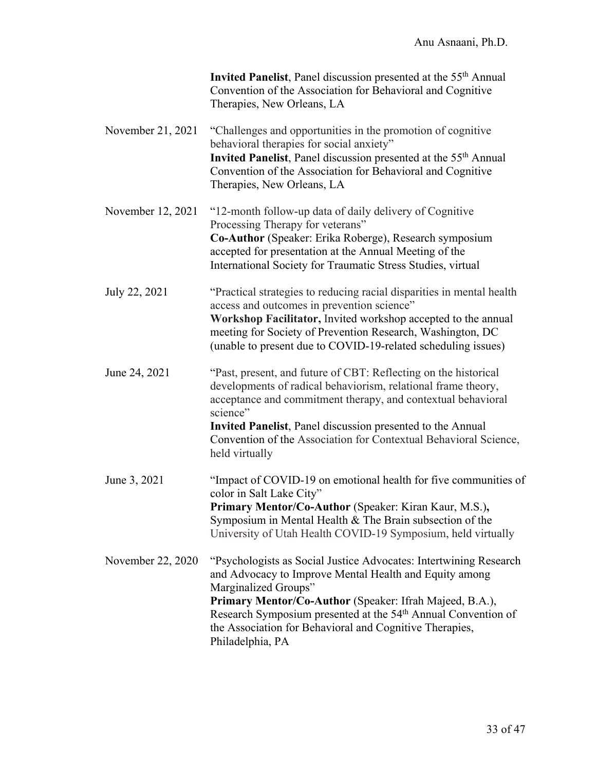**Invited Panelist**, Panel discussion presented at the 55th Annual Convention of the Association for Behavioral and Cognitive Therapies, New Orleans, LA

November 21, 2021 "Challenges and opportunities in the promotion of cognitive behavioral therapies for social anxiety"
**Invited Panelist**, Panel discussion presented at the 55th Annual Convention of the Association for Behavioral and Cognitive Therapies, New Orleans, LA

November 12, 2021 "12-month follow-up data of daily delivery of Cognitive Processing Therapy for veterans"
**Co-Author** (Speaker: Erika Roberge), Research symposium accepted for presentation at the Annual Meeting of the International Society for Traumatic Stress Studies, virtual

July 22, 2021 "Practical strategies to reducing racial disparities in mental health access and outcomes in prevention science"
**Workshop Facilitator,** Invited workshop accepted to the annual meeting for Society of Prevention Research, Washington, DC (unable to present due to COVID-19-related scheduling issues)

June 24, 2021 "Past, present, and future of CBT: Reflecting on the historical developments of radical behaviorism, relational frame theory, acceptance and commitment therapy, and contextual behavioral science"
**Invited Panelist**, Panel discussion presented to the Annual Convention of the Association for Contextual Behavioral Science, held virtually

June 3, 2021 "Impact of COVID-19 on emotional health for five communities of color in Salt Lake City"
**Primary Mentor/Co-Author** (Speaker: Kiran Kaur, M.S.)**,** Symposium in Mental Health & The Brain subsection of the University of Utah Health COVID-19 Symposium, held virtually

November 22, 2020 "Psychologists as Social Justice Advocates: Intertwining Research and Advocacy to Improve Mental Health and Equity among Marginalized Groups"
**Primary Mentor/Co-Author** (Speaker: Ifrah Majeed, B.A.), Research Symposium presented at the 54th Annual Convention of the Association for Behavioral and Cognitive Therapies, Philadelphia, PA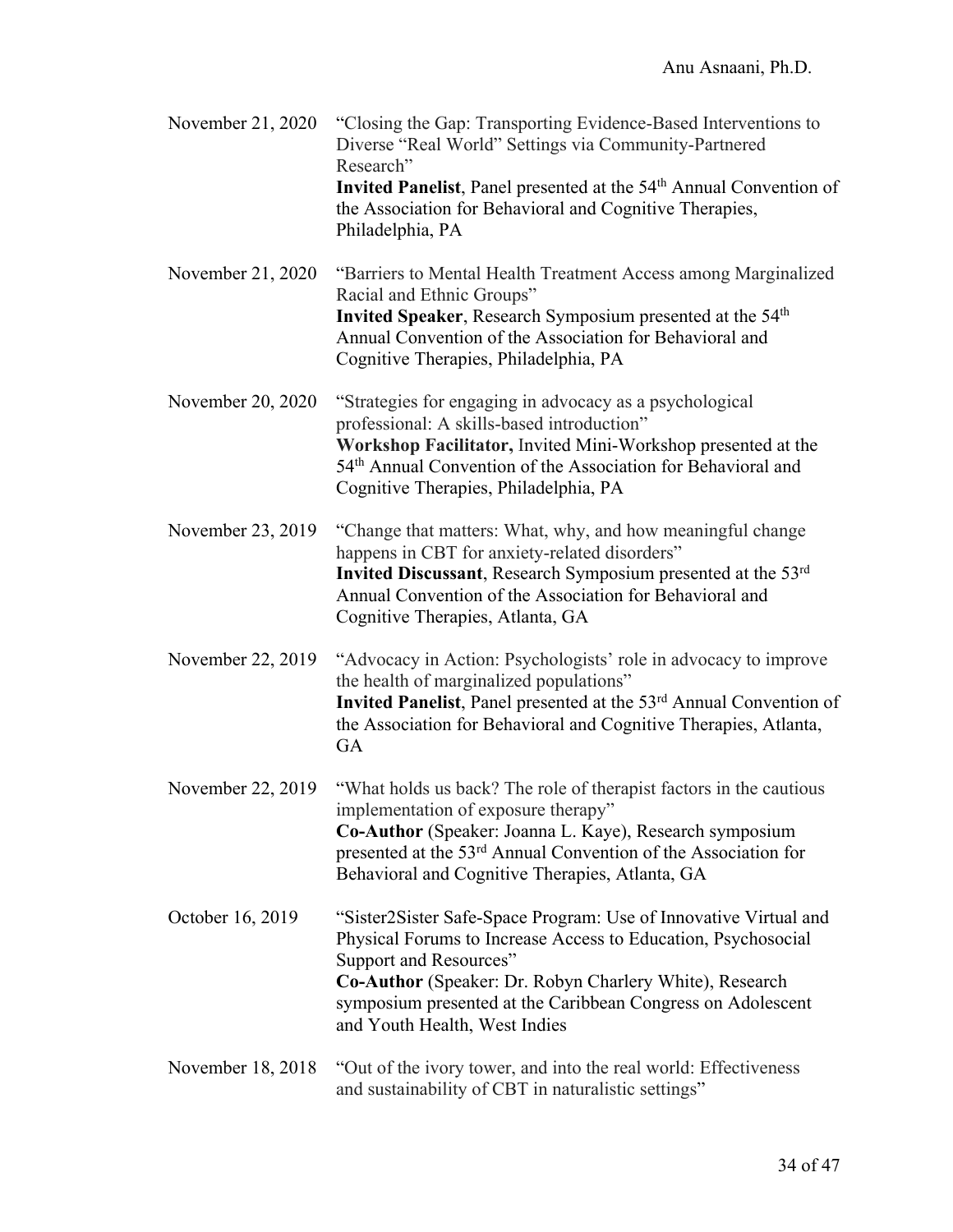November 21, 2020 "Closing the Gap: Transporting Evidence-Based Interventions to Diverse "Real World" Settings via Community-Partnered Research"
**Invited Panelist**, Panel presented at the 54th Annual Convention of the Association for Behavioral and Cognitive Therapies, Philadelphia, PA

November 21, 2020 "Barriers to Mental Health Treatment Access among Marginalized Racial and Ethnic Groups"
**Invited Speaker**, Research Symposium presented at the 54th Annual Convention of the Association for Behavioral and Cognitive Therapies, Philadelphia, PA

November 20, 2020 "Strategies for engaging in advocacy as a psychological professional: A skills-based introduction"
**Workshop Facilitator,** Invited Mini-Workshop presented at the 54th Annual Convention of the Association for Behavioral and Cognitive Therapies, Philadelphia, PA

November 23, 2019 "Change that matters: What, why, and how meaningful change happens in CBT for anxiety-related disorders"
**Invited Discussant**, Research Symposium presented at the 53rd Annual Convention of the Association for Behavioral and Cognitive Therapies, Atlanta, GA

November 22, 2019 "Advocacy in Action: Psychologists' role in advocacy to improve the health of marginalized populations"
**Invited Panelist**, Panel presented at the 53rd Annual Convention of the Association for Behavioral and Cognitive Therapies, Atlanta, GA

November 22, 2019 "What holds us back? The role of therapist factors in the cautious implementation of exposure therapy"
**Co-Author** (Speaker: Joanna L. Kaye), Research symposium presented at the 53rd Annual Convention of the Association for Behavioral and Cognitive Therapies, Atlanta, GA

October 16, 2019 "Sister2Sister Safe-Space Program: Use of Innovative Virtual and Physical Forums to Increase Access to Education, Psychosocial Support and Resources"
**Co-Author** (Speaker: Dr. Robyn Charlery White), Research symposium presented at the Caribbean Congress on Adolescent and Youth Health, West Indies

November 18, 2018 "Out of the ivory tower, and into the real world: Effectiveness and sustainability of CBT in naturalistic settings"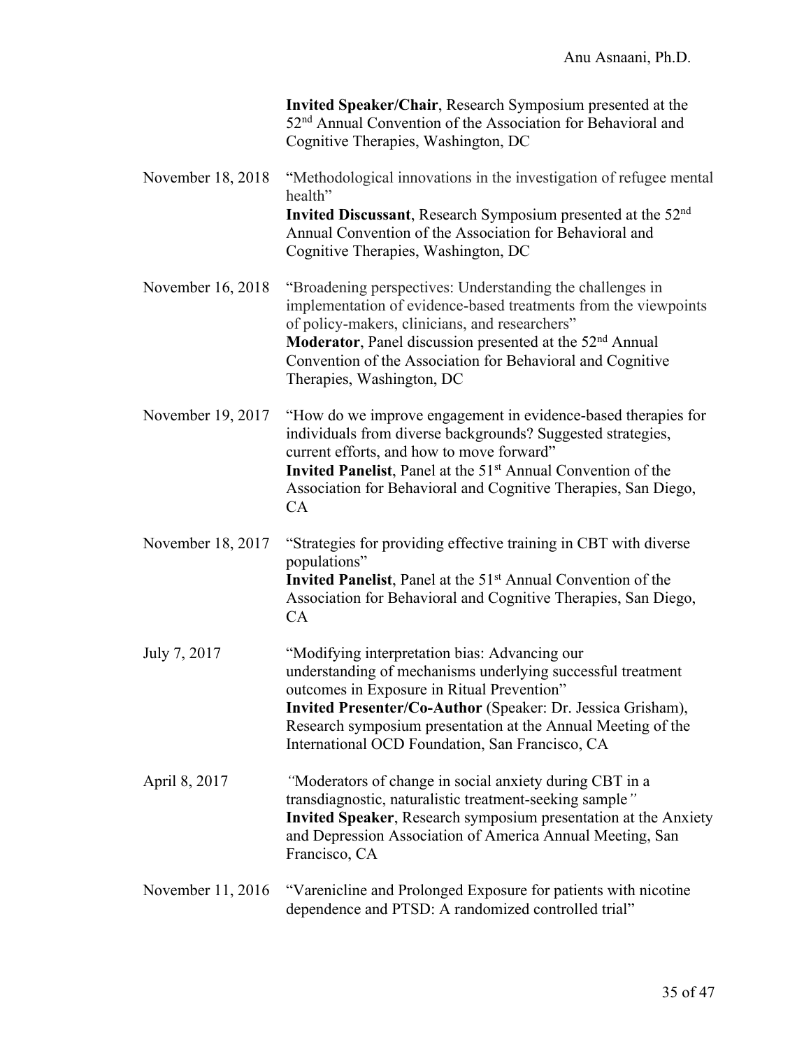**Invited Speaker/Chair**, Research Symposium presented at the 52nd Annual Convention of the Association for Behavioral and Cognitive Therapies, Washington, DC

November 18, 2018 — "Methodological innovations in the investigation of refugee mental health"
**Invited Discussant**, Research Symposium presented at the 52nd Annual Convention of the Association for Behavioral and Cognitive Therapies, Washington, DC

November 16, 2018 — "Broadening perspectives: Understanding the challenges in implementation of evidence-based treatments from the viewpoints of policy-makers, clinicians, and researchers"
**Moderator**, Panel discussion presented at the 52nd Annual Convention of the Association for Behavioral and Cognitive Therapies, Washington, DC

November 19, 2017 — "How do we improve engagement in evidence-based therapies for individuals from diverse backgrounds? Suggested strategies, current efforts, and how to move forward"
**Invited Panelist**, Panel at the 51st Annual Convention of the Association for Behavioral and Cognitive Therapies, San Diego, CA

November 18, 2017 — "Strategies for providing effective training in CBT with diverse populations"
**Invited Panelist**, Panel at the 51st Annual Convention of the Association for Behavioral and Cognitive Therapies, San Diego, CA

July 7, 2017 — "Modifying interpretation bias: Advancing our understanding of mechanisms underlying successful treatment outcomes in Exposure in Ritual Prevention"
**Invited Presenter/Co-Author** (Speaker: Dr. Jessica Grisham), Research symposium presentation at the Annual Meeting of the International OCD Foundation, San Francisco, CA

April 8, 2017 — *"*Moderators of change in social anxiety during CBT in a transdiagnostic, naturalistic treatment-seeking sample*"*
**Invited Speaker**, Research symposium presentation at the Anxiety and Depression Association of America Annual Meeting, San Francisco, CA

November 11, 2016 — "Varenicline and Prolonged Exposure for patients with nicotine dependence and PTSD: A randomized controlled trial"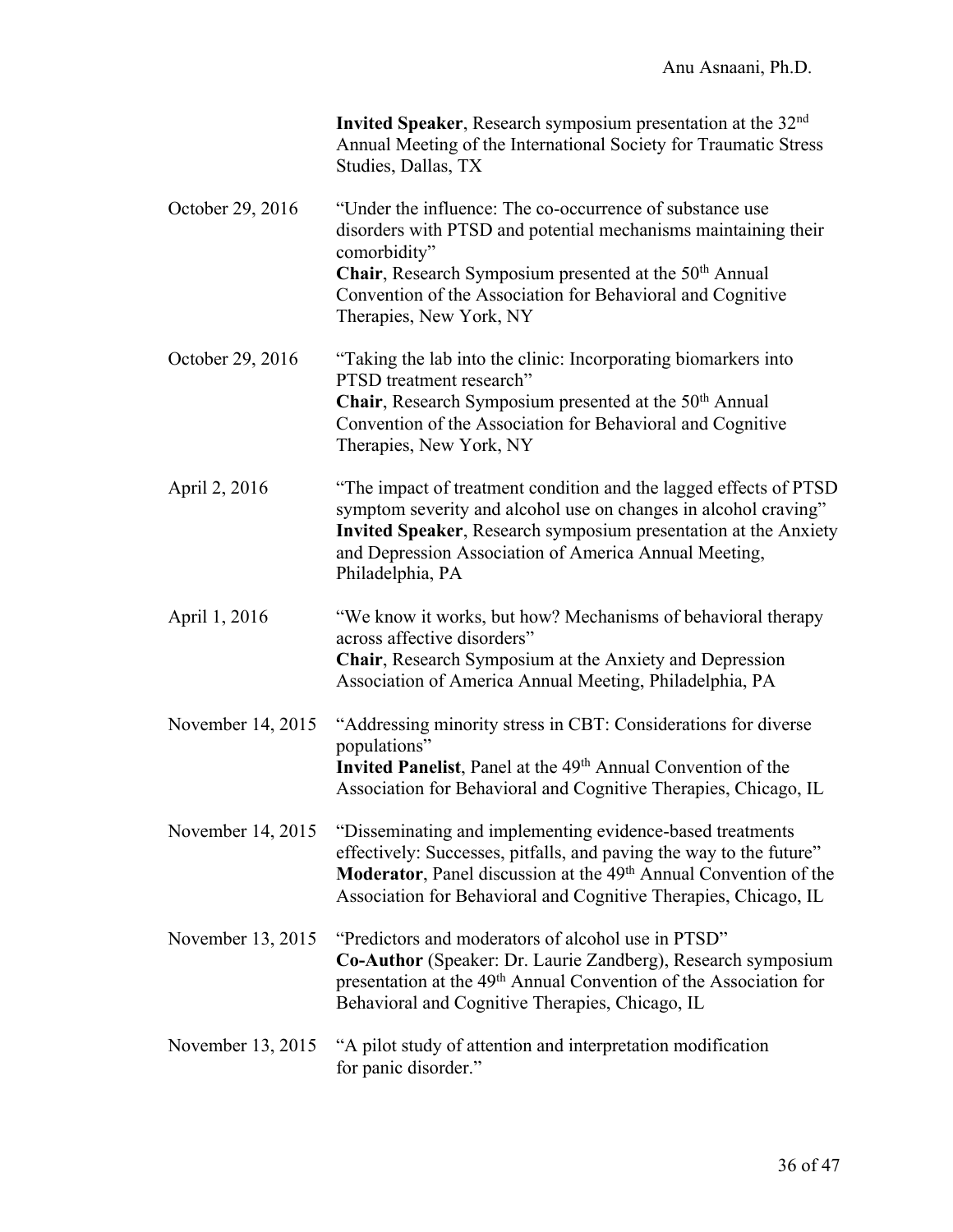**Invited Speaker**, Research symposium presentation at the 32nd Annual Meeting of the International Society for Traumatic Stress Studies, Dallas, TX

October 29, 2016 — "Under the influence: The co-occurrence of substance use disorders with PTSD and potential mechanisms maintaining their comorbidity"
**Chair**, Research Symposium presented at the 50th Annual Convention of the Association for Behavioral and Cognitive Therapies, New York, NY

October 29, 2016 — "Taking the lab into the clinic: Incorporating biomarkers into PTSD treatment research"
**Chair**, Research Symposium presented at the 50th Annual Convention of the Association for Behavioral and Cognitive Therapies, New York, NY

April 2, 2016 — "The impact of treatment condition and the lagged effects of PTSD symptom severity and alcohol use on changes in alcohol craving"
**Invited Speaker**, Research symposium presentation at the Anxiety and Depression Association of America Annual Meeting, Philadelphia, PA

April 1, 2016 — "We know it works, but how? Mechanisms of behavioral therapy across affective disorders"
**Chair**, Research Symposium at the Anxiety and Depression Association of America Annual Meeting, Philadelphia, PA

November 14, 2015 — "Addressing minority stress in CBT: Considerations for diverse populations"
**Invited Panelist**, Panel at the 49th Annual Convention of the Association for Behavioral and Cognitive Therapies, Chicago, IL

November 14, 2015 — "Disseminating and implementing evidence-based treatments effectively: Successes, pitfalls, and paving the way to the future"
**Moderator**, Panel discussion at the 49th Annual Convention of the Association for Behavioral and Cognitive Therapies, Chicago, IL

November 13, 2015 — "Predictors and moderators of alcohol use in PTSD"
**Co-Author** (Speaker: Dr. Laurie Zandberg), Research symposium presentation at the 49th Annual Convention of the Association for Behavioral and Cognitive Therapies, Chicago, IL

November 13, 2015 — "A pilot study of attention and interpretation modification for panic disorder."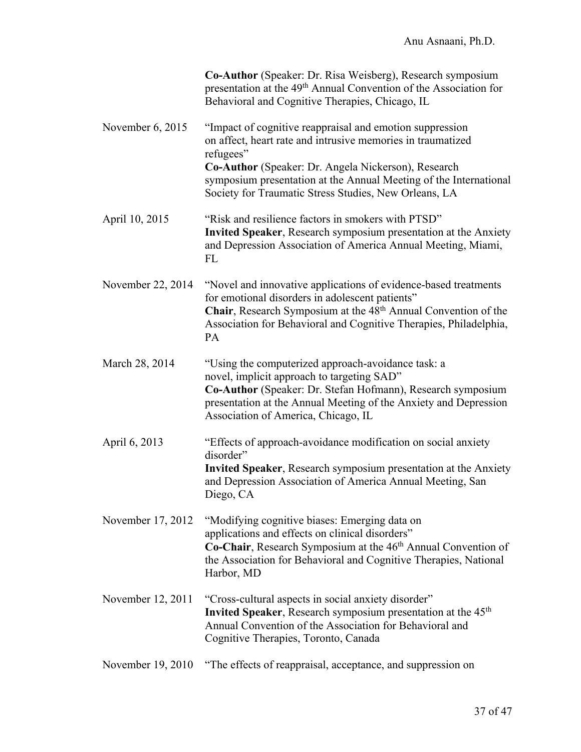**Co-Author** (Speaker: Dr. Risa Weisberg), Research symposium presentation at the 49th Annual Convention of the Association for Behavioral and Cognitive Therapies, Chicago, IL

November 6, 2015 "Impact of cognitive reappraisal and emotion suppression on affect, heart rate and intrusive memories in traumatized refugees"
**Co-Author** (Speaker: Dr. Angela Nickerson), Research symposium presentation at the Annual Meeting of the International Society for Traumatic Stress Studies, New Orleans, LA

April 10, 2015 "Risk and resilience factors in smokers with PTSD"
**Invited Speaker**, Research symposium presentation at the Anxiety and Depression Association of America Annual Meeting, Miami, FL

November 22, 2014 "Novel and innovative applications of evidence-based treatments for emotional disorders in adolescent patients"
**Chair**, Research Symposium at the 48th Annual Convention of the Association for Behavioral and Cognitive Therapies, Philadelphia, PA

March 28, 2014 "Using the computerized approach-avoidance task: a novel, implicit approach to targeting SAD"
**Co-Author** (Speaker: Dr. Stefan Hofmann), Research symposium presentation at the Annual Meeting of the Anxiety and Depression Association of America, Chicago, IL

April 6, 2013 "Effects of approach-avoidance modification on social anxiety disorder"
**Invited Speaker**, Research symposium presentation at the Anxiety and Depression Association of America Annual Meeting, San Diego, CA

November 17, 2012 "Modifying cognitive biases: Emerging data on applications and effects on clinical disorders"
**Co-Chair**, Research Symposium at the 46th Annual Convention of the Association for Behavioral and Cognitive Therapies, National Harbor, MD

November 12, 2011 "Cross-cultural aspects in social anxiety disorder"
**Invited Speaker**, Research symposium presentation at the 45th Annual Convention of the Association for Behavioral and Cognitive Therapies, Toronto, Canada

November 19, 2010 "The effects of reappraisal, acceptance, and suppression on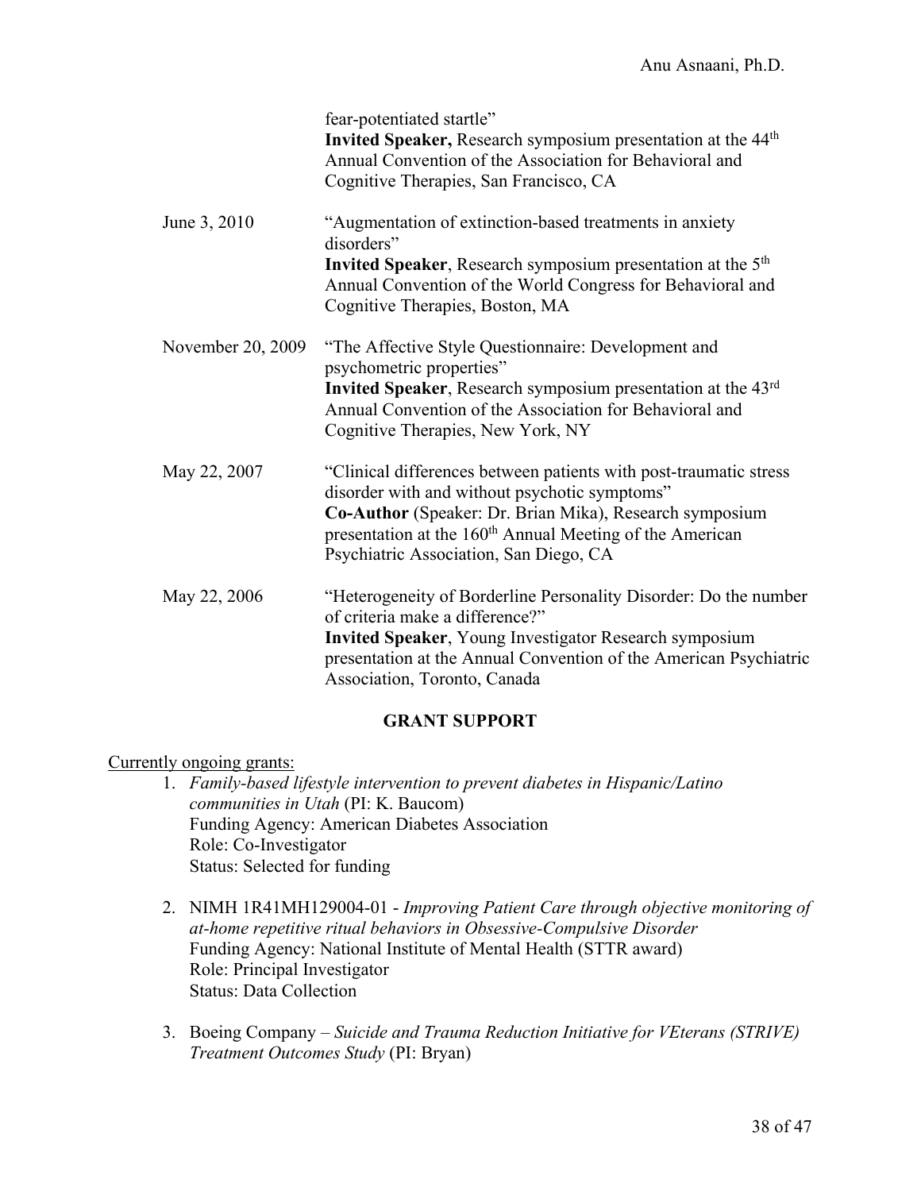fear-potentiated startle"
**Invited Speaker,** Research symposium presentation at the 44th Annual Convention of the Association for Behavioral and Cognitive Therapies, San Francisco, CA

June 3, 2010 — "Augmentation of extinction-based treatments in anxiety disorders"
**Invited Speaker**, Research symposium presentation at the 5th Annual Convention of the World Congress for Behavioral and Cognitive Therapies, Boston, MA

November 20, 2009 — "The Affective Style Questionnaire: Development and psychometric properties"
**Invited Speaker**, Research symposium presentation at the 43rd Annual Convention of the Association for Behavioral and Cognitive Therapies, New York, NY

May 22, 2007 — "Clinical differences between patients with post-traumatic stress disorder with and without psychotic symptoms"
**Co-Author** (Speaker: Dr. Brian Mika), Research symposium presentation at the 160th Annual Meeting of the American Psychiatric Association, San Diego, CA

May 22, 2006 — "Heterogeneity of Borderline Personality Disorder: Do the number of criteria make a difference?"
**Invited Speaker**, Young Investigator Research symposium presentation at the Annual Convention of the American Psychiatric Association, Toronto, Canada

## GRANT SUPPORT

Currently ongoing grants:

1. *Family-based lifestyle intervention to prevent diabetes in Hispanic/Latino communities in Utah* (PI: K. Baucom)
   Funding Agency: American Diabetes Association
   Role: Co-Investigator
   Status: Selected for funding

2. NIMH 1R41MH129004-01 - *Improving Patient Care through objective monitoring of at-home repetitive ritual behaviors in Obsessive-Compulsive Disorder*
   Funding Agency: National Institute of Mental Health (STTR award)
   Role: Principal Investigator
   Status: Data Collection

3. Boeing Company – *Suicide and Trauma Reduction Initiative for VEterans (STRIVE) Treatment Outcomes Study* (PI: Bryan)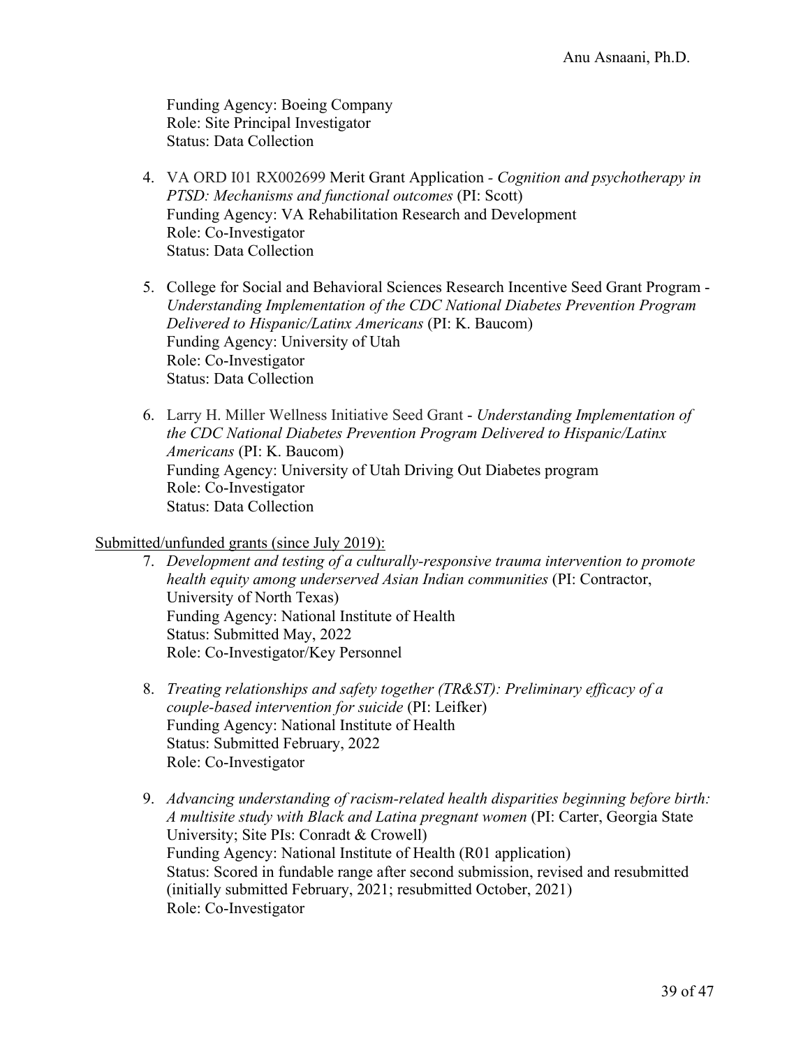Funding Agency: Boeing Company
Role: Site Principal Investigator
Status: Data Collection

4. VA ORD I01 RX002699 Merit Grant Application - *Cognition and psychotherapy in PTSD: Mechanisms and functional outcomes* (PI: Scott)
   Funding Agency: VA Rehabilitation Research and Development
   Role: Co-Investigator
   Status: Data Collection

5. College for Social and Behavioral Sciences Research Incentive Seed Grant Program - *Understanding Implementation of the CDC National Diabetes Prevention Program Delivered to Hispanic/Latinx Americans* (PI: K. Baucom)
   Funding Agency: University of Utah
   Role: Co-Investigator
   Status: Data Collection

6. Larry H. Miller Wellness Initiative Seed Grant - *Understanding Implementation of the CDC National Diabetes Prevention Program Delivered to Hispanic/Latinx Americans* (PI: K. Baucom)
   Funding Agency: University of Utah Driving Out Diabetes program
   Role: Co-Investigator
   Status: Data Collection

<u>Submitted/unfunded grants (since July 2019):</u>

7. *Development and testing of a culturally-responsive trauma intervention to promote health equity among underserved Asian Indian communities* (PI: Contractor, University of North Texas)
   Funding Agency: National Institute of Health
   Status: Submitted May, 2022
   Role: Co-Investigator/Key Personnel

8. *Treating relationships and safety together (TR&ST): Preliminary efficacy of a couple-based intervention for suicide* (PI: Leifker)
   Funding Agency: National Institute of Health
   Status: Submitted February, 2022
   Role: Co-Investigator

9. *Advancing understanding of racism-related health disparities beginning before birth: A multisite study with Black and Latina pregnant women* (PI: Carter, Georgia State University; Site PIs: Conradt & Crowell)
   Funding Agency: National Institute of Health (R01 application)
   Status: Scored in fundable range after second submission, revised and resubmitted (initially submitted February, 2021; resubmitted October, 2021)
   Role: Co-Investigator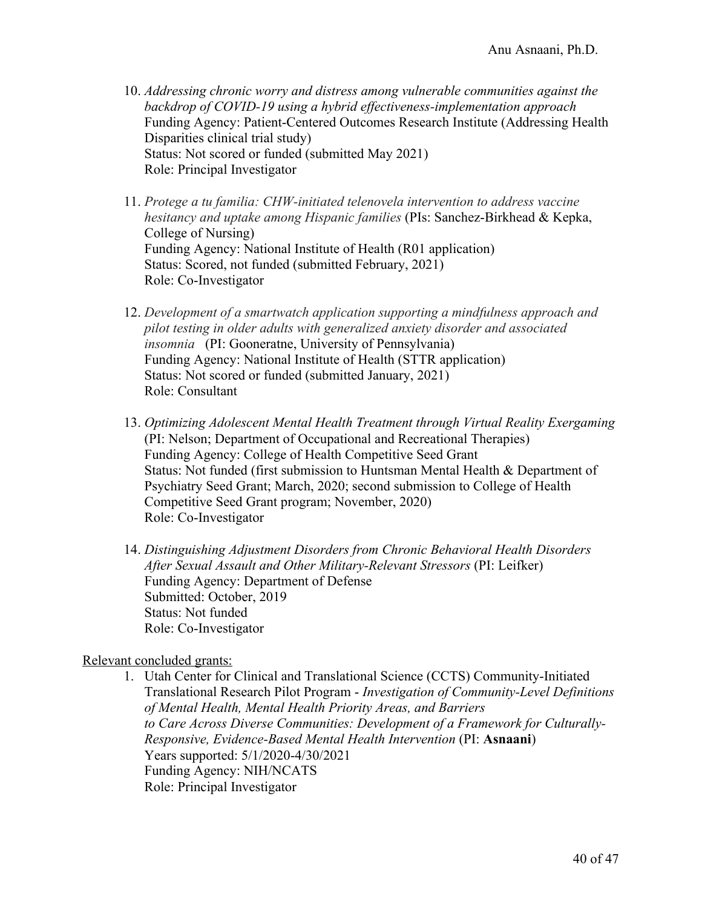10. *Addressing chronic worry and distress among vulnerable communities against the backdrop of COVID-19 using a hybrid effectiveness-implementation approach*
    Funding Agency: Patient-Centered Outcomes Research Institute (Addressing Health Disparities clinical trial study)
    Status: Not scored or funded (submitted May 2021)
    Role: Principal Investigator

11. *Protege a tu familia: CHW-initiated telenovela intervention to address vaccine hesitancy and uptake among Hispanic families* (PIs: Sanchez-Birkhead & Kepka, College of Nursing)
    Funding Agency: National Institute of Health (R01 application)
    Status: Scored, not funded (submitted February, 2021)
    Role: Co-Investigator

12. *Development of a smartwatch application supporting a mindfulness approach and pilot testing in older adults with generalized anxiety disorder and associated insomnia* (PI: Gooneratne, University of Pennsylvania)
    Funding Agency: National Institute of Health (STTR application)
    Status: Not scored or funded (submitted January, 2021)
    Role: Consultant

13. *Optimizing Adolescent Mental Health Treatment through Virtual Reality Exergaming* (PI: Nelson; Department of Occupational and Recreational Therapies)
    Funding Agency: College of Health Competitive Seed Grant
    Status: Not funded (first submission to Huntsman Mental Health & Department of Psychiatry Seed Grant; March, 2020; second submission to College of Health Competitive Seed Grant program; November, 2020)
    Role: Co-Investigator

14. *Distinguishing Adjustment Disorders from Chronic Behavioral Health Disorders After Sexual Assault and Other Military-Relevant Stressors* (PI: Leifker)
    Funding Agency: Department of Defense
    Submitted: October, 2019
    Status: Not funded
    Role: Co-Investigator

<u>Relevant concluded grants:</u>

1. Utah Center for Clinical and Translational Science (CCTS) Community-Initiated Translational Research Pilot Program - *Investigation of Community-Level Definitions of Mental Health, Mental Health Priority Areas, and Barriers to Care Across Diverse Communities: Development of a Framework for Culturally-Responsive, Evidence-Based Mental Health Intervention* (PI: **Asnaani**)
   Years supported: 5/1/2020-4/30/2021
   Funding Agency: NIH/NCATS
   Role: Principal Investigator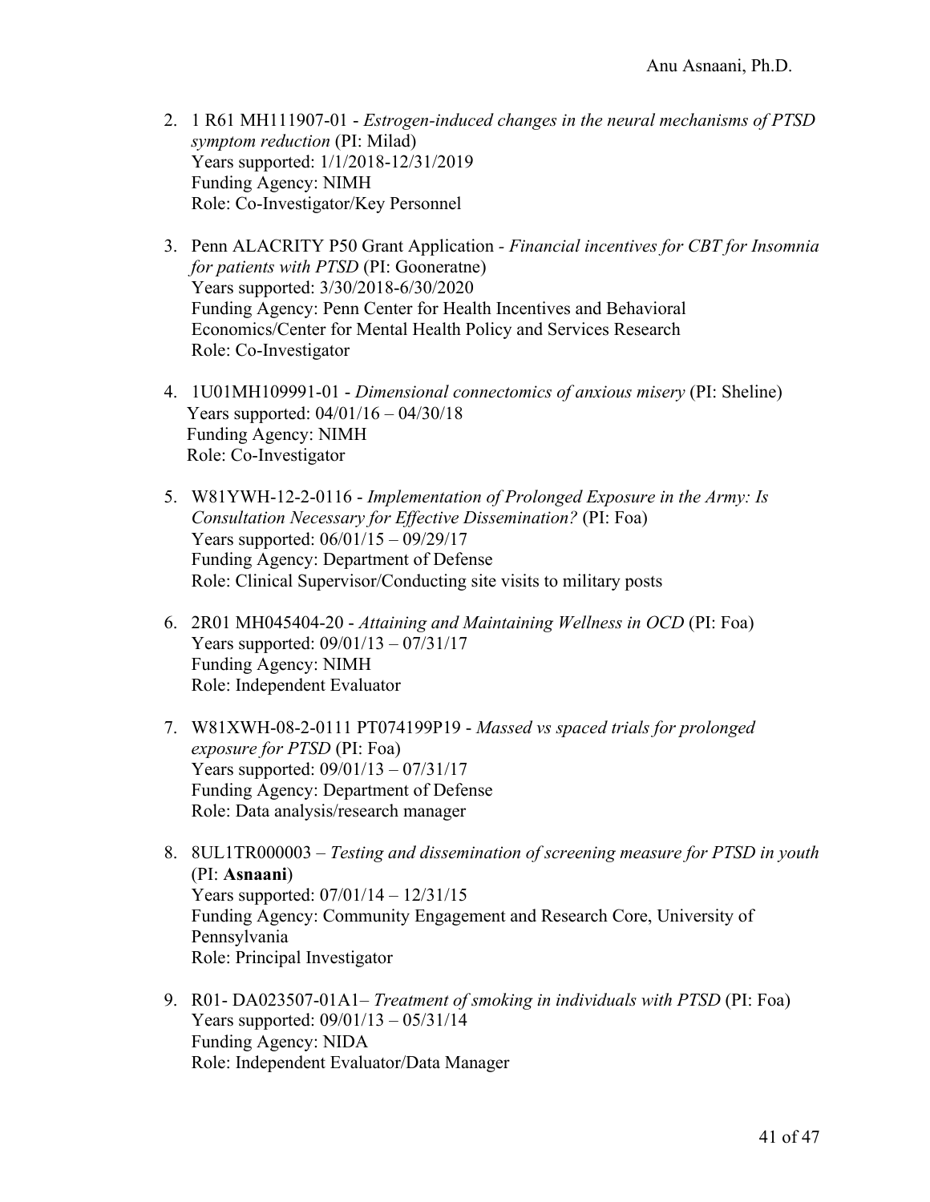2. 1 R61 MH111907-01 - *Estrogen-induced changes in the neural mechanisms of PTSD symptom reduction* (PI: Milad)
   Years supported: 1/1/2018-12/31/2019
   Funding Agency: NIMH
   Role: Co-Investigator/Key Personnel

3. Penn ALACRITY P50 Grant Application - *Financial incentives for CBT for Insomnia for patients with PTSD* (PI: Gooneratne)
   Years supported: 3/30/2018-6/30/2020
   Funding Agency: Penn Center for Health Incentives and Behavioral Economics/Center for Mental Health Policy and Services Research
   Role: Co-Investigator

4. 1U01MH109991-01 - *Dimensional connectomics of anxious misery* (PI: Sheline)
   Years supported: 04/01/16 – 04/30/18
   Funding Agency: NIMH
   Role: Co-Investigator

5. W81YWH-12-2-0116 - *Implementation of Prolonged Exposure in the Army: Is Consultation Necessary for Effective Dissemination?* (PI: Foa)
   Years supported: 06/01/15 – 09/29/17
   Funding Agency: Department of Defense
   Role: Clinical Supervisor/Conducting site visits to military posts

6. 2R01 MH045404-20 - *Attaining and Maintaining Wellness in OCD* (PI: Foa)
   Years supported: 09/01/13 – 07/31/17
   Funding Agency: NIMH
   Role: Independent Evaluator

7. W81XWH-08-2-0111 PT074199P19 - *Massed vs spaced trials for prolonged exposure for PTSD* (PI: Foa)
   Years supported: 09/01/13 – 07/31/17
   Funding Agency: Department of Defense
   Role: Data analysis/research manager

8. 8UL1TR000003 – *Testing and dissemination of screening measure for PTSD in youth* (PI: **Asnaani**)
   Years supported: 07/01/14 – 12/31/15
   Funding Agency: Community Engagement and Research Core, University of Pennsylvania
   Role: Principal Investigator

9. R01- DA023507-01A1– *Treatment of smoking in individuals with PTSD* (PI: Foa)
   Years supported: 09/01/13 – 05/31/14
   Funding Agency: NIDA
   Role: Independent Evaluator/Data Manager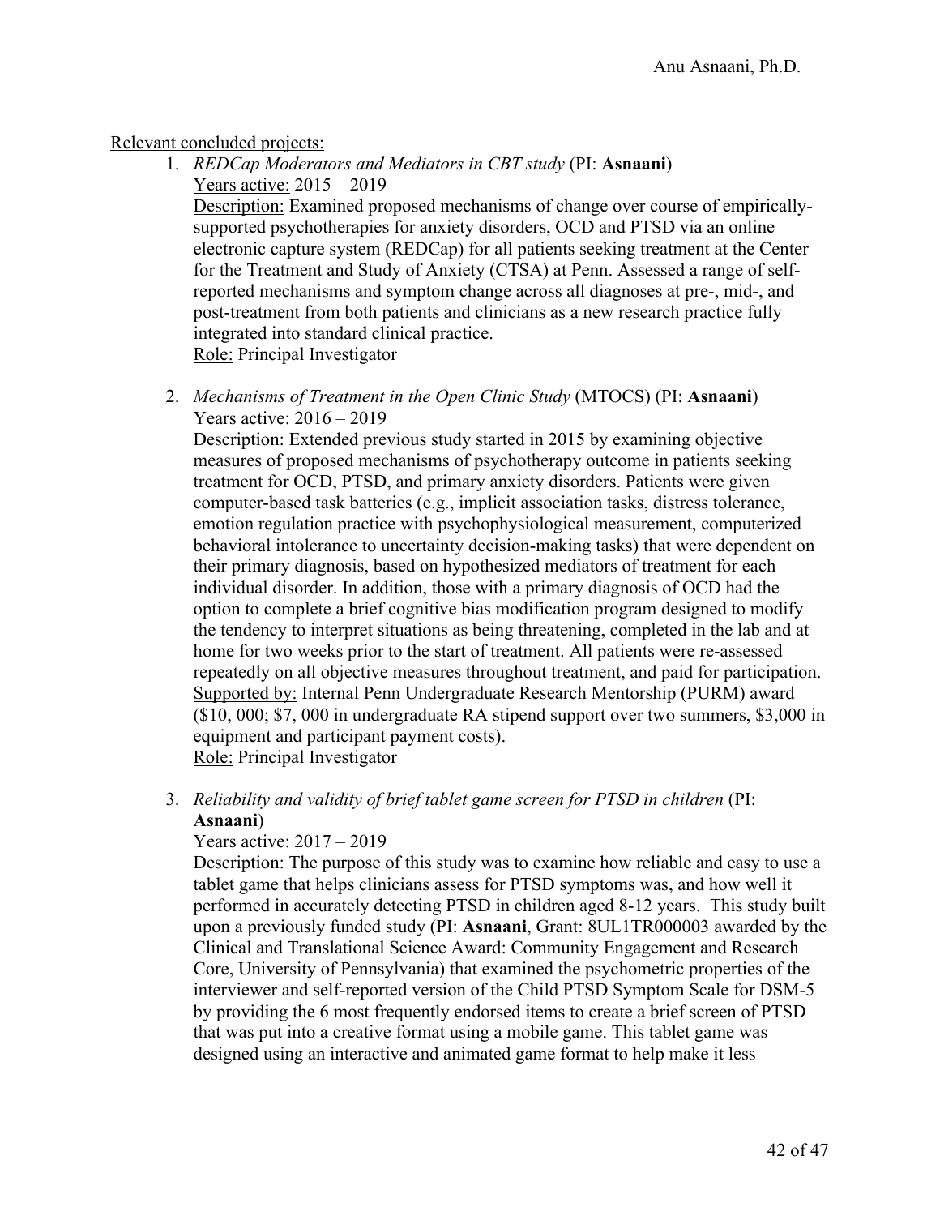<u>Relevant concluded projects:</u>

1. *REDCap Moderators and Mediators in CBT study* (PI: **Asnaani**)
   <u>Years active:</u> 2015 – 2019
   <u>Description:</u> Examined proposed mechanisms of change over course of empirically-supported psychotherapies for anxiety disorders, OCD and PTSD via an online electronic capture system (REDCap) for all patients seeking treatment at the Center for the Treatment and Study of Anxiety (CTSA) at Penn. Assessed a range of self-reported mechanisms and symptom change across all diagnoses at pre-, mid-, and post-treatment from both patients and clinicians as a new research practice fully integrated into standard clinical practice.
   <u>Role:</u> Principal Investigator

2. *Mechanisms of Treatment in the Open Clinic Study* (MTOCS) (PI: **Asnaani**)
   <u>Years active:</u> 2016 – 2019
   <u>Description:</u> Extended previous study started in 2015 by examining objective measures of proposed mechanisms of psychotherapy outcome in patients seeking treatment for OCD, PTSD, and primary anxiety disorders. Patients were given computer-based task batteries (e.g., implicit association tasks, distress tolerance, emotion regulation practice with psychophysiological measurement, computerized behavioral intolerance to uncertainty decision-making tasks) that were dependent on their primary diagnosis, based on hypothesized mediators of treatment for each individual disorder. In addition, those with a primary diagnosis of OCD had the option to complete a brief cognitive bias modification program designed to modify the tendency to interpret situations as being threatening, completed in the lab and at home for two weeks prior to the start of treatment. All patients were re-assessed repeatedly on all objective measures throughout treatment, and paid for participation.
   <u>Supported by:</u> Internal Penn Undergraduate Research Mentorship (PURM) award ($10, 000; $7, 000 in undergraduate RA stipend support over two summers, $3,000 in equipment and participant payment costs).
   <u>Role:</u> Principal Investigator

3. *Reliability and validity of brief tablet game screen for PTSD in children* (PI: **Asnaani**)
   <u>Years active:</u> 2017 – 2019
   <u>Description:</u> The purpose of this study was to examine how reliable and easy to use a tablet game that helps clinicians assess for PTSD symptoms was, and how well it performed in accurately detecting PTSD in children aged 8-12 years. This study built upon a previously funded study (PI: **Asnaani**, Grant: 8UL1TR000003 awarded by the Clinical and Translational Science Award: Community Engagement and Research Core, University of Pennsylvania) that examined the psychometric properties of the interviewer and self-reported version of the Child PTSD Symptom Scale for DSM-5 by providing the 6 most frequently endorsed items to create a brief screen of PTSD that was put into a creative format using a mobile game. This tablet game was designed using an interactive and animated game format to help make it less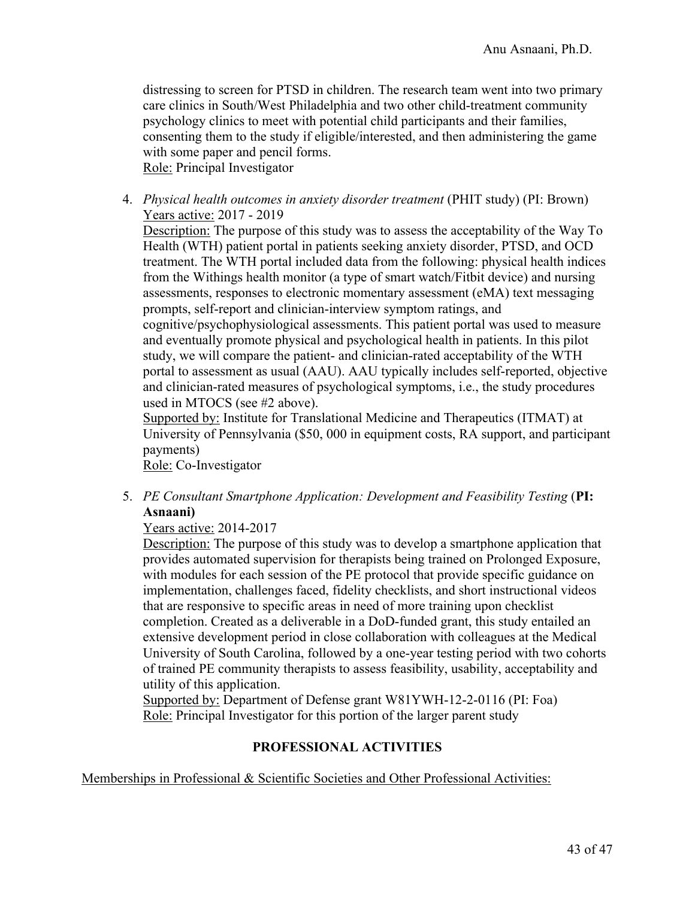distressing to screen for PTSD in children. The research team went into two primary care clinics in South/West Philadelphia and two other child-treatment community psychology clinics to meet with potential child participants and their families, consenting them to the study if eligible/interested, and then administering the game with some paper and pencil forms.
<u>Role:</u> Principal Investigator

4. *Physical health outcomes in anxiety disorder treatment* (PHIT study) (PI: Brown)
   <u>Years active:</u> 2017 - 2019
   <u>Description:</u> The purpose of this study was to assess the acceptability of the Way To Health (WTH) patient portal in patients seeking anxiety disorder, PTSD, and OCD treatment. The WTH portal included data from the following: physical health indices from the Withings health monitor (a type of smart watch/Fitbit device) and nursing assessments, responses to electronic momentary assessment (eMA) text messaging prompts, self-report and clinician-interview symptom ratings, and cognitive/psychophysiological assessments. This patient portal was used to measure and eventually promote physical and psychological health in patients. In this pilot study, we will compare the patient- and clinician-rated acceptability of the WTH portal to assessment as usual (AAU). AAU typically includes self-reported, objective and clinician-rated measures of psychological symptoms, i.e., the study procedures used in MTOCS (see #2 above).
   <u>Supported by:</u> Institute for Translational Medicine and Therapeutics (ITMAT) at University of Pennsylvania ($50, 000 in equipment costs, RA support, and participant payments)
   <u>Role:</u> Co-Investigator

5. *PE Consultant Smartphone Application: Development and Feasibility Testing* (**PI: Asnaani)**
   <u>Years active:</u> 2014-2017
   <u>Description:</u> The purpose of this study was to develop a smartphone application that provides automated supervision for therapists being trained on Prolonged Exposure, with modules for each session of the PE protocol that provide specific guidance on implementation, challenges faced, fidelity checklists, and short instructional videos that are responsive to specific areas in need of more training upon checklist completion. Created as a deliverable in a DoD-funded grant, this study entailed an extensive development period in close collaboration with colleagues at the Medical University of South Carolina, followed by a one-year testing period with two cohorts of trained PE community therapists to assess feasibility, usability, acceptability and utility of this application.
   <u>Supported by:</u> Department of Defense grant W81YWH-12-2-0116 (PI: Foa)
   <u>Role:</u> Principal Investigator for this portion of the larger parent study

## PROFESSIONAL ACTIVITIES

<u>Memberships in Professional & Scientific Societies and Other Professional Activities:</u>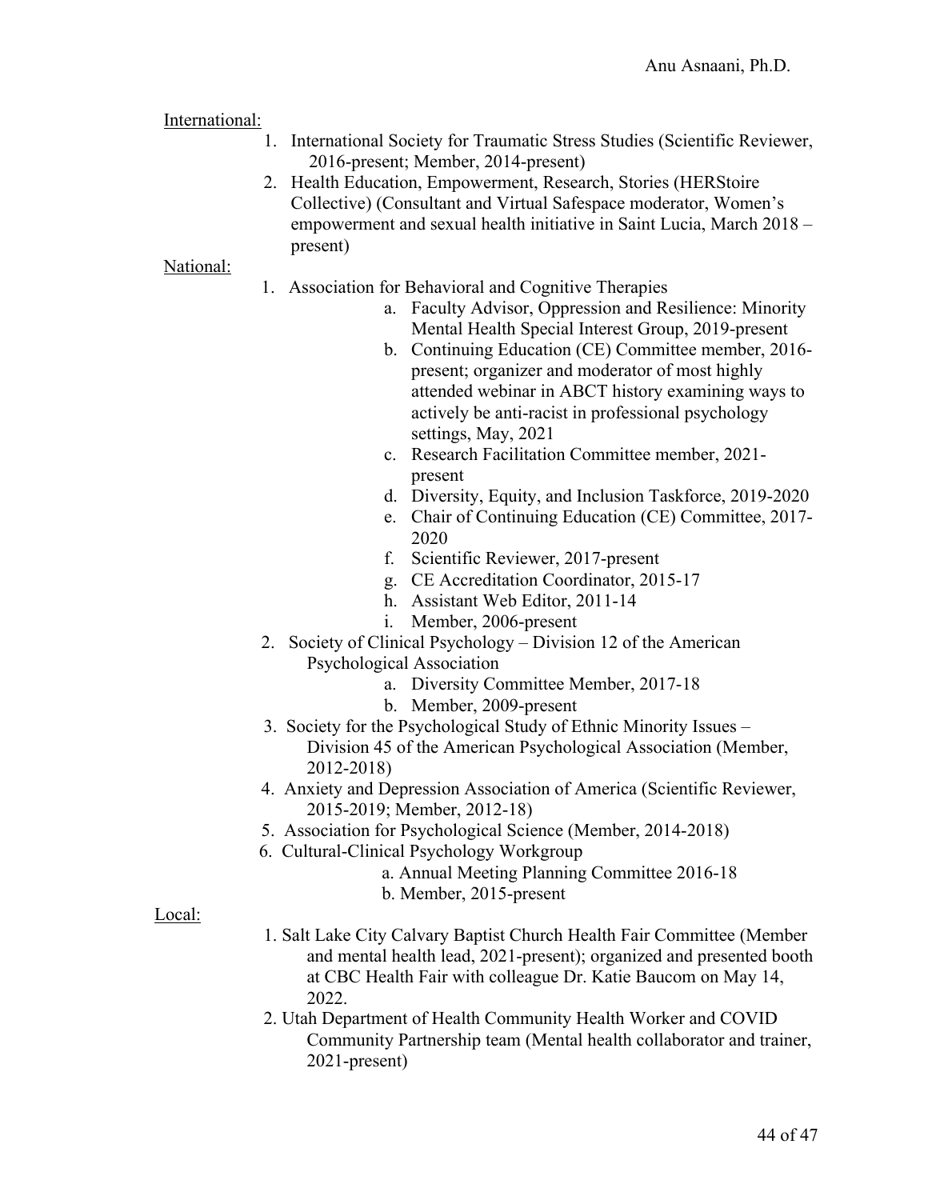International:

1. International Society for Traumatic Stress Studies (Scientific Reviewer, 2016-present; Member, 2014-present)
2. Health Education, Empowerment, Research, Stories (HERStoire Collective) (Consultant and Virtual Safespace moderator, Women's empowerment and sexual health initiative in Saint Lucia, March 2018 – present)

National:

1. Association for Behavioral and Cognitive Therapies
    a. Faculty Advisor, Oppression and Resilience: Minority Mental Health Special Interest Group, 2019-present
    b. Continuing Education (CE) Committee member, 2016-present; organizer and moderator of most highly attended webinar in ABCT history examining ways to actively be anti-racist in professional psychology settings, May, 2021
    c. Research Facilitation Committee member, 2021-present
    d. Diversity, Equity, and Inclusion Taskforce, 2019-2020
    e. Chair of Continuing Education (CE) Committee, 2017-2020
    f. Scientific Reviewer, 2017-present
    g. CE Accreditation Coordinator, 2015-17
    h. Assistant Web Editor, 2011-14
    i. Member, 2006-present
2. Society of Clinical Psychology – Division 12 of the American Psychological Association
    a. Diversity Committee Member, 2017-18
    b. Member, 2009-present
3. Society for the Psychological Study of Ethnic Minority Issues – Division 45 of the American Psychological Association (Member, 2012-2018)
4. Anxiety and Depression Association of America (Scientific Reviewer, 2015-2019; Member, 2012-18)
5. Association for Psychological Science (Member, 2014-2018)
6. Cultural-Clinical Psychology Workgroup
    a. Annual Meeting Planning Committee 2016-18
    b. Member, 2015-present

Local:

1. Salt Lake City Calvary Baptist Church Health Fair Committee (Member and mental health lead, 2021-present); organized and presented booth at CBC Health Fair with colleague Dr. Katie Baucom on May 14, 2022.
2. Utah Department of Health Community Health Worker and COVID Community Partnership team (Mental health collaborator and trainer, 2021-present)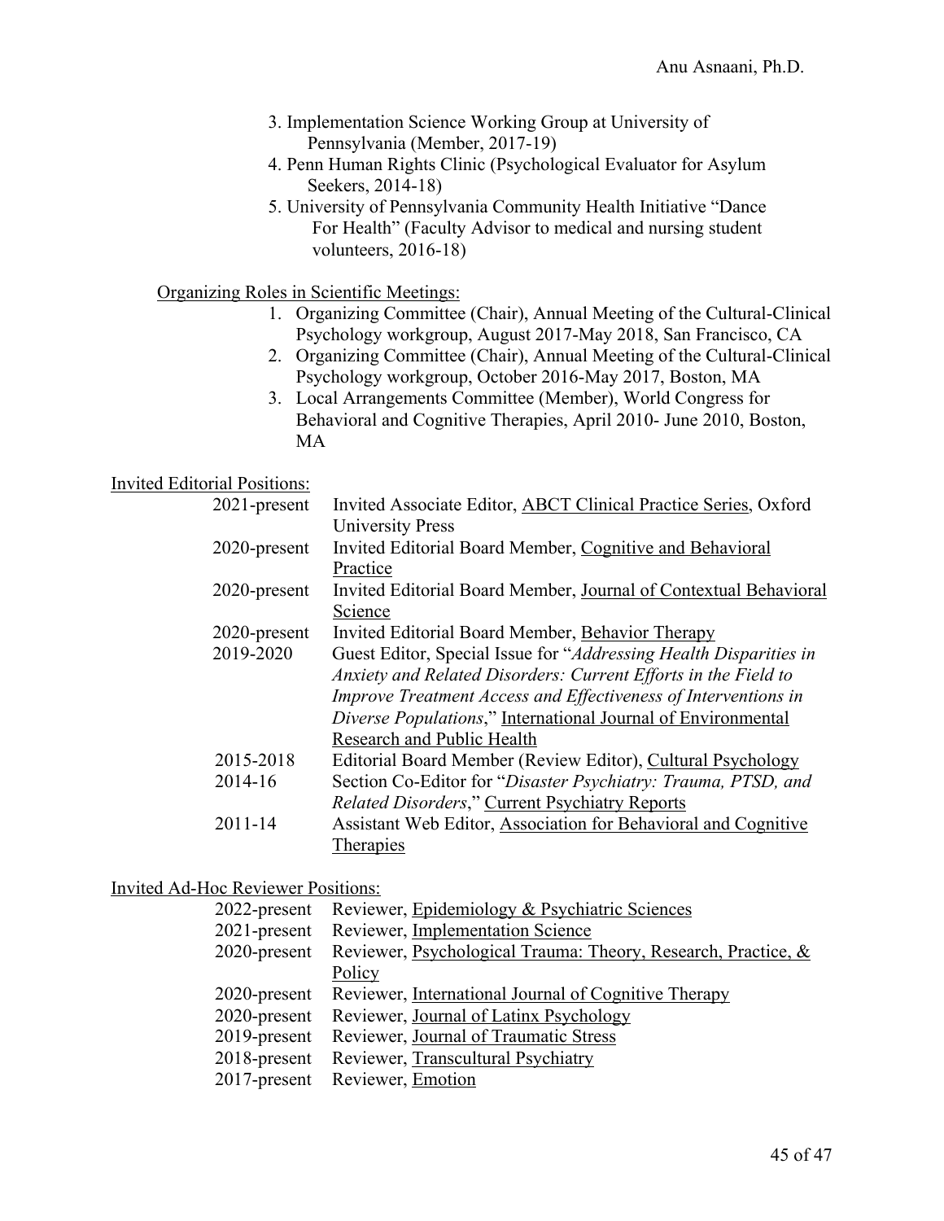3. Implementation Science Working Group at University of Pennsylvania (Member, 2017-19)
4. Penn Human Rights Clinic (Psychological Evaluator for Asylum Seekers, 2014-18)
5. University of Pennsylvania Community Health Initiative "Dance For Health" (Faculty Advisor to medical and nursing student volunteers, 2016-18)

Organizing Roles in Scientific Meetings:

1. Organizing Committee (Chair), Annual Meeting of the Cultural-Clinical Psychology workgroup, August 2017-May 2018, San Francisco, CA
2. Organizing Committee (Chair), Annual Meeting of the Cultural-Clinical Psychology workgroup, October 2016-May 2017, Boston, MA
3. Local Arrangements Committee (Member), World Congress for Behavioral and Cognitive Therapies, April 2010- June 2010, Boston, MA

Invited Editorial Positions:

2021-present Invited Associate Editor, ABCT Clinical Practice Series, Oxford University Press

2020-present Invited Editorial Board Member, Cognitive and Behavioral Practice

2020-present Invited Editorial Board Member, Journal of Contextual Behavioral Science

2020-present Invited Editorial Board Member, Behavior Therapy

2019-2020 Guest Editor, Special Issue for "*Addressing Health Disparities in Anxiety and Related Disorders: Current Efforts in the Field to Improve Treatment Access and Effectiveness of Interventions in Diverse Populations*," International Journal of Environmental Research and Public Health

2015-2018 Editorial Board Member (Review Editor), Cultural Psychology

2014-16 Section Co-Editor for "*Disaster Psychiatry: Trauma, PTSD, and Related Disorders*," Current Psychiatry Reports

2011-14 Assistant Web Editor, Association for Behavioral and Cognitive Therapies

Invited Ad-Hoc Reviewer Positions:

2022-present Reviewer, Epidemiology & Psychiatric Sciences

2021-present Reviewer, Implementation Science

2020-present Reviewer, Psychological Trauma: Theory, Research, Practice, & Policy

2020-present Reviewer, International Journal of Cognitive Therapy

2020-present Reviewer, Journal of Latinx Psychology

2019-present Reviewer, Journal of Traumatic Stress

2018-present Reviewer, Transcultural Psychiatry

2017-present Reviewer, Emotion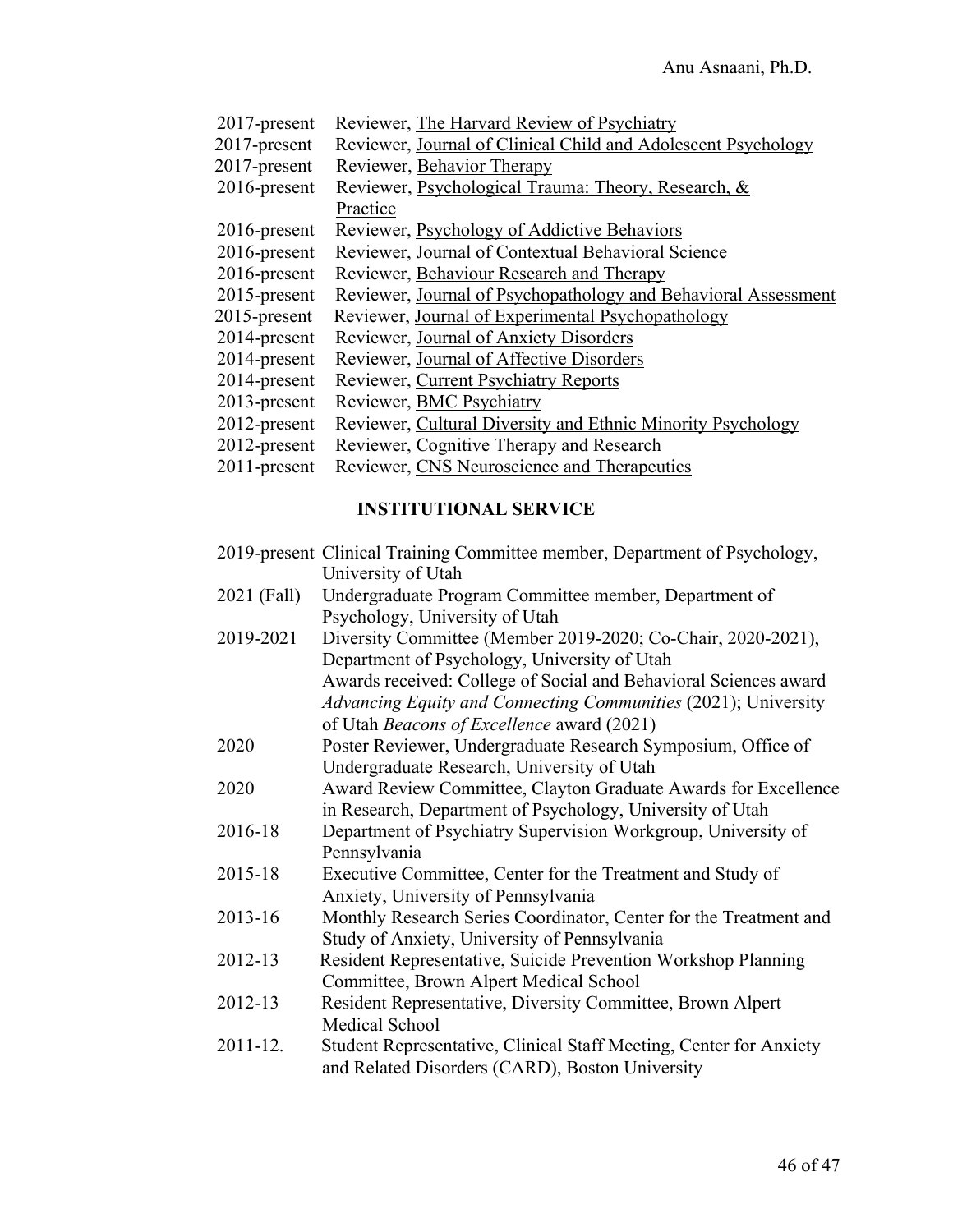2017-present Reviewer, The Harvard Review of Psychiatry
2017-present Reviewer, Journal of Clinical Child and Adolescent Psychology
2017-present Reviewer, Behavior Therapy
2016-present Reviewer, Psychological Trauma: Theory, Research, & Practice
2016-present Reviewer, Psychology of Addictive Behaviors
2016-present Reviewer, Journal of Contextual Behavioral Science
2016-present Reviewer, Behaviour Research and Therapy
2015-present Reviewer, Journal of Psychopathology and Behavioral Assessment
2015-present Reviewer, Journal of Experimental Psychopathology
2014-present Reviewer, Journal of Anxiety Disorders
2014-present Reviewer, Journal of Affective Disorders
2014-present Reviewer, Current Psychiatry Reports
2013-present Reviewer, BMC Psychiatry
2012-present Reviewer, Cultural Diversity and Ethnic Minority Psychology
2012-present Reviewer, Cognitive Therapy and Research
2011-present Reviewer, CNS Neuroscience and Therapeutics

## INSTITUTIONAL SERVICE

2019-present Clinical Training Committee member, Department of Psychology, University of Utah

2021 (Fall) Undergraduate Program Committee member, Department of Psychology, University of Utah

2019-2021 Diversity Committee (Member 2019-2020; Co-Chair, 2020-2021), Department of Psychology, University of Utah
Awards received: College of Social and Behavioral Sciences award *Advancing Equity and Connecting Communities* (2021); University of Utah *Beacons of Excellence* award (2021)

2020 Poster Reviewer, Undergraduate Research Symposium, Office of Undergraduate Research, University of Utah

2020 Award Review Committee, Clayton Graduate Awards for Excellence in Research, Department of Psychology, University of Utah

2016-18 Department of Psychiatry Supervision Workgroup, University of Pennsylvania

2015-18 Executive Committee, Center for the Treatment and Study of Anxiety, University of Pennsylvania

2013-16 Monthly Research Series Coordinator, Center for the Treatment and Study of Anxiety, University of Pennsylvania

2012-13 Resident Representative, Suicide Prevention Workshop Planning Committee, Brown Alpert Medical School

2012-13 Resident Representative, Diversity Committee, Brown Alpert Medical School

2011-12. Student Representative, Clinical Staff Meeting, Center for Anxiety and Related Disorders (CARD), Boston University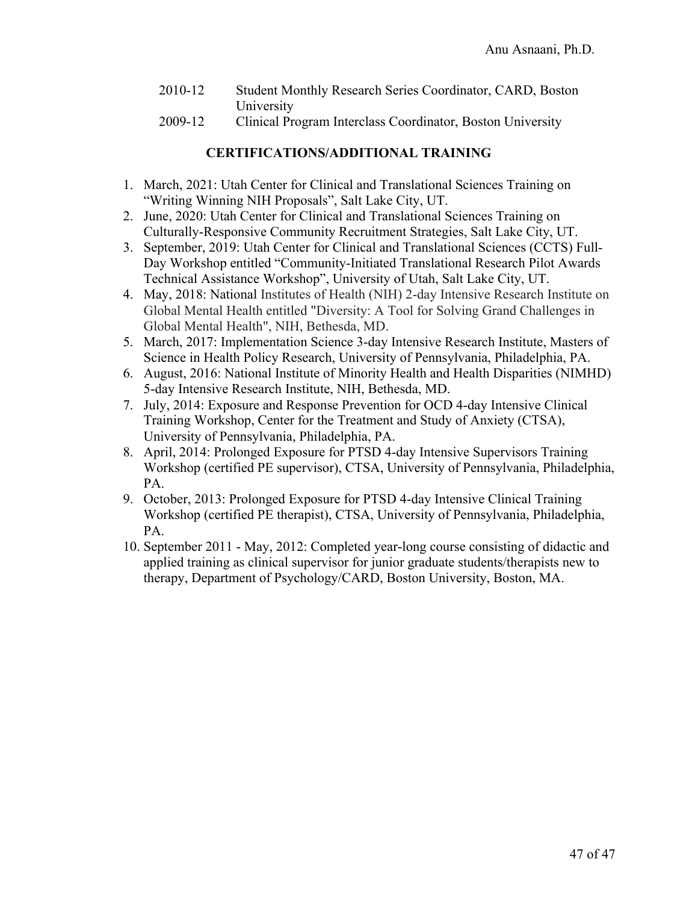2010-12 Student Monthly Research Series Coordinator, CARD, Boston University

2009-12 Clinical Program Interclass Coordinator, Boston University

## CERTIFICATIONS/ADDITIONAL TRAINING

1. March, 2021: Utah Center for Clinical and Translational Sciences Training on "Writing Winning NIH Proposals", Salt Lake City, UT.
2. June, 2020: Utah Center for Clinical and Translational Sciences Training on Culturally-Responsive Community Recruitment Strategies, Salt Lake City, UT.
3. September, 2019: Utah Center for Clinical and Translational Sciences (CCTS) Full-Day Workshop entitled "Community-Initiated Translational Research Pilot Awards Technical Assistance Workshop", University of Utah, Salt Lake City, UT.
4. May, 2018: National Institutes of Health (NIH) 2-day Intensive Research Institute on Global Mental Health entitled "Diversity: A Tool for Solving Grand Challenges in Global Mental Health", NIH, Bethesda, MD.
5. March, 2017: Implementation Science 3-day Intensive Research Institute, Masters of Science in Health Policy Research, University of Pennsylvania, Philadelphia, PA.
6. August, 2016: National Institute of Minority Health and Health Disparities (NIMHD) 5-day Intensive Research Institute, NIH, Bethesda, MD.
7. July, 2014: Exposure and Response Prevention for OCD 4-day Intensive Clinical Training Workshop, Center for the Treatment and Study of Anxiety (CTSA), University of Pennsylvania, Philadelphia, PA.
8. April, 2014: Prolonged Exposure for PTSD 4-day Intensive Supervisors Training Workshop (certified PE supervisor), CTSA, University of Pennsylvania, Philadelphia, PA.
9. October, 2013: Prolonged Exposure for PTSD 4-day Intensive Clinical Training Workshop (certified PE therapist), CTSA, University of Pennsylvania, Philadelphia, PA.
10. September 2011 - May, 2012: Completed year-long course consisting of didactic and applied training as clinical supervisor for junior graduate students/therapists new to therapy, Department of Psychology/CARD, Boston University, Boston, MA.